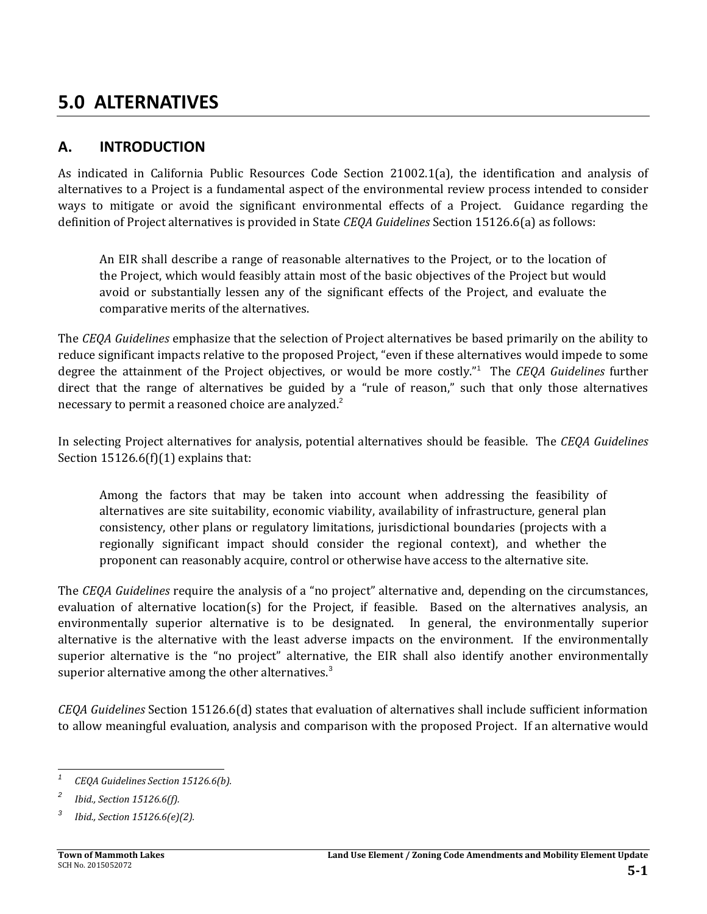# 5.0 ALTERNATIVES

## A. INTRODUCTION

As indicated in California Public Resources Code Section 21002.1(a), the identification and analysis of alternatives to a Project is a fundamental aspect of the environmental review process intended to consider ways to mitigate or avoid the significant environmental effects of a Project. Guidance regarding the definition of Project alternatives is provided in State *CEQA Guidelines* Section 15126.6(a) as follows:

> An EIR shall describe a range of reasonable alternatives to the Project, or to the location of the Project, which would feasibly attain most of the basic objectives of the Project but would avoid or substantially lessen any of the significant effects of the Project, and evaluate the comparative merits of the alternatives.

The *CEQA Guidelines* emphasize that the selection of Project alternatives be based primarily on the ability to reduce significant impacts relative to the proposed Project, "even if these alternatives would impede to some degree the attainment of the Project objectives, or would be more costly."[1] The *CEQA Guidelines* further direct that the range of alternatives be guided by a "rule of reason," such that only those alternatives necessary to permit a reasoned choice are analyzed.[2]

In selecting Project alternatives for analysis, potential alternatives should be feasible. The *CEQA Guidelines* Section 15126.6(f)(1) explains that:

> Among the factors that may be taken into account when addressing the feasibility of alternatives are site suitability, economic viability, availability of infrastructure, general plan consistency, other plans or regulatory limitations, jurisdictional boundaries (projects with a regionally significant impact should consider the regional context), and whether the proponent can reasonably acquire, control or otherwise have access to the alternative site.

The *CEQA Guidelines* require the analysis of a "no project" alternative and, depending on the circumstances, evaluation of alternative location(s) for the Project, if feasible. Based on the alternatives analysis, an environmentally superior alternative is to be designated. In general, the environmentally superior alternative is the alternative with the least adverse impacts on the environment. If the environmentally superior alternative is the "no project" alternative, the EIR shall also identify another environmentally superior alternative among the other alternatives.[3]

*CEQA Guidelines* Section 15126.6(d) states that evaluation of alternatives shall include sufficient information to allow meaningful evaluation, analysis and comparison with the proposed Project. If an alternative would

---

[1] *CEQA Guidelines Section 15126.6(b).*

[2] *Ibid., Section 15126.6(f).*

[3] *Ibid., Section 15126.6(e)(2).*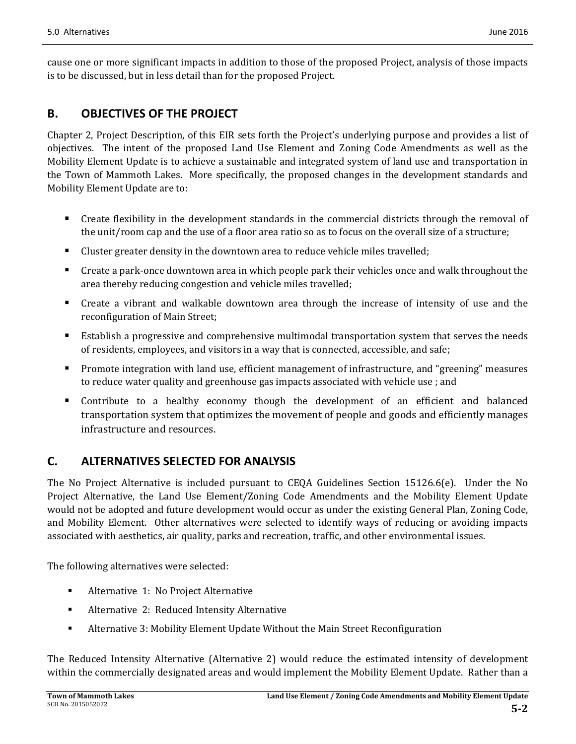cause one or more significant impacts in addition to those of the proposed Project, analysis of those impacts is to be discussed, but in less detail than for the proposed Project.

## B. OBJECTIVES OF THE PROJECT

Chapter 2, Project Description, of this EIR sets forth the Project's underlying purpose and provides a list of objectives. The intent of the proposed Land Use Element and Zoning Code Amendments as well as the Mobility Element Update is to achieve a sustainable and integrated system of land use and transportation in the Town of Mammoth Lakes. More specifically, the proposed changes in the development standards and Mobility Element Update are to:

- Create flexibility in the development standards in the commercial districts through the removal of the unit/room cap and the use of a floor area ratio so as to focus on the overall size of a structure;
- Cluster greater density in the downtown area to reduce vehicle miles travelled;
- Create a park-once downtown area in which people park their vehicles once and walk throughout the area thereby reducing congestion and vehicle miles travelled;
- Create a vibrant and walkable downtown area through the increase of intensity of use and the reconfiguration of Main Street;
- Establish a progressive and comprehensive multimodal transportation system that serves the needs of residents, employees, and visitors in a way that is connected, accessible, and safe;
- Promote integration with land use, efficient management of infrastructure, and "greening" measures to reduce water quality and greenhouse gas impacts associated with vehicle use ; and
- Contribute to a healthy economy though the development of an efficient and balanced transportation system that optimizes the movement of people and goods and efficiently manages infrastructure and resources.

## C. ALTERNATIVES SELECTED FOR ANALYSIS

The No Project Alternative is included pursuant to CEQA Guidelines Section 15126.6(e). Under the No Project Alternative, the Land Use Element/Zoning Code Amendments and the Mobility Element Update would not be adopted and future development would occur as under the existing General Plan, Zoning Code, and Mobility Element. Other alternatives were selected to identify ways of reducing or avoiding impacts associated with aesthetics, air quality, parks and recreation, traffic, and other environmental issues.

The following alternatives were selected:

- Alternative 1: No Project Alternative
- Alternative 2: Reduced Intensity Alternative
- Alternative 3: Mobility Element Update Without the Main Street Reconfiguration

The Reduced Intensity Alternative (Alternative 2) would reduce the estimated intensity of development within the commercially designated areas and would implement the Mobility Element Update. Rather than a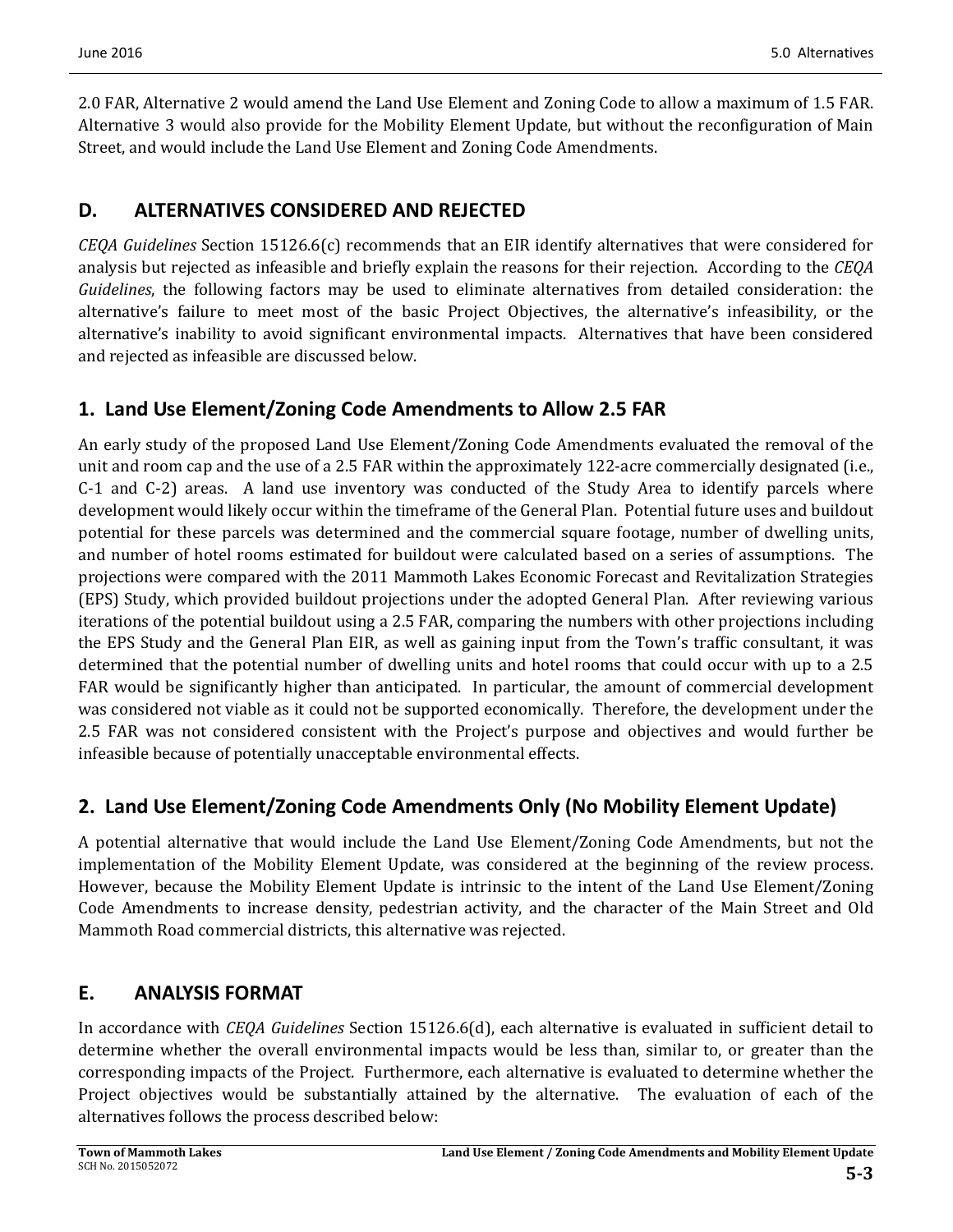2.0 FAR, Alternative 2 would amend the Land Use Element and Zoning Code to allow a maximum of 1.5 FAR. Alternative 3 would also provide for the Mobility Element Update, but without the reconfiguration of Main Street, and would include the Land Use Element and Zoning Code Amendments.

## D. ALTERNATIVES CONSIDERED AND REJECTED

*CEQA Guidelines* Section 15126.6(c) recommends that an EIR identify alternatives that were considered for analysis but rejected as infeasible and briefly explain the reasons for their rejection. According to the *CEQA Guidelines*, the following factors may be used to eliminate alternatives from detailed consideration: the alternative's failure to meet most of the basic Project Objectives, the alternative's infeasibility, or the alternative's inability to avoid significant environmental impacts. Alternatives that have been considered and rejected as infeasible are discussed below.

### 1. Land Use Element/Zoning Code Amendments to Allow 2.5 FAR

An early study of the proposed Land Use Element/Zoning Code Amendments evaluated the removal of the unit and room cap and the use of a 2.5 FAR within the approximately 122-acre commercially designated (i.e., C-1 and C-2) areas. A land use inventory was conducted of the Study Area to identify parcels where development would likely occur within the timeframe of the General Plan. Potential future uses and buildout potential for these parcels was determined and the commercial square footage, number of dwelling units, and number of hotel rooms estimated for buildout were calculated based on a series of assumptions. The projections were compared with the 2011 Mammoth Lakes Economic Forecast and Revitalization Strategies (EPS) Study, which provided buildout projections under the adopted General Plan. After reviewing various iterations of the potential buildout using a 2.5 FAR, comparing the numbers with other projections including the EPS Study and the General Plan EIR, as well as gaining input from the Town's traffic consultant, it was determined that the potential number of dwelling units and hotel rooms that could occur with up to a 2.5 FAR would be significantly higher than anticipated. In particular, the amount of commercial development was considered not viable as it could not be supported economically. Therefore, the development under the 2.5 FAR was not considered consistent with the Project's purpose and objectives and would further be infeasible because of potentially unacceptable environmental effects.

### 2. Land Use Element/Zoning Code Amendments Only (No Mobility Element Update)

A potential alternative that would include the Land Use Element/Zoning Code Amendments, but not the implementation of the Mobility Element Update, was considered at the beginning of the review process. However, because the Mobility Element Update is intrinsic to the intent of the Land Use Element/Zoning Code Amendments to increase density, pedestrian activity, and the character of the Main Street and Old Mammoth Road commercial districts, this alternative was rejected.

## E. ANALYSIS FORMAT

In accordance with *CEQA Guidelines* Section 15126.6(d), each alternative is evaluated in sufficient detail to determine whether the overall environmental impacts would be less than, similar to, or greater than the corresponding impacts of the Project. Furthermore, each alternative is evaluated to determine whether the Project objectives would be substantially attained by the alternative. The evaluation of each of the alternatives follows the process described below: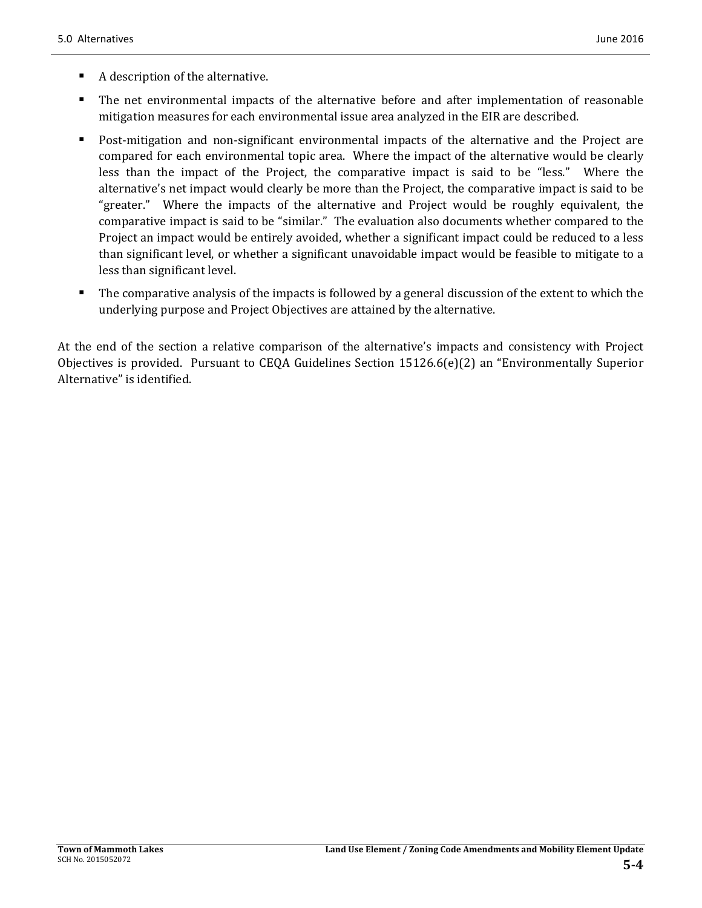- A description of the alternative.
- The net environmental impacts of the alternative before and after implementation of reasonable mitigation measures for each environmental issue area analyzed in the EIR are described.
- Post-mitigation and non-significant environmental impacts of the alternative and the Project are compared for each environmental topic area. Where the impact of the alternative would be clearly less than the impact of the Project, the comparative impact is said to be "less." Where the alternative's net impact would clearly be more than the Project, the comparative impact is said to be "greater." Where the impacts of the alternative and Project would be roughly equivalent, the comparative impact is said to be "similar." The evaluation also documents whether compared to the Project an impact would be entirely avoided, whether a significant impact could be reduced to a less than significant level, or whether a significant unavoidable impact would be feasible to mitigate to a less than significant level.
- The comparative analysis of the impacts is followed by a general discussion of the extent to which the underlying purpose and Project Objectives are attained by the alternative.

At the end of the section a relative comparison of the alternative's impacts and consistency with Project Objectives is provided. Pursuant to CEQA Guidelines Section 15126.6(e)(2) an "Environmentally Superior Alternative" is identified.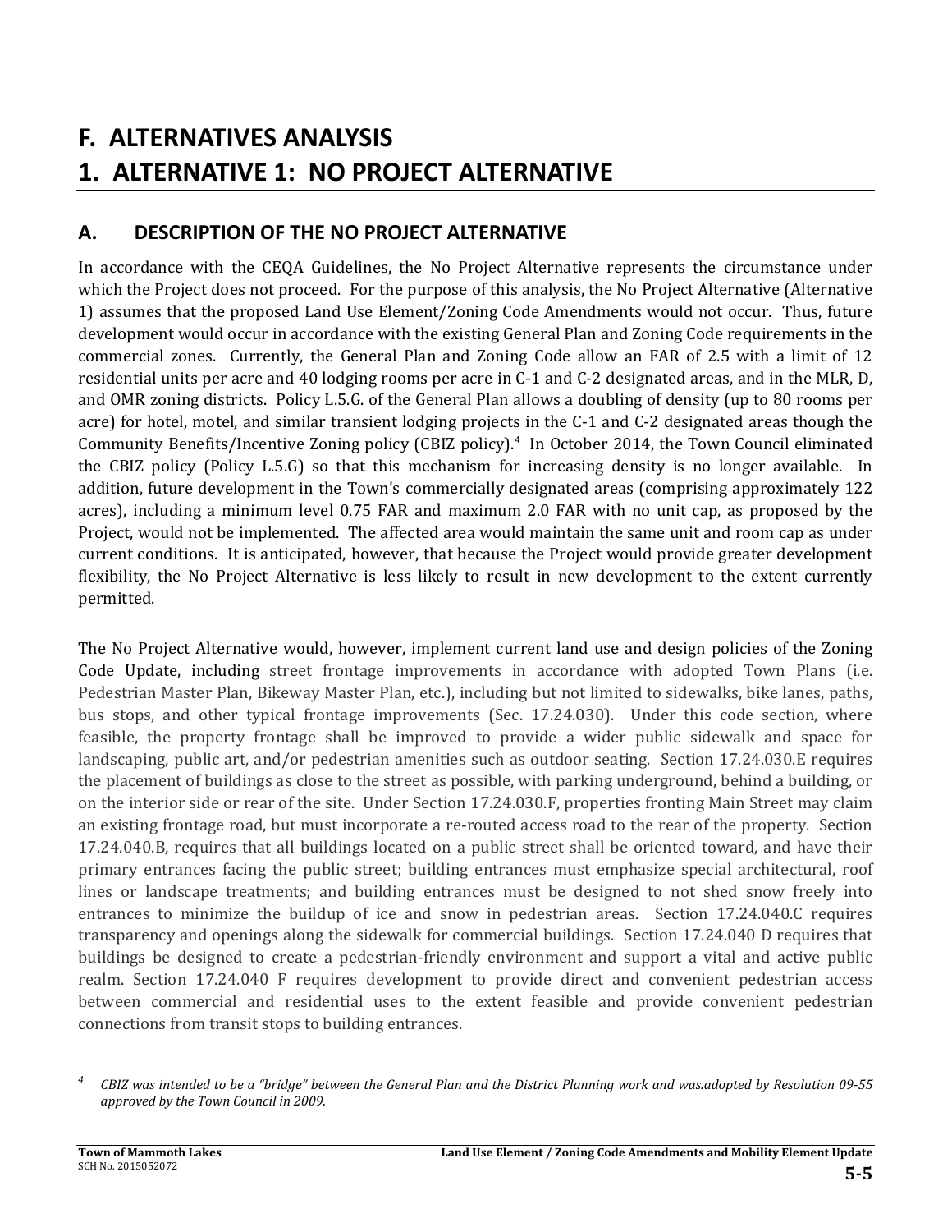# F. ALTERNATIVES ANALYSIS

# 1. ALTERNATIVE 1: NO PROJECT ALTERNATIVE

## A. DESCRIPTION OF THE NO PROJECT ALTERNATIVE

In accordance with the CEQA Guidelines, the No Project Alternative represents the circumstance under which the Project does not proceed. For the purpose of this analysis, the No Project Alternative (Alternative 1) assumes that the proposed Land Use Element/Zoning Code Amendments would not occur. Thus, future development would occur in accordance with the existing General Plan and Zoning Code requirements in the commercial zones. Currently, the General Plan and Zoning Code allow an FAR of 2.5 with a limit of 12 residential units per acre and 40 lodging rooms per acre in C-1 and C-2 designated areas, and in the MLR, D, and OMR zoning districts. Policy L.5.G. of the General Plan allows a doubling of density (up to 80 rooms per acre) for hotel, motel, and similar transient lodging projects in the C-1 and C-2 designated areas though the Community Benefits/Incentive Zoning policy (CBIZ policy).[4] In October 2014, the Town Council eliminated the CBIZ policy (Policy L.5.G) so that this mechanism for increasing density is no longer available. In addition, future development in the Town's commercially designated areas (comprising approximately 122 acres), including a minimum level 0.75 FAR and maximum 2.0 FAR with no unit cap, as proposed by the Project, would not be implemented. The affected area would maintain the same unit and room cap as under current conditions. It is anticipated, however, that because the Project would provide greater development flexibility, the No Project Alternative is less likely to result in new development to the extent currently permitted.

The No Project Alternative would, however, implement current land use and design policies of the Zoning Code Update, including street frontage improvements in accordance with adopted Town Plans (i.e. Pedestrian Master Plan, Bikeway Master Plan, etc.), including but not limited to sidewalks, bike lanes, paths, bus stops, and other typical frontage improvements (Sec. 17.24.030). Under this code section, where feasible, the property frontage shall be improved to provide a wider public sidewalk and space for landscaping, public art, and/or pedestrian amenities such as outdoor seating. Section 17.24.030.E requires the placement of buildings as close to the street as possible, with parking underground, behind a building, or on the interior side or rear of the site. Under Section 17.24.030.F, properties fronting Main Street may claim an existing frontage road, but must incorporate a re-routed access road to the rear of the property. Section 17.24.040.B, requires that all buildings located on a public street shall be oriented toward, and have their primary entrances facing the public street; building entrances must emphasize special architectural, roof lines or landscape treatments; and building entrances must be designed to not shed snow freely into entrances to minimize the buildup of ice and snow in pedestrian areas. Section 17.24.040.C requires transparency and openings along the sidewalk for commercial buildings. Section 17.24.040 D requires that buildings be designed to create a pedestrian-friendly environment and support a vital and active public realm. Section 17.24.040 F requires development to provide direct and convenient pedestrian access between commercial and residential uses to the extent feasible and provide convenient pedestrian connections from transit stops to building entrances.

---

[4] *CBIZ was intended to be a "bridge" between the General Plan and the District Planning work and was.adopted by Resolution 09-55 approved by the Town Council in 2009.*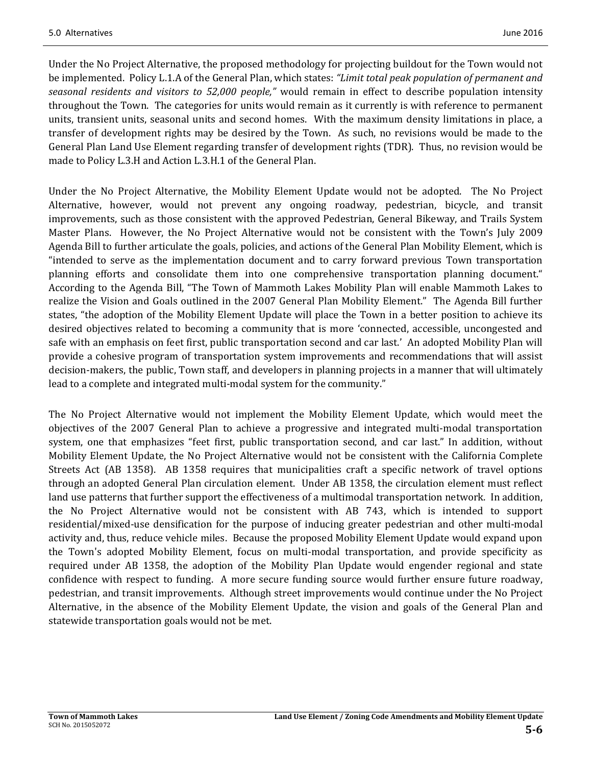Under the No Project Alternative, the proposed methodology for projecting buildout for the Town would not be implemented. Policy L.1.A of the General Plan, which states: *"Limit total peak population of permanent and seasonal residents and visitors to 52,000 people,"* would remain in effect to describe population intensity throughout the Town. The categories for units would remain as it currently is with reference to permanent units, transient units, seasonal units and second homes. With the maximum density limitations in place, a transfer of development rights may be desired by the Town. As such, no revisions would be made to the General Plan Land Use Element regarding transfer of development rights (TDR). Thus, no revision would be made to Policy L.3.H and Action L.3.H.1 of the General Plan.

Under the No Project Alternative, the Mobility Element Update would not be adopted. The No Project Alternative, however, would not prevent any ongoing roadway, pedestrian, bicycle, and transit improvements, such as those consistent with the approved Pedestrian, General Bikeway, and Trails System Master Plans. However, the No Project Alternative would not be consistent with the Town's July 2009 Agenda Bill to further articulate the goals, policies, and actions of the General Plan Mobility Element, which is "intended to serve as the implementation document and to carry forward previous Town transportation planning efforts and consolidate them into one comprehensive transportation planning document." According to the Agenda Bill, "The Town of Mammoth Lakes Mobility Plan will enable Mammoth Lakes to realize the Vision and Goals outlined in the 2007 General Plan Mobility Element." The Agenda Bill further states, "the adoption of the Mobility Element Update will place the Town in a better position to achieve its desired objectives related to becoming a community that is more 'connected, accessible, uncongested and safe with an emphasis on feet first, public transportation second and car last.' An adopted Mobility Plan will provide a cohesive program of transportation system improvements and recommendations that will assist decision-makers, the public, Town staff, and developers in planning projects in a manner that will ultimately lead to a complete and integrated multi-modal system for the community."

The No Project Alternative would not implement the Mobility Element Update, which would meet the objectives of the 2007 General Plan to achieve a progressive and integrated multi-modal transportation system, one that emphasizes "feet first, public transportation second, and car last." In addition, without Mobility Element Update, the No Project Alternative would not be consistent with the California Complete Streets Act (AB 1358). AB 1358 requires that municipalities craft a specific network of travel options through an adopted General Plan circulation element. Under AB 1358, the circulation element must reflect land use patterns that further support the effectiveness of a multimodal transportation network. In addition, the No Project Alternative would not be consistent with AB 743, which is intended to support residential/mixed-use densification for the purpose of inducing greater pedestrian and other multi-modal activity and, thus, reduce vehicle miles. Because the proposed Mobility Element Update would expand upon the Town's adopted Mobility Element, focus on multi-modal transportation, and provide specificity as required under AB 1358, the adoption of the Mobility Plan Update would engender regional and state confidence with respect to funding. A more secure funding source would further ensure future roadway, pedestrian, and transit improvements. Although street improvements would continue under the No Project Alternative, in the absence of the Mobility Element Update, the vision and goals of the General Plan and statewide transportation goals would not be met.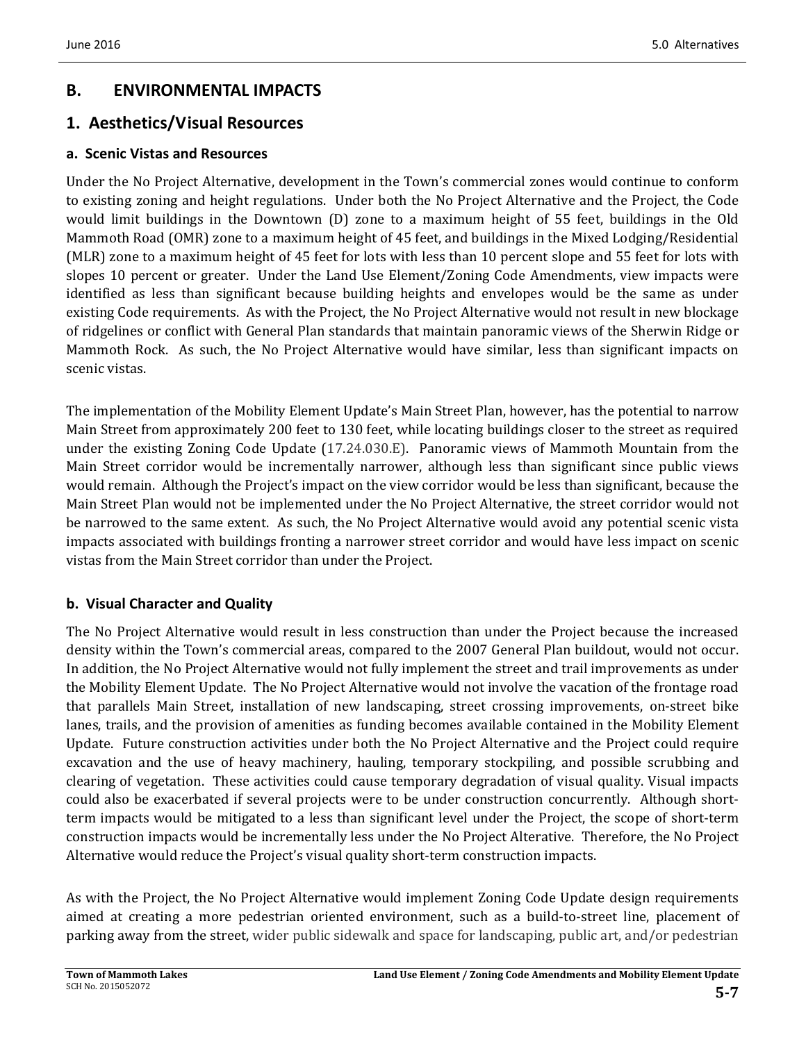## B. ENVIRONMENTAL IMPACTS

## 1. Aesthetics/Visual Resources

### a. Scenic Vistas and Resources

Under the No Project Alternative, development in the Town's commercial zones would continue to conform to existing zoning and height regulations. Under both the No Project Alternative and the Project, the Code would limit buildings in the Downtown (D) zone to a maximum height of 55 feet, buildings in the Old Mammoth Road (OMR) zone to a maximum height of 45 feet, and buildings in the Mixed Lodging/Residential (MLR) zone to a maximum height of 45 feet for lots with less than 10 percent slope and 55 feet for lots with slopes 10 percent or greater. Under the Land Use Element/Zoning Code Amendments, view impacts were identified as less than significant because building heights and envelopes would be the same as under existing Code requirements. As with the Project, the No Project Alternative would not result in new blockage of ridgelines or conflict with General Plan standards that maintain panoramic views of the Sherwin Ridge or Mammoth Rock. As such, the No Project Alternative would have similar, less than significant impacts on scenic vistas.

The implementation of the Mobility Element Update's Main Street Plan, however, has the potential to narrow Main Street from approximately 200 feet to 130 feet, while locating buildings closer to the street as required under the existing Zoning Code Update (17.24.030.E). Panoramic views of Mammoth Mountain from the Main Street corridor would be incrementally narrower, although less than significant since public views would remain. Although the Project's impact on the view corridor would be less than significant, because the Main Street Plan would not be implemented under the No Project Alternative, the street corridor would not be narrowed to the same extent. As such, the No Project Alternative would avoid any potential scenic vista impacts associated with buildings fronting a narrower street corridor and would have less impact on scenic vistas from the Main Street corridor than under the Project.

### b. Visual Character and Quality

The No Project Alternative would result in less construction than under the Project because the increased density within the Town's commercial areas, compared to the 2007 General Plan buildout, would not occur. In addition, the No Project Alternative would not fully implement the street and trail improvements as under the Mobility Element Update. The No Project Alternative would not involve the vacation of the frontage road that parallels Main Street, installation of new landscaping, street crossing improvements, on-street bike lanes, trails, and the provision of amenities as funding becomes available contained in the Mobility Element Update. Future construction activities under both the No Project Alternative and the Project could require excavation and the use of heavy machinery, hauling, temporary stockpiling, and possible scrubbing and clearing of vegetation. These activities could cause temporary degradation of visual quality. Visual impacts could also be exacerbated if several projects were to be under construction concurrently. Although short-term impacts would be mitigated to a less than significant level under the Project, the scope of short-term construction impacts would be incrementally less under the No Project Alterative. Therefore, the No Project Alternative would reduce the Project's visual quality short-term construction impacts.

As with the Project, the No Project Alternative would implement Zoning Code Update design requirements aimed at creating a more pedestrian oriented environment, such as a build-to-street line, placement of parking away from the street, wider public sidewalk and space for landscaping, public art, and/or pedestrian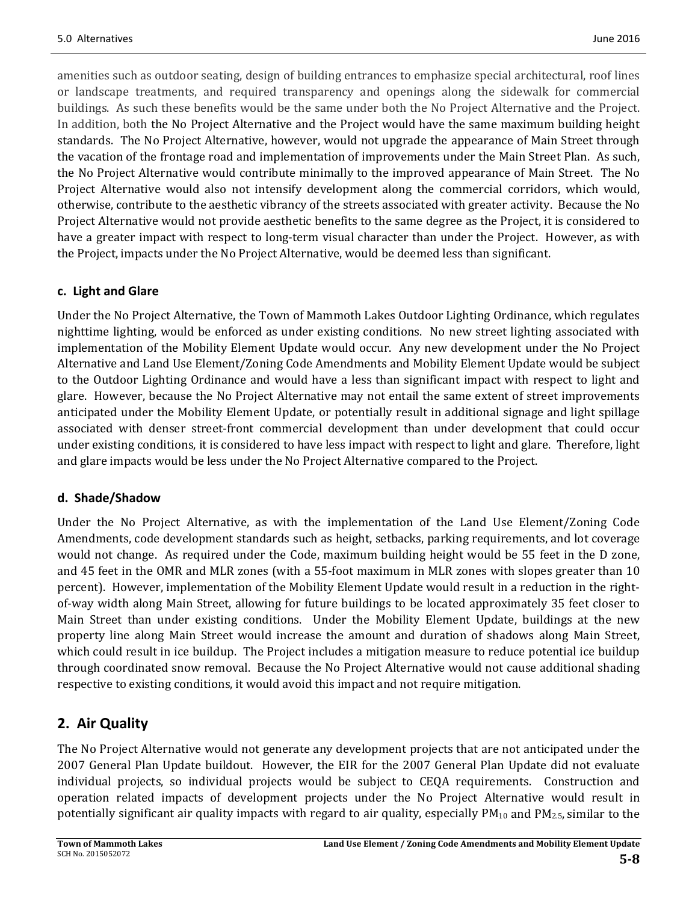amenities such as outdoor seating, design of building entrances to emphasize special architectural, roof lines or landscape treatments, and required transparency and openings along the sidewalk for commercial buildings. As such these benefits would be the same under both the No Project Alternative and the Project. In addition, both the No Project Alternative and the Project would have the same maximum building height standards. The No Project Alternative, however, would not upgrade the appearance of Main Street through the vacation of the frontage road and implementation of improvements under the Main Street Plan. As such, the No Project Alternative would contribute minimally to the improved appearance of Main Street. The No Project Alternative would also not intensify development along the commercial corridors, which would, otherwise, contribute to the aesthetic vibrancy of the streets associated with greater activity. Because the No Project Alternative would not provide aesthetic benefits to the same degree as the Project, it is considered to have a greater impact with respect to long-term visual character than under the Project. However, as with the Project, impacts under the No Project Alternative, would be deemed less than significant.

### c. Light and Glare

Under the No Project Alternative, the Town of Mammoth Lakes Outdoor Lighting Ordinance, which regulates nighttime lighting, would be enforced as under existing conditions. No new street lighting associated with implementation of the Mobility Element Update would occur. Any new development under the No Project Alternative and Land Use Element/Zoning Code Amendments and Mobility Element Update would be subject to the Outdoor Lighting Ordinance and would have a less than significant impact with respect to light and glare. However, because the No Project Alternative may not entail the same extent of street improvements anticipated under the Mobility Element Update, or potentially result in additional signage and light spillage associated with denser street-front commercial development than under development that could occur under existing conditions, it is considered to have less impact with respect to light and glare. Therefore, light and glare impacts would be less under the No Project Alternative compared to the Project.

### d. Shade/Shadow

Under the No Project Alternative, as with the implementation of the Land Use Element/Zoning Code Amendments, code development standards such as height, setbacks, parking requirements, and lot coverage would not change. As required under the Code, maximum building height would be 55 feet in the D zone, and 45 feet in the OMR and MLR zones (with a 55-foot maximum in MLR zones with slopes greater than 10 percent). However, implementation of the Mobility Element Update would result in a reduction in the right-of-way width along Main Street, allowing for future buildings to be located approximately 35 feet closer to Main Street than under existing conditions. Under the Mobility Element Update, buildings at the new property line along Main Street would increase the amount and duration of shadows along Main Street, which could result in ice buildup. The Project includes a mitigation measure to reduce potential ice buildup through coordinated snow removal. Because the No Project Alternative would not cause additional shading respective to existing conditions, it would avoid this impact and not require mitigation.

## 2. Air Quality

The No Project Alternative would not generate any development projects that are not anticipated under the 2007 General Plan Update buildout. However, the EIR for the 2007 General Plan Update did not evaluate individual projects, so individual projects would be subject to CEQA requirements. Construction and operation related impacts of development projects under the No Project Alternative would result in potentially significant air quality impacts with regard to air quality, especially $PM_{10}$ and $PM_{2.5}$, similar to the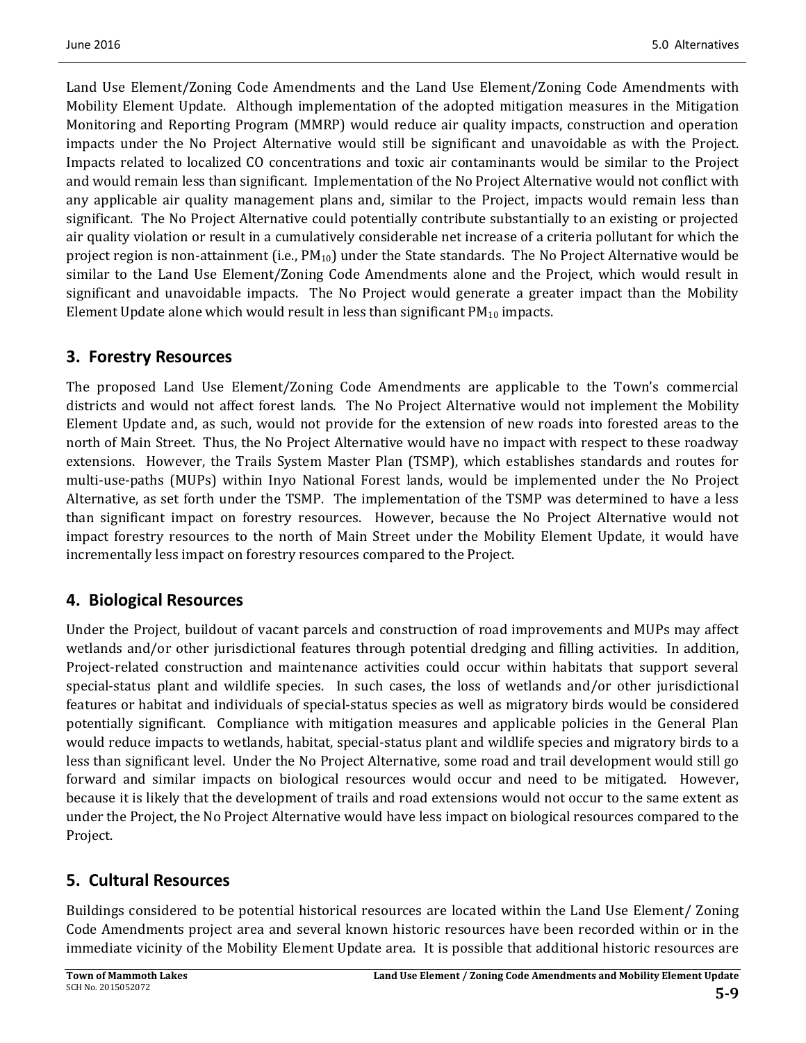Land Use Element/Zoning Code Amendments and the Land Use Element/Zoning Code Amendments with Mobility Element Update. Although implementation of the adopted mitigation measures in the Mitigation Monitoring and Reporting Program (MMRP) would reduce air quality impacts, construction and operation impacts under the No Project Alternative would still be significant and unavoidable as with the Project. Impacts related to localized CO concentrations and toxic air contaminants would be similar to the Project and would remain less than significant. Implementation of the No Project Alternative would not conflict with any applicable air quality management plans and, similar to the Project, impacts would remain less than significant. The No Project Alternative could potentially contribute substantially to an existing or projected air quality violation or result in a cumulatively considerable net increase of a criteria pollutant for which the project region is non-attainment (i.e., $PM_{10}$) under the State standards. The No Project Alternative would be similar to the Land Use Element/Zoning Code Amendments alone and the Project, which would result in significant and unavoidable impacts. The No Project would generate a greater impact than the Mobility Element Update alone which would result in less than significant $PM_{10}$ impacts.

## 3. Forestry Resources

The proposed Land Use Element/Zoning Code Amendments are applicable to the Town's commercial districts and would not affect forest lands. The No Project Alternative would not implement the Mobility Element Update and, as such, would not provide for the extension of new roads into forested areas to the north of Main Street. Thus, the No Project Alternative would have no impact with respect to these roadway extensions. However, the Trails System Master Plan (TSMP), which establishes standards and routes for multi-use-paths (MUPs) within Inyo National Forest lands, would be implemented under the No Project Alternative, as set forth under the TSMP. The implementation of the TSMP was determined to have a less than significant impact on forestry resources. However, because the No Project Alternative would not impact forestry resources to the north of Main Street under the Mobility Element Update, it would have incrementally less impact on forestry resources compared to the Project.

## 4. Biological Resources

Under the Project, buildout of vacant parcels and construction of road improvements and MUPs may affect wetlands and/or other jurisdictional features through potential dredging and filling activities. In addition, Project-related construction and maintenance activities could occur within habitats that support several special-status plant and wildlife species. In such cases, the loss of wetlands and/or other jurisdictional features or habitat and individuals of special-status species as well as migratory birds would be considered potentially significant. Compliance with mitigation measures and applicable policies in the General Plan would reduce impacts to wetlands, habitat, special-status plant and wildlife species and migratory birds to a less than significant level. Under the No Project Alternative, some road and trail development would still go forward and similar impacts on biological resources would occur and need to be mitigated. However, because it is likely that the development of trails and road extensions would not occur to the same extent as under the Project, the No Project Alternative would have less impact on biological resources compared to the Project.

## 5. Cultural Resources

Buildings considered to be potential historical resources are located within the Land Use Element/ Zoning Code Amendments project area and several known historic resources have been recorded within or in the immediate vicinity of the Mobility Element Update area. It is possible that additional historic resources are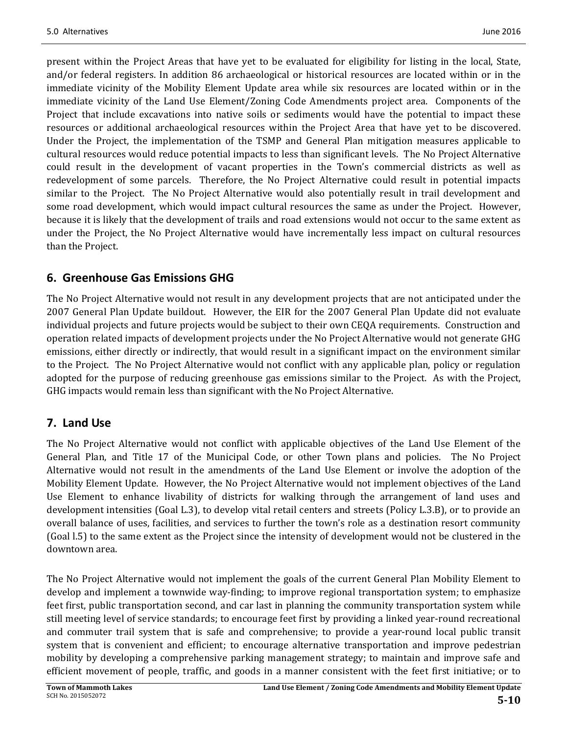present within the Project Areas that have yet to be evaluated for eligibility for listing in the local, State, and/or federal registers. In addition 86 archaeological or historical resources are located within or in the immediate vicinity of the Mobility Element Update area while six resources are located within or in the immediate vicinity of the Land Use Element/Zoning Code Amendments project area. Components of the Project that include excavations into native soils or sediments would have the potential to impact these resources or additional archaeological resources within the Project Area that have yet to be discovered. Under the Project, the implementation of the TSMP and General Plan mitigation measures applicable to cultural resources would reduce potential impacts to less than significant levels. The No Project Alternative could result in the development of vacant properties in the Town's commercial districts as well as redevelopment of some parcels. Therefore, the No Project Alternative could result in potential impacts similar to the Project. The No Project Alternative would also potentially result in trail development and some road development, which would impact cultural resources the same as under the Project. However, because it is likely that the development of trails and road extensions would not occur to the same extent as under the Project, the No Project Alternative would have incrementally less impact on cultural resources than the Project.

## 6. Greenhouse Gas Emissions GHG

The No Project Alternative would not result in any development projects that are not anticipated under the 2007 General Plan Update buildout. However, the EIR for the 2007 General Plan Update did not evaluate individual projects and future projects would be subject to their own CEQA requirements. Construction and operation related impacts of development projects under the No Project Alternative would not generate GHG emissions, either directly or indirectly, that would result in a significant impact on the environment similar to the Project. The No Project Alternative would not conflict with any applicable plan, policy or regulation adopted for the purpose of reducing greenhouse gas emissions similar to the Project. As with the Project, GHG impacts would remain less than significant with the No Project Alternative.

## 7. Land Use

The No Project Alternative would not conflict with applicable objectives of the Land Use Element of the General Plan, and Title 17 of the Municipal Code, or other Town plans and policies. The No Project Alternative would not result in the amendments of the Land Use Element or involve the adoption of the Mobility Element Update. However, the No Project Alternative would not implement objectives of the Land Use Element to enhance livability of districts for walking through the arrangement of land uses and development intensities (Goal L.3), to develop vital retail centers and streets (Policy L.3.B), or to provide an overall balance of uses, facilities, and services to further the town's role as a destination resort community (Goal l.5) to the same extent as the Project since the intensity of development would not be clustered in the downtown area.

The No Project Alternative would not implement the goals of the current General Plan Mobility Element to develop and implement a townwide way-finding; to improve regional transportation system; to emphasize feet first, public transportation second, and car last in planning the community transportation system while still meeting level of service standards; to encourage feet first by providing a linked year-round recreational and commuter trail system that is safe and comprehensive; to provide a year-round local public transit system that is convenient and efficient; to encourage alternative transportation and improve pedestrian mobility by developing a comprehensive parking management strategy; to maintain and improve safe and efficient movement of people, traffic, and goods in a manner consistent with the feet first initiative; or to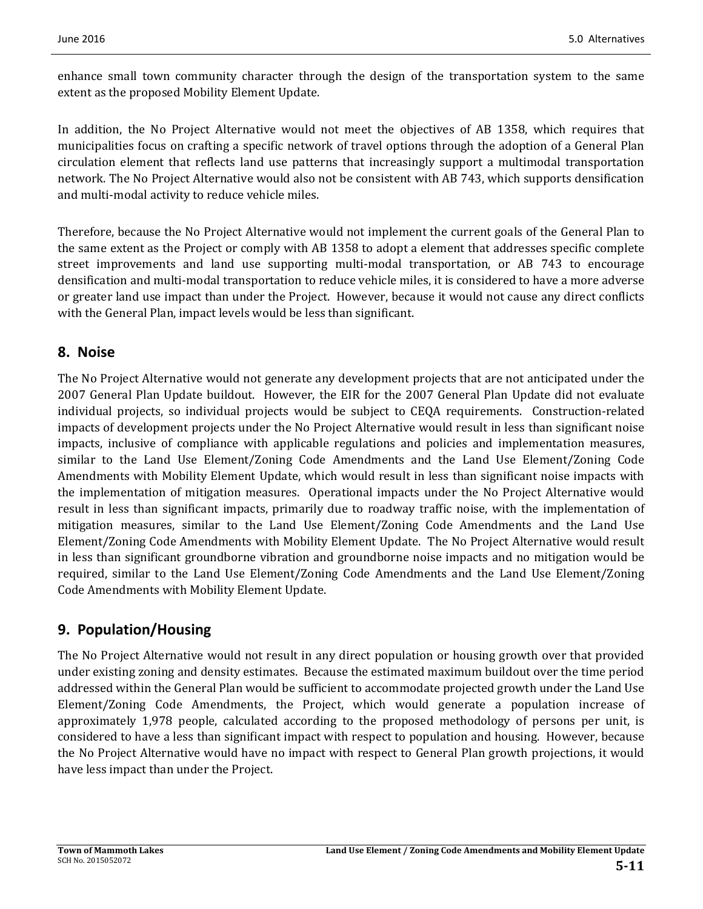enhance small town community character through the design of the transportation system to the same extent as the proposed Mobility Element Update.

In addition, the No Project Alternative would not meet the objectives of AB 1358, which requires that municipalities focus on crafting a specific network of travel options through the adoption of a General Plan circulation element that reflects land use patterns that increasingly support a multimodal transportation network. The No Project Alternative would also not be consistent with AB 743, which supports densification and multi-modal activity to reduce vehicle miles.

Therefore, because the No Project Alternative would not implement the current goals of the General Plan to the same extent as the Project or comply with AB 1358 to adopt a element that addresses specific complete street improvements and land use supporting multi-modal transportation, or AB 743 to encourage densification and multi-modal transportation to reduce vehicle miles, it is considered to have a more adverse or greater land use impact than under the Project. However, because it would not cause any direct conflicts with the General Plan, impact levels would be less than significant.

## 8. Noise

The No Project Alternative would not generate any development projects that are not anticipated under the 2007 General Plan Update buildout. However, the EIR for the 2007 General Plan Update did not evaluate individual projects, so individual projects would be subject to CEQA requirements. Construction-related impacts of development projects under the No Project Alternative would result in less than significant noise impacts, inclusive of compliance with applicable regulations and policies and implementation measures, similar to the Land Use Element/Zoning Code Amendments and the Land Use Element/Zoning Code Amendments with Mobility Element Update, which would result in less than significant noise impacts with the implementation of mitigation measures. Operational impacts under the No Project Alternative would result in less than significant impacts, primarily due to roadway traffic noise, with the implementation of mitigation measures, similar to the Land Use Element/Zoning Code Amendments and the Land Use Element/Zoning Code Amendments with Mobility Element Update. The No Project Alternative would result in less than significant groundborne vibration and groundborne noise impacts and no mitigation would be required, similar to the Land Use Element/Zoning Code Amendments and the Land Use Element/Zoning Code Amendments with Mobility Element Update.

## 9. Population/Housing

The No Project Alternative would not result in any direct population or housing growth over that provided under existing zoning and density estimates. Because the estimated maximum buildout over the time period addressed within the General Plan would be sufficient to accommodate projected growth under the Land Use Element/Zoning Code Amendments, the Project, which would generate a population increase of approximately 1,978 people, calculated according to the proposed methodology of persons per unit, is considered to have a less than significant impact with respect to population and housing. However, because the No Project Alternative would have no impact with respect to General Plan growth projections, it would have less impact than under the Project.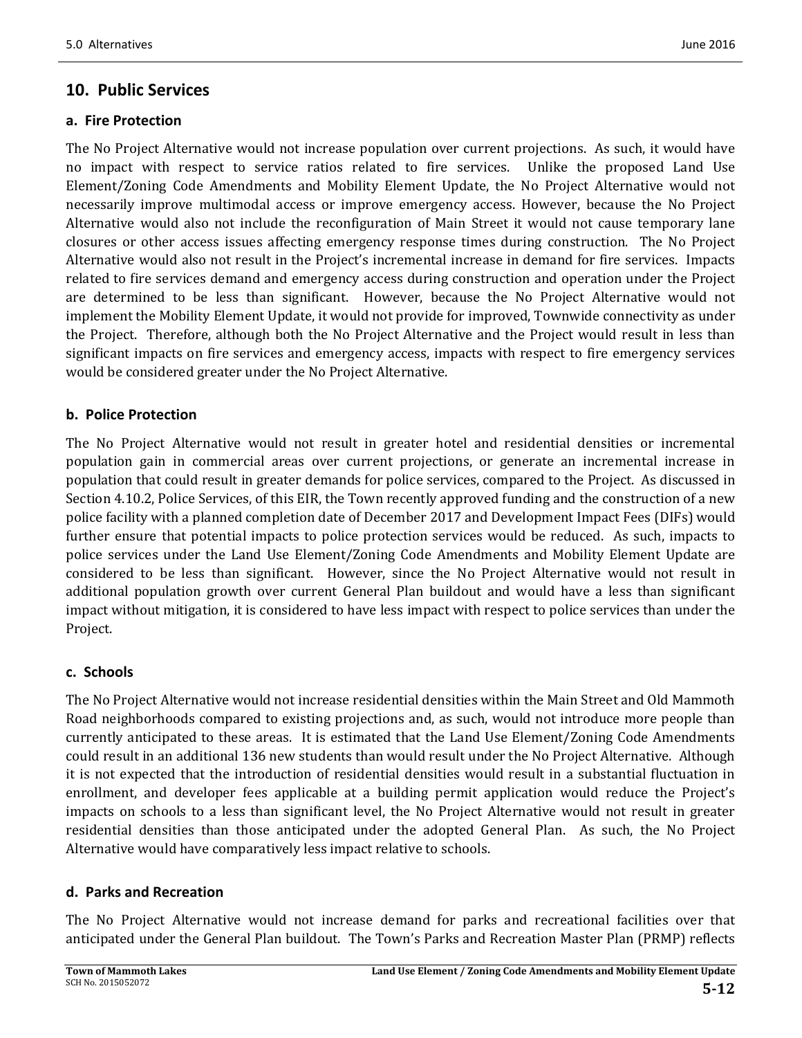## 10. Public Services

### a. Fire Protection

The No Project Alternative would not increase population over current projections. As such, it would have no impact with respect to service ratios related to fire services. Unlike the proposed Land Use Element/Zoning Code Amendments and Mobility Element Update, the No Project Alternative would not necessarily improve multimodal access or improve emergency access. However, because the No Project Alternative would also not include the reconfiguration of Main Street it would not cause temporary lane closures or other access issues affecting emergency response times during construction. The No Project Alternative would also not result in the Project's incremental increase in demand for fire services. Impacts related to fire services demand and emergency access during construction and operation under the Project are determined to be less than significant. However, because the No Project Alternative would not implement the Mobility Element Update, it would not provide for improved, Townwide connectivity as under the Project. Therefore, although both the No Project Alternative and the Project would result in less than significant impacts on fire services and emergency access, impacts with respect to fire emergency services would be considered greater under the No Project Alternative.

### b. Police Protection

The No Project Alternative would not result in greater hotel and residential densities or incremental population gain in commercial areas over current projections, or generate an incremental increase in population that could result in greater demands for police services, compared to the Project. As discussed in Section 4.10.2, Police Services, of this EIR, the Town recently approved funding and the construction of a new police facility with a planned completion date of December 2017 and Development Impact Fees (DIFs) would further ensure that potential impacts to police protection services would be reduced. As such, impacts to police services under the Land Use Element/Zoning Code Amendments and Mobility Element Update are considered to be less than significant. However, since the No Project Alternative would not result in additional population growth over current General Plan buildout and would have a less than significant impact without mitigation, it is considered to have less impact with respect to police services than under the Project.

### c. Schools

The No Project Alternative would not increase residential densities within the Main Street and Old Mammoth Road neighborhoods compared to existing projections and, as such, would not introduce more people than currently anticipated to these areas. It is estimated that the Land Use Element/Zoning Code Amendments could result in an additional 136 new students than would result under the No Project Alternative. Although it is not expected that the introduction of residential densities would result in a substantial fluctuation in enrollment, and developer fees applicable at a building permit application would reduce the Project's impacts on schools to a less than significant level, the No Project Alternative would not result in greater residential densities than those anticipated under the adopted General Plan. As such, the No Project Alternative would have comparatively less impact relative to schools.

### d. Parks and Recreation

The No Project Alternative would not increase demand for parks and recreational facilities over that anticipated under the General Plan buildout. The Town's Parks and Recreation Master Plan (PRMP) reflects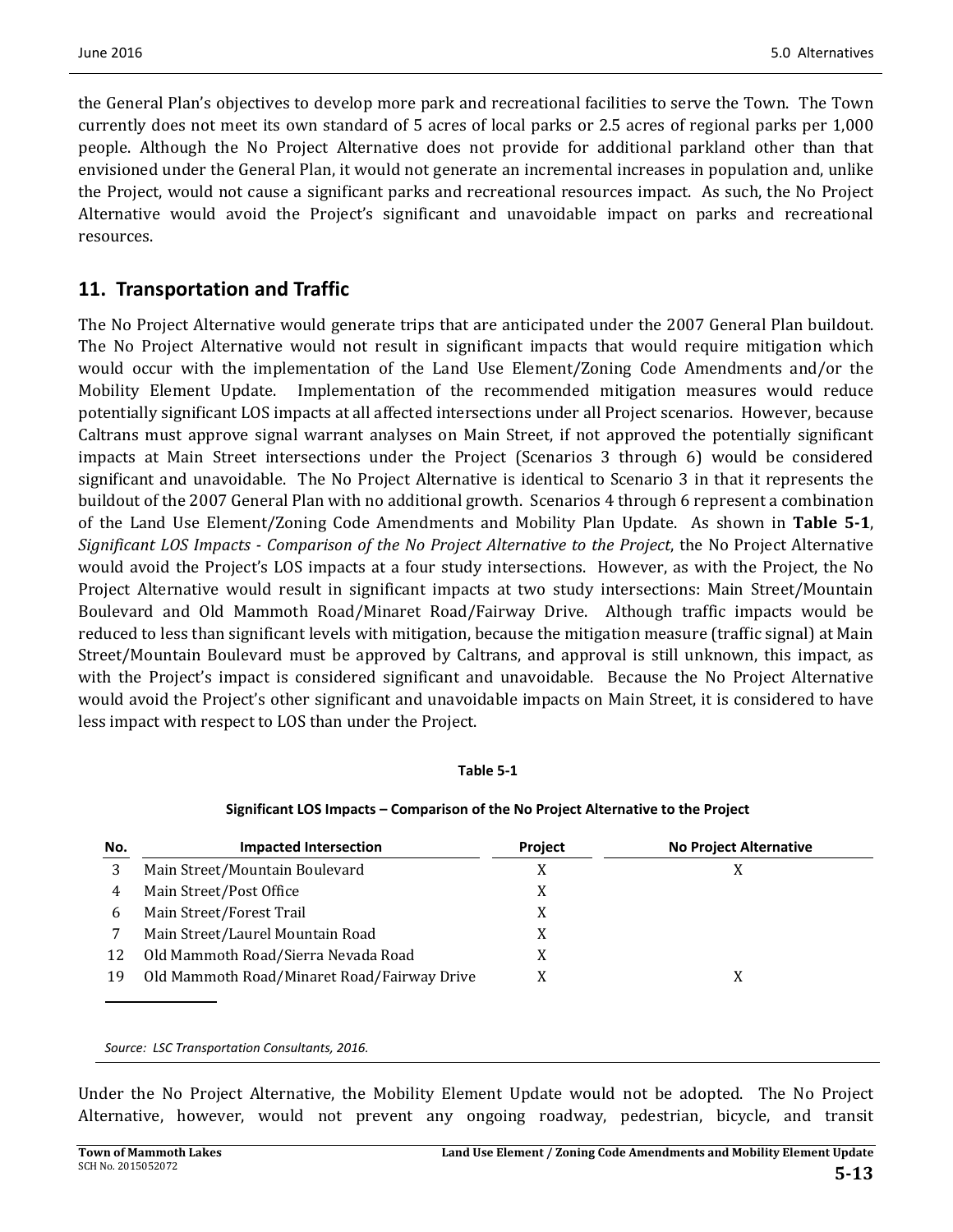the General Plan's objectives to develop more park and recreational facilities to serve the Town. The Town currently does not meet its own standard of 5 acres of local parks or 2.5 acres of regional parks per 1,000 people. Although the No Project Alternative does not provide for additional parkland other than that envisioned under the General Plan, it would not generate an incremental increases in population and, unlike the Project, would not cause a significant parks and recreational resources impact. As such, the No Project Alternative would avoid the Project's significant and unavoidable impact on parks and recreational resources.

## 11. Transportation and Traffic

The No Project Alternative would generate trips that are anticipated under the 2007 General Plan buildout. The No Project Alternative would not result in significant impacts that would require mitigation which would occur with the implementation of the Land Use Element/Zoning Code Amendments and/or the Mobility Element Update. Implementation of the recommended mitigation measures would reduce potentially significant LOS impacts at all affected intersections under all Project scenarios. However, because Caltrans must approve signal warrant analyses on Main Street, if not approved the potentially significant impacts at Main Street intersections under the Project (Scenarios 3 through 6) would be considered significant and unavoidable. The No Project Alternative is identical to Scenario 3 in that it represents the buildout of the 2007 General Plan with no additional growth. Scenarios 4 through 6 represent a combination of the Land Use Element/Zoning Code Amendments and Mobility Plan Update. As shown in **Table 5-1**, *Significant LOS Impacts - Comparison of the No Project Alternative to the Project*, the No Project Alternative would avoid the Project's LOS impacts at a four study intersections. However, as with the Project, the No Project Alternative would result in significant impacts at two study intersections: Main Street/Mountain Boulevard and Old Mammoth Road/Minaret Road/Fairway Drive. Although traffic impacts would be reduced to less than significant levels with mitigation, because the mitigation measure (traffic signal) at Main Street/Mountain Boulevard must be approved by Caltrans, and approval is still unknown, this impact, as with the Project's impact is considered significant and unavoidable. Because the No Project Alternative would avoid the Project's other significant and unavoidable impacts on Main Street, it is considered to have less impact with respect to LOS than under the Project.

**Table 5-1**

**Significant LOS Impacts – Comparison of the No Project Alternative to the Project**

| No. | Impacted Intersection | Project | No Project Alternative |
|---|---|---|---|
| 3 | Main Street/Mountain Boulevard | X | X |
| 4 | Main Street/Post Office | X | |
| 6 | Main Street/Forest Trail | X | |
| 7 | Main Street/Laurel Mountain Road | X | |
| 12 | Old Mammoth Road/Sierra Nevada Road | X | |
| 19 | Old Mammoth Road/Minaret Road/Fairway Drive | X | X |

*Source: LSC Transportation Consultants, 2016.*

Under the No Project Alternative, the Mobility Element Update would not be adopted. The No Project Alternative, however, would not prevent any ongoing roadway, pedestrian, bicycle, and transit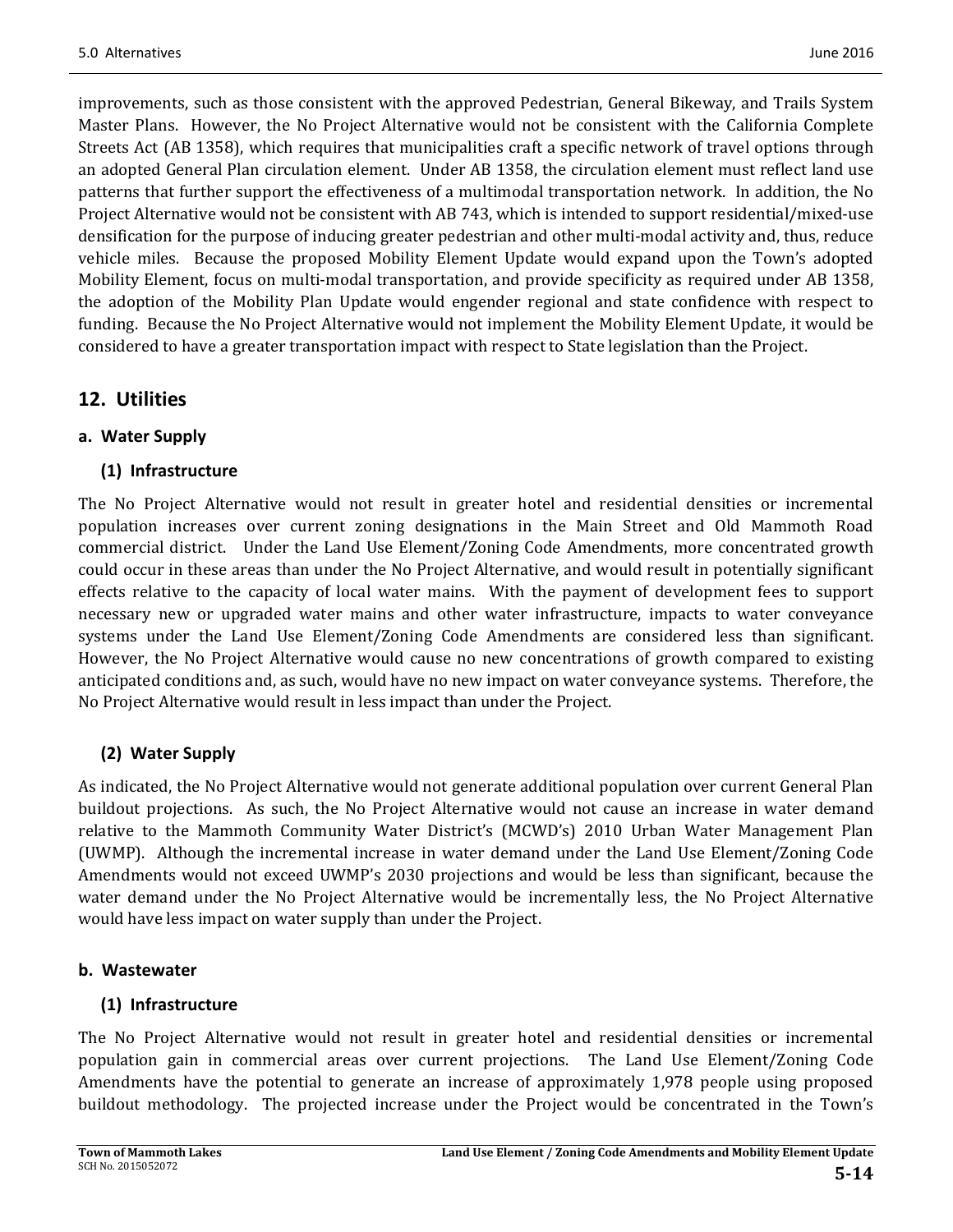improvements, such as those consistent with the approved Pedestrian, General Bikeway, and Trails System Master Plans. However, the No Project Alternative would not be consistent with the California Complete Streets Act (AB 1358), which requires that municipalities craft a specific network of travel options through an adopted General Plan circulation element. Under AB 1358, the circulation element must reflect land use patterns that further support the effectiveness of a multimodal transportation network. In addition, the No Project Alternative would not be consistent with AB 743, which is intended to support residential/mixed-use densification for the purpose of inducing greater pedestrian and other multi-modal activity and, thus, reduce vehicle miles. Because the proposed Mobility Element Update would expand upon the Town's adopted Mobility Element, focus on multi-modal transportation, and provide specificity as required under AB 1358, the adoption of the Mobility Plan Update would engender regional and state confidence with respect to funding. Because the No Project Alternative would not implement the Mobility Element Update, it would be considered to have a greater transportation impact with respect to State legislation than the Project.

## 12. Utilities

### a. Water Supply

#### (1) Infrastructure

The No Project Alternative would not result in greater hotel and residential densities or incremental population increases over current zoning designations in the Main Street and Old Mammoth Road commercial district. Under the Land Use Element/Zoning Code Amendments, more concentrated growth could occur in these areas than under the No Project Alternative, and would result in potentially significant effects relative to the capacity of local water mains. With the payment of development fees to support necessary new or upgraded water mains and other water infrastructure, impacts to water conveyance systems under the Land Use Element/Zoning Code Amendments are considered less than significant. However, the No Project Alternative would cause no new concentrations of growth compared to existing anticipated conditions and, as such, would have no new impact on water conveyance systems. Therefore, the No Project Alternative would result in less impact than under the Project.

#### (2) Water Supply

As indicated, the No Project Alternative would not generate additional population over current General Plan buildout projections. As such, the No Project Alternative would not cause an increase in water demand relative to the Mammoth Community Water District's (MCWD's) 2010 Urban Water Management Plan (UWMP). Although the incremental increase in water demand under the Land Use Element/Zoning Code Amendments would not exceed UWMP's 2030 projections and would be less than significant, because the water demand under the No Project Alternative would be incrementally less, the No Project Alternative would have less impact on water supply than under the Project.

### b. Wastewater

#### (1) Infrastructure

The No Project Alternative would not result in greater hotel and residential densities or incremental population gain in commercial areas over current projections. The Land Use Element/Zoning Code Amendments have the potential to generate an increase of approximately 1,978 people using proposed buildout methodology. The projected increase under the Project would be concentrated in the Town's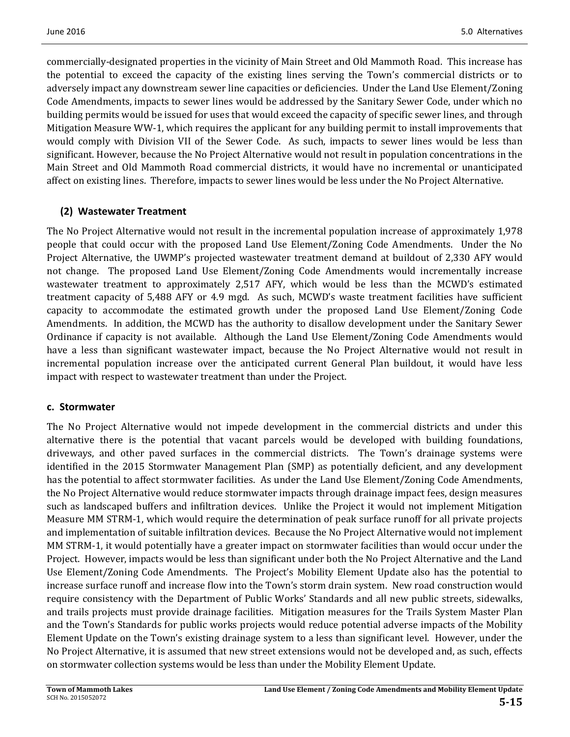commercially-designated properties in the vicinity of Main Street and Old Mammoth Road. This increase has the potential to exceed the capacity of the existing lines serving the Town's commercial districts or to adversely impact any downstream sewer line capacities or deficiencies. Under the Land Use Element/Zoning Code Amendments, impacts to sewer lines would be addressed by the Sanitary Sewer Code, under which no building permits would be issued for uses that would exceed the capacity of specific sewer lines, and through Mitigation Measure WW-1, which requires the applicant for any building permit to install improvements that would comply with Division VII of the Sewer Code. As such, impacts to sewer lines would be less than significant. However, because the No Project Alternative would not result in population concentrations in the Main Street and Old Mammoth Road commercial districts, it would have no incremental or unanticipated affect on existing lines. Therefore, impacts to sewer lines would be less under the No Project Alternative.

### (2) Wastewater Treatment

The No Project Alternative would not result in the incremental population increase of approximately 1,978 people that could occur with the proposed Land Use Element/Zoning Code Amendments. Under the No Project Alternative, the UWMP's projected wastewater treatment demand at buildout of 2,330 AFY would not change. The proposed Land Use Element/Zoning Code Amendments would incrementally increase wastewater treatment to approximately 2,517 AFY, which would be less than the MCWD's estimated treatment capacity of 5,488 AFY or 4.9 mgd. As such, MCWD's waste treatment facilities have sufficient capacity to accommodate the estimated growth under the proposed Land Use Element/Zoning Code Amendments. In addition, the MCWD has the authority to disallow development under the Sanitary Sewer Ordinance if capacity is not available. Although the Land Use Element/Zoning Code Amendments would have a less than significant wastewater impact, because the No Project Alternative would not result in incremental population increase over the anticipated current General Plan buildout, it would have less impact with respect to wastewater treatment than under the Project.

## c. Stormwater

The No Project Alternative would not impede development in the commercial districts and under this alternative there is the potential that vacant parcels would be developed with building foundations, driveways, and other paved surfaces in the commercial districts. The Town's drainage systems were identified in the 2015 Stormwater Management Plan (SMP) as potentially deficient, and any development has the potential to affect stormwater facilities. As under the Land Use Element/Zoning Code Amendments, the No Project Alternative would reduce stormwater impacts through drainage impact fees, design measures such as landscaped buffers and infiltration devices. Unlike the Project it would not implement Mitigation Measure MM STRM-1, which would require the determination of peak surface runoff for all private projects and implementation of suitable infiltration devices. Because the No Project Alternative would not implement MM STRM-1, it would potentially have a greater impact on stormwater facilities than would occur under the Project. However, impacts would be less than significant under both the No Project Alternative and the Land Use Element/Zoning Code Amendments. The Project's Mobility Element Update also has the potential to increase surface runoff and increase flow into the Town's storm drain system. New road construction would require consistency with the Department of Public Works' Standards and all new public streets, sidewalks, and trails projects must provide drainage facilities. Mitigation measures for the Trails System Master Plan and the Town's Standards for public works projects would reduce potential adverse impacts of the Mobility Element Update on the Town's existing drainage system to a less than significant level. However, under the No Project Alternative, it is assumed that new street extensions would not be developed and, as such, effects on stormwater collection systems would be less than under the Mobility Element Update.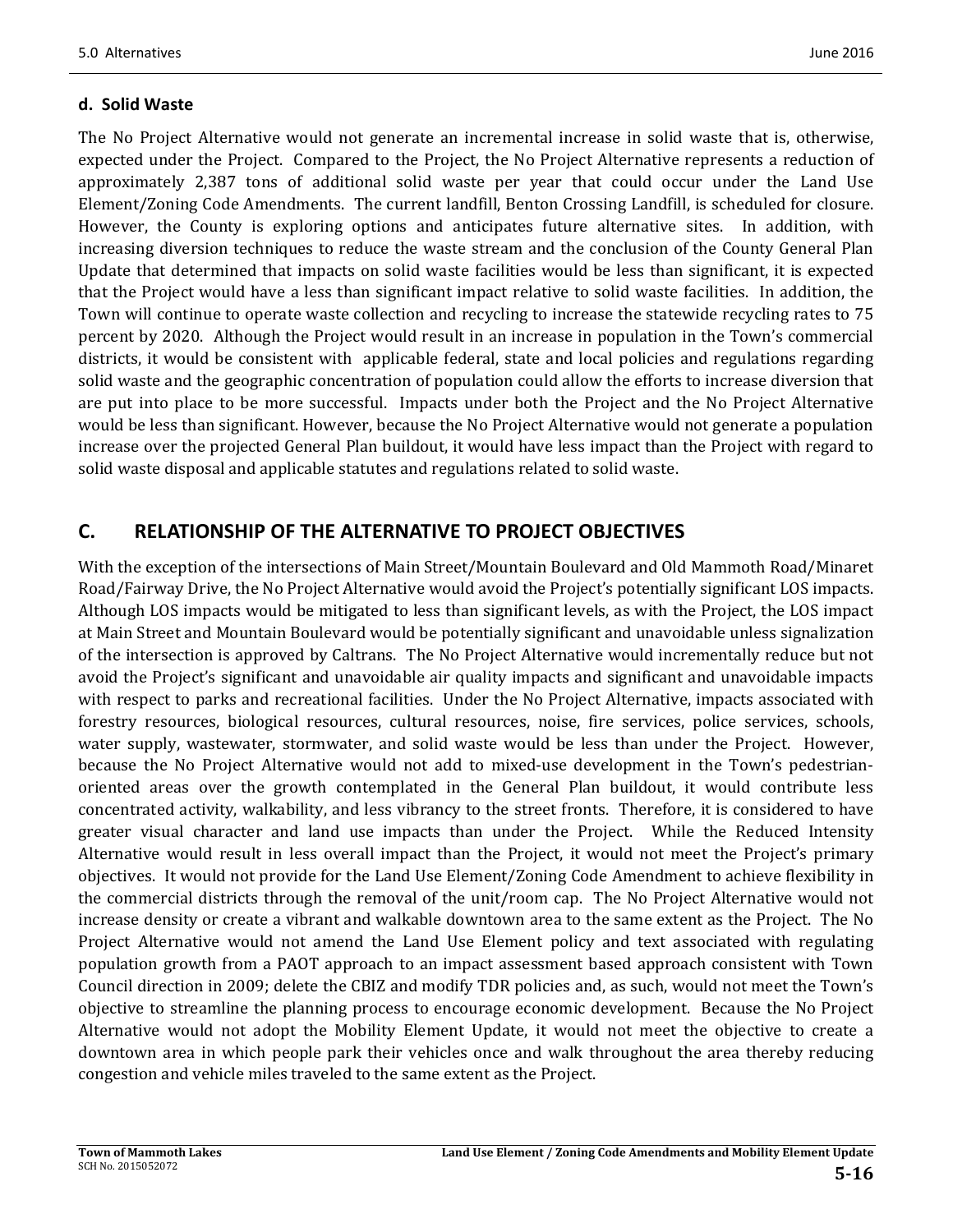### d. Solid Waste

The No Project Alternative would not generate an incremental increase in solid waste that is, otherwise, expected under the Project. Compared to the Project, the No Project Alternative represents a reduction of approximately 2,387 tons of additional solid waste per year that could occur under the Land Use Element/Zoning Code Amendments. The current landfill, Benton Crossing Landfill, is scheduled for closure. However, the County is exploring options and anticipates future alternative sites. In addition, with increasing diversion techniques to reduce the waste stream and the conclusion of the County General Plan Update that determined that impacts on solid waste facilities would be less than significant, it is expected that the Project would have a less than significant impact relative to solid waste facilities. In addition, the Town will continue to operate waste collection and recycling to increase the statewide recycling rates to 75 percent by 2020. Although the Project would result in an increase in population in the Town's commercial districts, it would be consistent with applicable federal, state and local policies and regulations regarding solid waste and the geographic concentration of population could allow the efforts to increase diversion that are put into place to be more successful. Impacts under both the Project and the No Project Alternative would be less than significant. However, because the No Project Alternative would not generate a population increase over the projected General Plan buildout, it would have less impact than the Project with regard to solid waste disposal and applicable statutes and regulations related to solid waste.

## C. RELATIONSHIP OF THE ALTERNATIVE TO PROJECT OBJECTIVES

With the exception of the intersections of Main Street/Mountain Boulevard and Old Mammoth Road/Minaret Road/Fairway Drive, the No Project Alternative would avoid the Project's potentially significant LOS impacts. Although LOS impacts would be mitigated to less than significant levels, as with the Project, the LOS impact at Main Street and Mountain Boulevard would be potentially significant and unavoidable unless signalization of the intersection is approved by Caltrans. The No Project Alternative would incrementally reduce but not avoid the Project's significant and unavoidable air quality impacts and significant and unavoidable impacts with respect to parks and recreational facilities. Under the No Project Alternative, impacts associated with forestry resources, biological resources, cultural resources, noise, fire services, police services, schools, water supply, wastewater, stormwater, and solid waste would be less than under the Project. However, because the No Project Alternative would not add to mixed-use development in the Town's pedestrian-oriented areas over the growth contemplated in the General Plan buildout, it would contribute less concentrated activity, walkability, and less vibrancy to the street fronts. Therefore, it is considered to have greater visual character and land use impacts than under the Project. While the Reduced Intensity Alternative would result in less overall impact than the Project, it would not meet the Project's primary objectives. It would not provide for the Land Use Element/Zoning Code Amendment to achieve flexibility in the commercial districts through the removal of the unit/room cap. The No Project Alternative would not increase density or create a vibrant and walkable downtown area to the same extent as the Project. The No Project Alternative would not amend the Land Use Element policy and text associated with regulating population growth from a PAOT approach to an impact assessment based approach consistent with Town Council direction in 2009; delete the CBIZ and modify TDR policies and, as such, would not meet the Town's objective to streamline the planning process to encourage economic development. Because the No Project Alternative would not adopt the Mobility Element Update, it would not meet the objective to create a downtown area in which people park their vehicles once and walk throughout the area thereby reducing congestion and vehicle miles traveled to the same extent as the Project.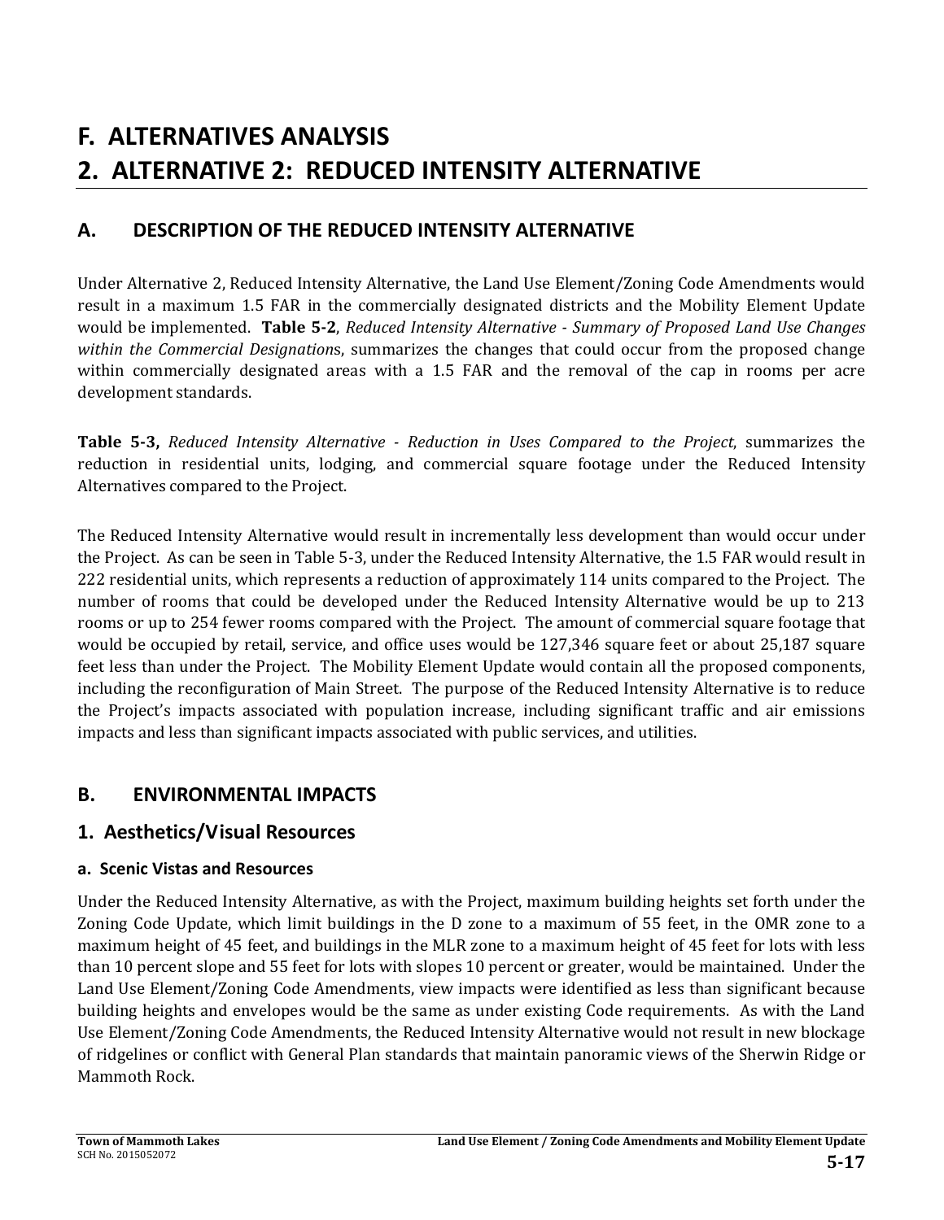# F. ALTERNATIVES ANALYSIS

# 2. ALTERNATIVE 2: REDUCED INTENSITY ALTERNATIVE

## A. DESCRIPTION OF THE REDUCED INTENSITY ALTERNATIVE

Under Alternative 2, Reduced Intensity Alternative, the Land Use Element/Zoning Code Amendments would result in a maximum 1.5 FAR in the commercially designated districts and the Mobility Element Update would be implemented. **Table 5-2**, *Reduced Intensity Alternative - Summary of Proposed Land Use Changes within the Commercial Designation*s, summarizes the changes that could occur from the proposed change within commercially designated areas with a 1.5 FAR and the removal of the cap in rooms per acre development standards.

**Table 5-3,** *Reduced Intensity Alternative - Reduction in Uses Compared to the Project*, summarizes the reduction in residential units, lodging, and commercial square footage under the Reduced Intensity Alternatives compared to the Project.

The Reduced Intensity Alternative would result in incrementally less development than would occur under the Project. As can be seen in Table 5-3, under the Reduced Intensity Alternative, the 1.5 FAR would result in 222 residential units, which represents a reduction of approximately 114 units compared to the Project. The number of rooms that could be developed under the Reduced Intensity Alternative would be up to 213 rooms or up to 254 fewer rooms compared with the Project. The amount of commercial square footage that would be occupied by retail, service, and office uses would be 127,346 square feet or about 25,187 square feet less than under the Project. The Mobility Element Update would contain all the proposed components, including the reconfiguration of Main Street. The purpose of the Reduced Intensity Alternative is to reduce the Project's impacts associated with population increase, including significant traffic and air emissions impacts and less than significant impacts associated with public services, and utilities.

## B. ENVIRONMENTAL IMPACTS

### 1. Aesthetics/Visual Resources

#### a. Scenic Vistas and Resources

Under the Reduced Intensity Alternative, as with the Project, maximum building heights set forth under the Zoning Code Update, which limit buildings in the D zone to a maximum of 55 feet, in the OMR zone to a maximum height of 45 feet, and buildings in the MLR zone to a maximum height of 45 feet for lots with less than 10 percent slope and 55 feet for lots with slopes 10 percent or greater, would be maintained. Under the Land Use Element/Zoning Code Amendments, view impacts were identified as less than significant because building heights and envelopes would be the same as under existing Code requirements. As with the Land Use Element/Zoning Code Amendments, the Reduced Intensity Alternative would not result in new blockage of ridgelines or conflict with General Plan standards that maintain panoramic views of the Sherwin Ridge or Mammoth Rock.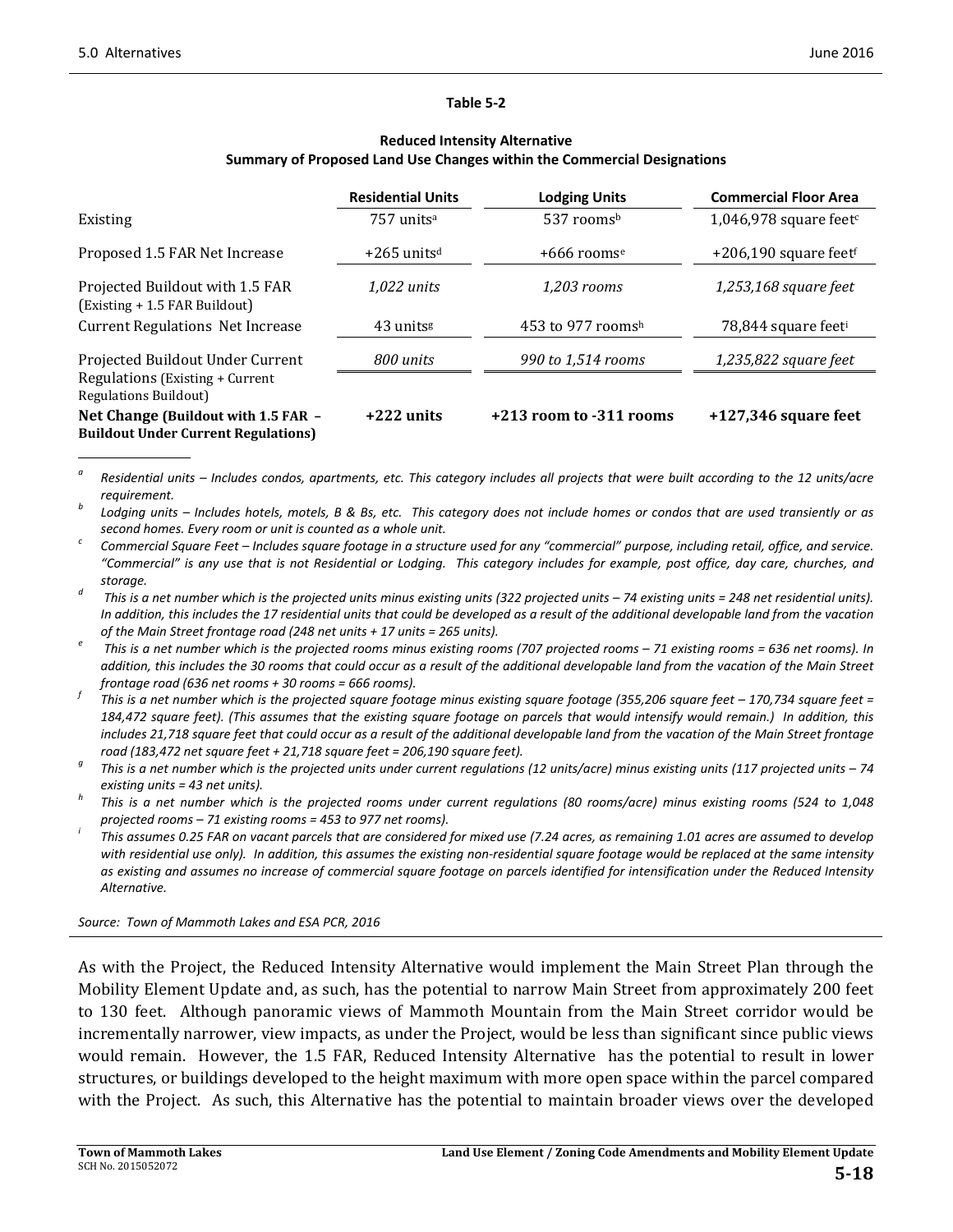**Table 5-2**

**Reduced Intensity Alternative**
**Summary of Proposed Land Use Changes within the Commercial Designations**

| | Residential Units | Lodging Units | Commercial Floor Area |
|---|---|---|---|
| Existing | 757 units[a] | 537 rooms[b] | 1,046,978 square feet[c] |
| Proposed 1.5 FAR Net Increase | +265 units[d] | +666 rooms[e] | +206,190 square feet[f] |
| Projected Buildout with 1.5 FAR (Existing + 1.5 FAR Buildout) | *1,022 units* | *1,203 rooms* | *1,253,168 square feet* |
| Current Regulations Net Increase | 43 units[g] | 453 to 977 rooms[h] | 78,844 square feet[i] |
| Projected Buildout Under Current Regulations (Existing + Current Regulations Buildout) | *800 units* | *990 to 1,514 rooms* | *1,235,822 square feet* |
| **Net Change (Buildout with 1.5 FAR – Buildout Under Current Regulations)** | **+222 units** | **+213 room to -311 rooms** | **+127,346 square feet** |

[a] *Residential units – Includes condos, apartments, etc. This category includes all projects that were built according to the 12 units/acre requirement.*

[b] *Lodging units – Includes hotels, motels, B & Bs, etc. This category does not include homes or condos that are used transiently or as second homes. Every room or unit is counted as a whole unit.*

[c] *Commercial Square Feet – Includes square footage in a structure used for any "commercial" purpose, including retail, office, and service. "Commercial" is any use that is not Residential or Lodging. This category includes for example, post office, day care, churches, and storage.*

[d] *This is a net number which is the projected units minus existing units (322 projected units – 74 existing units = 248 net residential units). In addition, this includes the 17 residential units that could be developed as a result of the additional developable land from the vacation of the Main Street frontage road (248 net units + 17 units = 265 units).*

[e] *This is a net number which is the projected rooms minus existing rooms (707 projected rooms – 71 existing rooms = 636 net rooms). In addition, this includes the 30 rooms that could occur as a result of the additional developable land from the vacation of the Main Street frontage road (636 net rooms + 30 rooms = 666 rooms).*

[f] *This is a net number which is the projected square footage minus existing square footage (355,206 square feet – 170,734 square feet = 184,472 square feet). (This assumes that the existing square footage on parcels that would intensify would remain.) In addition, this includes 21,718 square feet that could occur as a result of the additional developable land from the vacation of the Main Street frontage road (183,472 net square feet + 21,718 square feet = 206,190 square feet).*

[g] *This is a net number which is the projected units under current regulations (12 units/acre) minus existing units (117 projected units – 74 existing units = 43 net units).*

[h] *This is a net number which is the projected rooms under current regulations (80 rooms/acre) minus existing rooms (524 to 1,048 projected rooms – 71 existing rooms = 453 to 977 net rooms).*

[i] *This assumes 0.25 FAR on vacant parcels that are considered for mixed use (7.24 acres, as remaining 1.01 acres are assumed to develop with residential use only). In addition, this assumes the existing non-residential square footage would be replaced at the same intensity as existing and assumes no increase of commercial square footage on parcels identified for intensification under the Reduced Intensity Alternative.*

*Source: Town of Mammoth Lakes and ESA PCR, 2016*

As with the Project, the Reduced Intensity Alternative would implement the Main Street Plan through the Mobility Element Update and, as such, has the potential to narrow Main Street from approximately 200 feet to 130 feet. Although panoramic views of Mammoth Mountain from the Main Street corridor would be incrementally narrower, view impacts, as under the Project, would be less than significant since public views would remain. However, the 1.5 FAR, Reduced Intensity Alternative has the potential to result in lower structures, or buildings developed to the height maximum with more open space within the parcel compared with the Project. As such, this Alternative has the potential to maintain broader views over the developed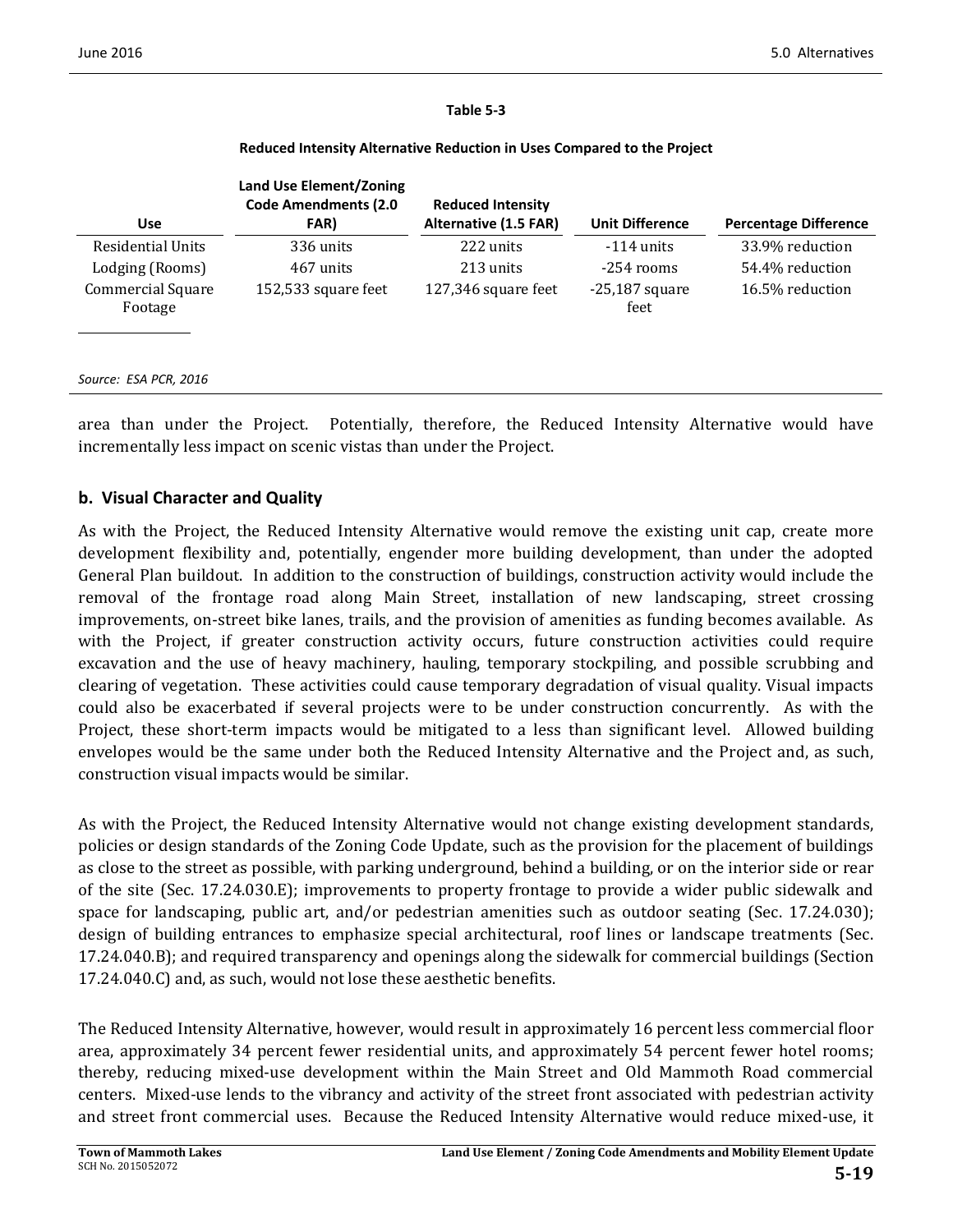**Table 5-3**

**Reduced Intensity Alternative Reduction in Uses Compared to the Project**

| Use | Land Use Element/Zoning Code Amendments (2.0 FAR) | Reduced Intensity Alternative (1.5 FAR) | Unit Difference | Percentage Difference |
|---|---|---|---|---|
| Residential Units | 336 units | 222 units | -114 units | 33.9% reduction |
| Lodging (Rooms) | 467 units | 213 units | -254 rooms | 54.4% reduction |
| Commercial Square Footage | 152,533 square feet | 127,346 square feet | -25,187 square feet | 16.5% reduction |

*Source: ESA PCR, 2016*

area than under the Project. Potentially, therefore, the Reduced Intensity Alternative would have incrementally less impact on scenic vistas than under the Project.

## b. Visual Character and Quality

As with the Project, the Reduced Intensity Alternative would remove the existing unit cap, create more development flexibility and, potentially, engender more building development, than under the adopted General Plan buildout. In addition to the construction of buildings, construction activity would include the removal of the frontage road along Main Street, installation of new landscaping, street crossing improvements, on-street bike lanes, trails, and the provision of amenities as funding becomes available. As with the Project, if greater construction activity occurs, future construction activities could require excavation and the use of heavy machinery, hauling, temporary stockpiling, and possible scrubbing and clearing of vegetation. These activities could cause temporary degradation of visual quality. Visual impacts could also be exacerbated if several projects were to be under construction concurrently. As with the Project, these short-term impacts would be mitigated to a less than significant level. Allowed building envelopes would be the same under both the Reduced Intensity Alternative and the Project and, as such, construction visual impacts would be similar.

As with the Project, the Reduced Intensity Alternative would not change existing development standards, policies or design standards of the Zoning Code Update, such as the provision for the placement of buildings as close to the street as possible, with parking underground, behind a building, or on the interior side or rear of the site (Sec. 17.24.030.E); improvements to property frontage to provide a wider public sidewalk and space for landscaping, public art, and/or pedestrian amenities such as outdoor seating (Sec. 17.24.030); design of building entrances to emphasize special architectural, roof lines or landscape treatments (Sec. 17.24.040.B); and required transparency and openings along the sidewalk for commercial buildings (Section 17.24.040.C) and, as such, would not lose these aesthetic benefits.

The Reduced Intensity Alternative, however, would result in approximately 16 percent less commercial floor area, approximately 34 percent fewer residential units, and approximately 54 percent fewer hotel rooms; thereby, reducing mixed-use development within the Main Street and Old Mammoth Road commercial centers. Mixed-use lends to the vibrancy and activity of the street front associated with pedestrian activity and street front commercial uses. Because the Reduced Intensity Alternative would reduce mixed-use, it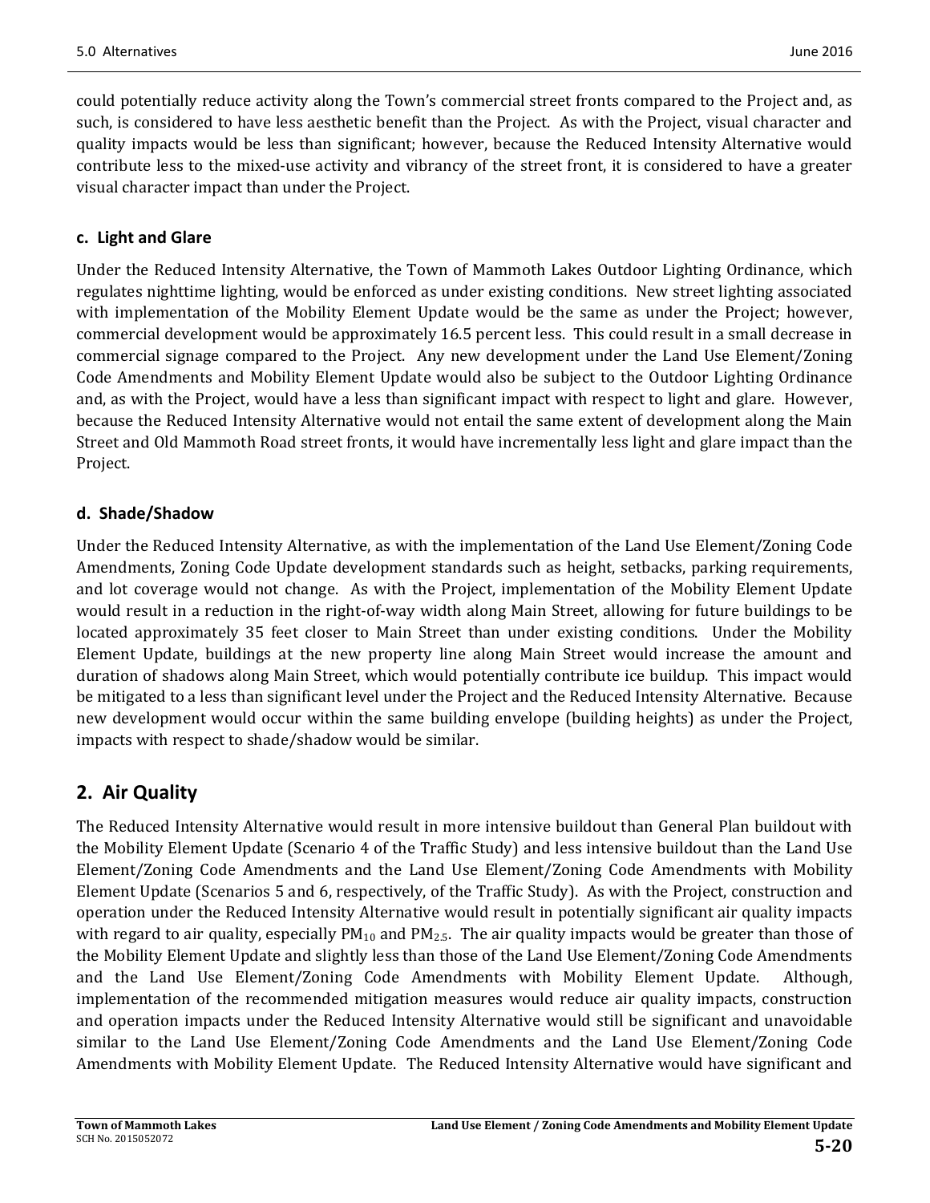could potentially reduce activity along the Town's commercial street fronts compared to the Project and, as such, is considered to have less aesthetic benefit than the Project. As with the Project, visual character and quality impacts would be less than significant; however, because the Reduced Intensity Alternative would contribute less to the mixed-use activity and vibrancy of the street front, it is considered to have a greater visual character impact than under the Project.

### c. Light and Glare

Under the Reduced Intensity Alternative, the Town of Mammoth Lakes Outdoor Lighting Ordinance, which regulates nighttime lighting, would be enforced as under existing conditions. New street lighting associated with implementation of the Mobility Element Update would be the same as under the Project; however, commercial development would be approximately 16.5 percent less. This could result in a small decrease in commercial signage compared to the Project. Any new development under the Land Use Element/Zoning Code Amendments and Mobility Element Update would also be subject to the Outdoor Lighting Ordinance and, as with the Project, would have a less than significant impact with respect to light and glare. However, because the Reduced Intensity Alternative would not entail the same extent of development along the Main Street and Old Mammoth Road street fronts, it would have incrementally less light and glare impact than the Project.

### d. Shade/Shadow

Under the Reduced Intensity Alternative, as with the implementation of the Land Use Element/Zoning Code Amendments, Zoning Code Update development standards such as height, setbacks, parking requirements, and lot coverage would not change. As with the Project, implementation of the Mobility Element Update would result in a reduction in the right-of-way width along Main Street, allowing for future buildings to be located approximately 35 feet closer to Main Street than under existing conditions. Under the Mobility Element Update, buildings at the new property line along Main Street would increase the amount and duration of shadows along Main Street, which would potentially contribute ice buildup. This impact would be mitigated to a less than significant level under the Project and the Reduced Intensity Alternative. Because new development would occur within the same building envelope (building heights) as under the Project, impacts with respect to shade/shadow would be similar.

## 2. Air Quality

The Reduced Intensity Alternative would result in more intensive buildout than General Plan buildout with the Mobility Element Update (Scenario 4 of the Traffic Study) and less intensive buildout than the Land Use Element/Zoning Code Amendments and the Land Use Element/Zoning Code Amendments with Mobility Element Update (Scenarios 5 and 6, respectively, of the Traffic Study). As with the Project, construction and operation under the Reduced Intensity Alternative would result in potentially significant air quality impacts with regard to air quality, especially $PM_{10}$ and $PM_{2.5}$. The air quality impacts would be greater than those of the Mobility Element Update and slightly less than those of the Land Use Element/Zoning Code Amendments and the Land Use Element/Zoning Code Amendments with Mobility Element Update. Although, implementation of the recommended mitigation measures would reduce air quality impacts, construction and operation impacts under the Reduced Intensity Alternative would still be significant and unavoidable similar to the Land Use Element/Zoning Code Amendments and the Land Use Element/Zoning Code Amendments with Mobility Element Update. The Reduced Intensity Alternative would have significant and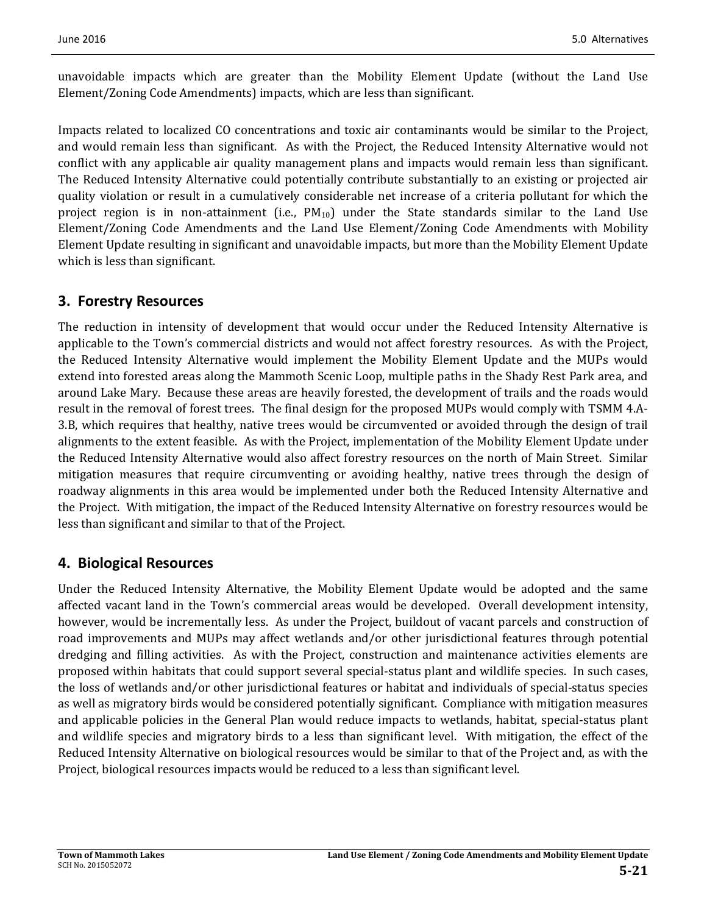unavoidable impacts which are greater than the Mobility Element Update (without the Land Use Element/Zoning Code Amendments) impacts, which are less than significant.

Impacts related to localized CO concentrations and toxic air contaminants would be similar to the Project, and would remain less than significant. As with the Project, the Reduced Intensity Alternative would not conflict with any applicable air quality management plans and impacts would remain less than significant. The Reduced Intensity Alternative could potentially contribute substantially to an existing or projected air quality violation or result in a cumulatively considerable net increase of a criteria pollutant for which the project region is in non-attainment (i.e., $PM_{10}$) under the State standards similar to the Land Use Element/Zoning Code Amendments and the Land Use Element/Zoning Code Amendments with Mobility Element Update resulting in significant and unavoidable impacts, but more than the Mobility Element Update which is less than significant.

## 3. Forestry Resources

The reduction in intensity of development that would occur under the Reduced Intensity Alternative is applicable to the Town's commercial districts and would not affect forestry resources. As with the Project, the Reduced Intensity Alternative would implement the Mobility Element Update and the MUPs would extend into forested areas along the Mammoth Scenic Loop, multiple paths in the Shady Rest Park area, and around Lake Mary. Because these areas are heavily forested, the development of trails and the roads would result in the removal of forest trees. The final design for the proposed MUPs would comply with TSMM 4.A-3.B, which requires that healthy, native trees would be circumvented or avoided through the design of trail alignments to the extent feasible. As with the Project, implementation of the Mobility Element Update under the Reduced Intensity Alternative would also affect forestry resources on the north of Main Street. Similar mitigation measures that require circumventing or avoiding healthy, native trees through the design of roadway alignments in this area would be implemented under both the Reduced Intensity Alternative and the Project. With mitigation, the impact of the Reduced Intensity Alternative on forestry resources would be less than significant and similar to that of the Project.

## 4. Biological Resources

Under the Reduced Intensity Alternative, the Mobility Element Update would be adopted and the same affected vacant land in the Town's commercial areas would be developed. Overall development intensity, however, would be incrementally less. As under the Project, buildout of vacant parcels and construction of road improvements and MUPs may affect wetlands and/or other jurisdictional features through potential dredging and filling activities. As with the Project, construction and maintenance activities elements are proposed within habitats that could support several special-status plant and wildlife species. In such cases, the loss of wetlands and/or other jurisdictional features or habitat and individuals of special-status species as well as migratory birds would be considered potentially significant. Compliance with mitigation measures and applicable policies in the General Plan would reduce impacts to wetlands, habitat, special-status plant and wildlife species and migratory birds to a less than significant level. With mitigation, the effect of the Reduced Intensity Alternative on biological resources would be similar to that of the Project and, as with the Project, biological resources impacts would be reduced to a less than significant level.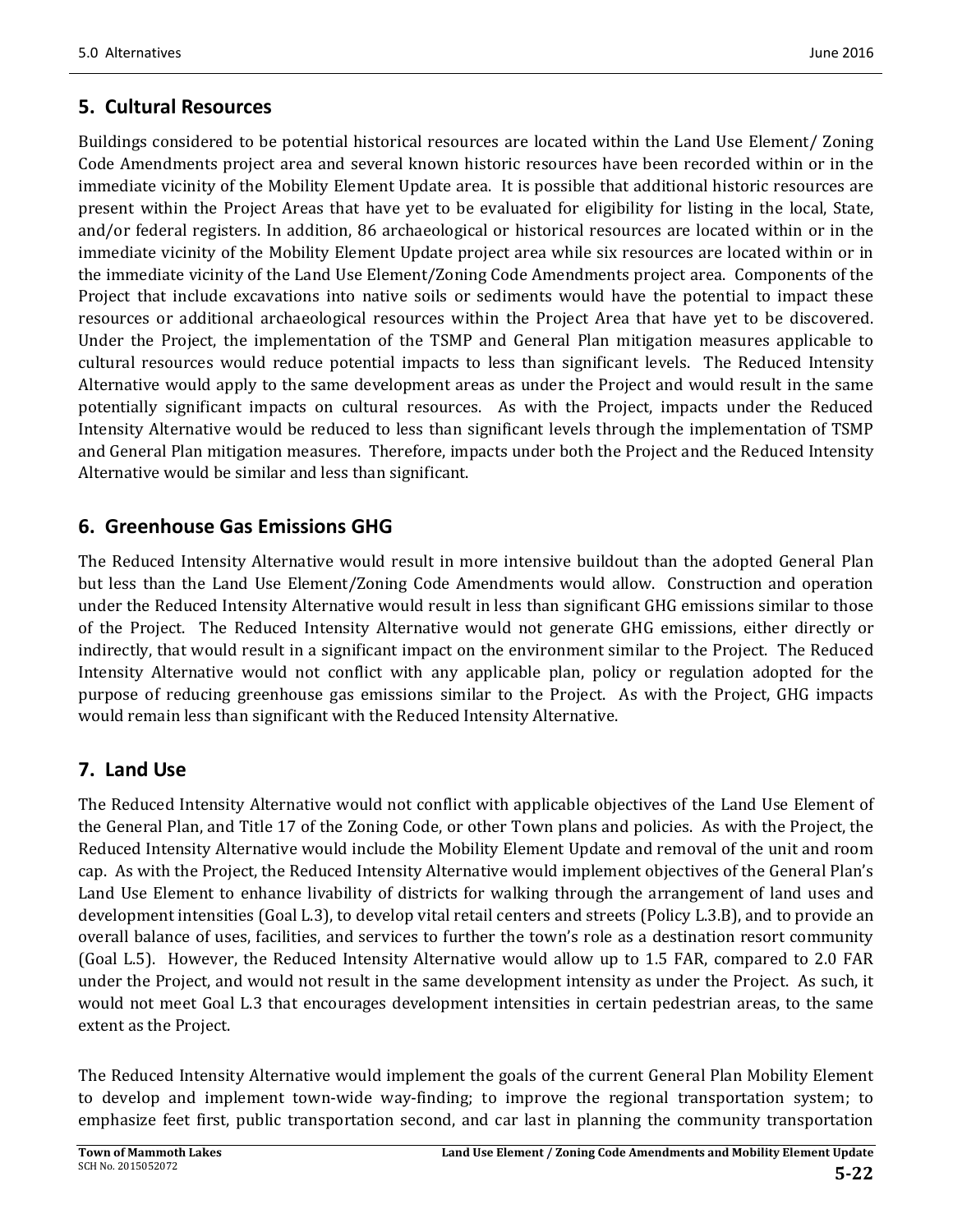## 5. Cultural Resources

Buildings considered to be potential historical resources are located within the Land Use Element/ Zoning Code Amendments project area and several known historic resources have been recorded within or in the immediate vicinity of the Mobility Element Update area. It is possible that additional historic resources are present within the Project Areas that have yet to be evaluated for eligibility for listing in the local, State, and/or federal registers. In addition, 86 archaeological or historical resources are located within or in the immediate vicinity of the Mobility Element Update project area while six resources are located within or in the immediate vicinity of the Land Use Element/Zoning Code Amendments project area. Components of the Project that include excavations into native soils or sediments would have the potential to impact these resources or additional archaeological resources within the Project Area that have yet to be discovered. Under the Project, the implementation of the TSMP and General Plan mitigation measures applicable to cultural resources would reduce potential impacts to less than significant levels. The Reduced Intensity Alternative would apply to the same development areas as under the Project and would result in the same potentially significant impacts on cultural resources. As with the Project, impacts under the Reduced Intensity Alternative would be reduced to less than significant levels through the implementation of TSMP and General Plan mitigation measures. Therefore, impacts under both the Project and the Reduced Intensity Alternative would be similar and less than significant.

## 6. Greenhouse Gas Emissions GHG

The Reduced Intensity Alternative would result in more intensive buildout than the adopted General Plan but less than the Land Use Element/Zoning Code Amendments would allow. Construction and operation under the Reduced Intensity Alternative would result in less than significant GHG emissions similar to those of the Project. The Reduced Intensity Alternative would not generate GHG emissions, either directly or indirectly, that would result in a significant impact on the environment similar to the Project. The Reduced Intensity Alternative would not conflict with any applicable plan, policy or regulation adopted for the purpose of reducing greenhouse gas emissions similar to the Project. As with the Project, GHG impacts would remain less than significant with the Reduced Intensity Alternative.

## 7. Land Use

The Reduced Intensity Alternative would not conflict with applicable objectives of the Land Use Element of the General Plan, and Title 17 of the Zoning Code, or other Town plans and policies. As with the Project, the Reduced Intensity Alternative would include the Mobility Element Update and removal of the unit and room cap. As with the Project, the Reduced Intensity Alternative would implement objectives of the General Plan's Land Use Element to enhance livability of districts for walking through the arrangement of land uses and development intensities (Goal L.3), to develop vital retail centers and streets (Policy L.3.B), and to provide an overall balance of uses, facilities, and services to further the town's role as a destination resort community (Goal L.5). However, the Reduced Intensity Alternative would allow up to 1.5 FAR, compared to 2.0 FAR under the Project, and would not result in the same development intensity as under the Project. As such, it would not meet Goal L.3 that encourages development intensities in certain pedestrian areas, to the same extent as the Project.

The Reduced Intensity Alternative would implement the goals of the current General Plan Mobility Element to develop and implement town-wide way-finding; to improve the regional transportation system; to emphasize feet first, public transportation second, and car last in planning the community transportation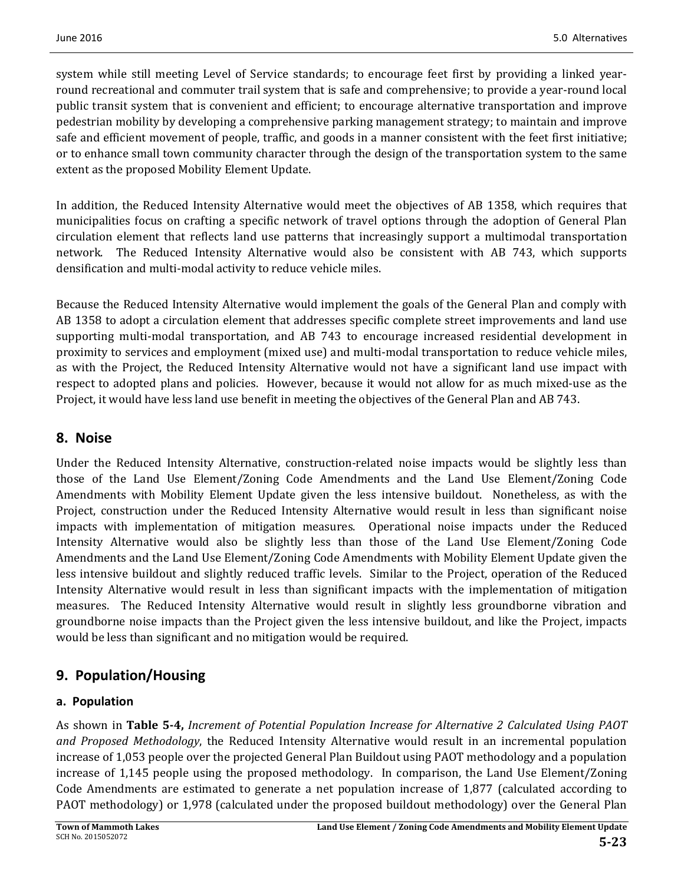system while still meeting Level of Service standards; to encourage feet first by providing a linked year-round recreational and commuter trail system that is safe and comprehensive; to provide a year-round local public transit system that is convenient and efficient; to encourage alternative transportation and improve pedestrian mobility by developing a comprehensive parking management strategy; to maintain and improve safe and efficient movement of people, traffic, and goods in a manner consistent with the feet first initiative; or to enhance small town community character through the design of the transportation system to the same extent as the proposed Mobility Element Update.

In addition, the Reduced Intensity Alternative would meet the objectives of AB 1358, which requires that municipalities focus on crafting a specific network of travel options through the adoption of General Plan circulation element that reflects land use patterns that increasingly support a multimodal transportation network. The Reduced Intensity Alternative would also be consistent with AB 743, which supports densification and multi-modal activity to reduce vehicle miles.

Because the Reduced Intensity Alternative would implement the goals of the General Plan and comply with AB 1358 to adopt a circulation element that addresses specific complete street improvements and land use supporting multi-modal transportation, and AB 743 to encourage increased residential development in proximity to services and employment (mixed use) and multi-modal transportation to reduce vehicle miles, as with the Project, the Reduced Intensity Alternative would not have a significant land use impact with respect to adopted plans and policies. However, because it would not allow for as much mixed-use as the Project, it would have less land use benefit in meeting the objectives of the General Plan and AB 743.

## 8. Noise

Under the Reduced Intensity Alternative, construction-related noise impacts would be slightly less than those of the Land Use Element/Zoning Code Amendments and the Land Use Element/Zoning Code Amendments with Mobility Element Update given the less intensive buildout. Nonetheless, as with the Project, construction under the Reduced Intensity Alternative would result in less than significant noise impacts with implementation of mitigation measures. Operational noise impacts under the Reduced Intensity Alternative would also be slightly less than those of the Land Use Element/Zoning Code Amendments and the Land Use Element/Zoning Code Amendments with Mobility Element Update given the less intensive buildout and slightly reduced traffic levels. Similar to the Project, operation of the Reduced Intensity Alternative would result in less than significant impacts with the implementation of mitigation measures. The Reduced Intensity Alternative would result in slightly less groundborne vibration and groundborne noise impacts than the Project given the less intensive buildout, and like the Project, impacts would be less than significant and no mitigation would be required.

## 9. Population/Housing

### a. Population

As shown in **Table 5-4,** *Increment of Potential Population Increase for Alternative 2 Calculated Using PAOT and Proposed Methodology*, the Reduced Intensity Alternative would result in an incremental population increase of 1,053 people over the projected General Plan Buildout using PAOT methodology and a population increase of 1,145 people using the proposed methodology. In comparison, the Land Use Element/Zoning Code Amendments are estimated to generate a net population increase of 1,877 (calculated according to PAOT methodology) or 1,978 (calculated under the proposed buildout methodology) over the General Plan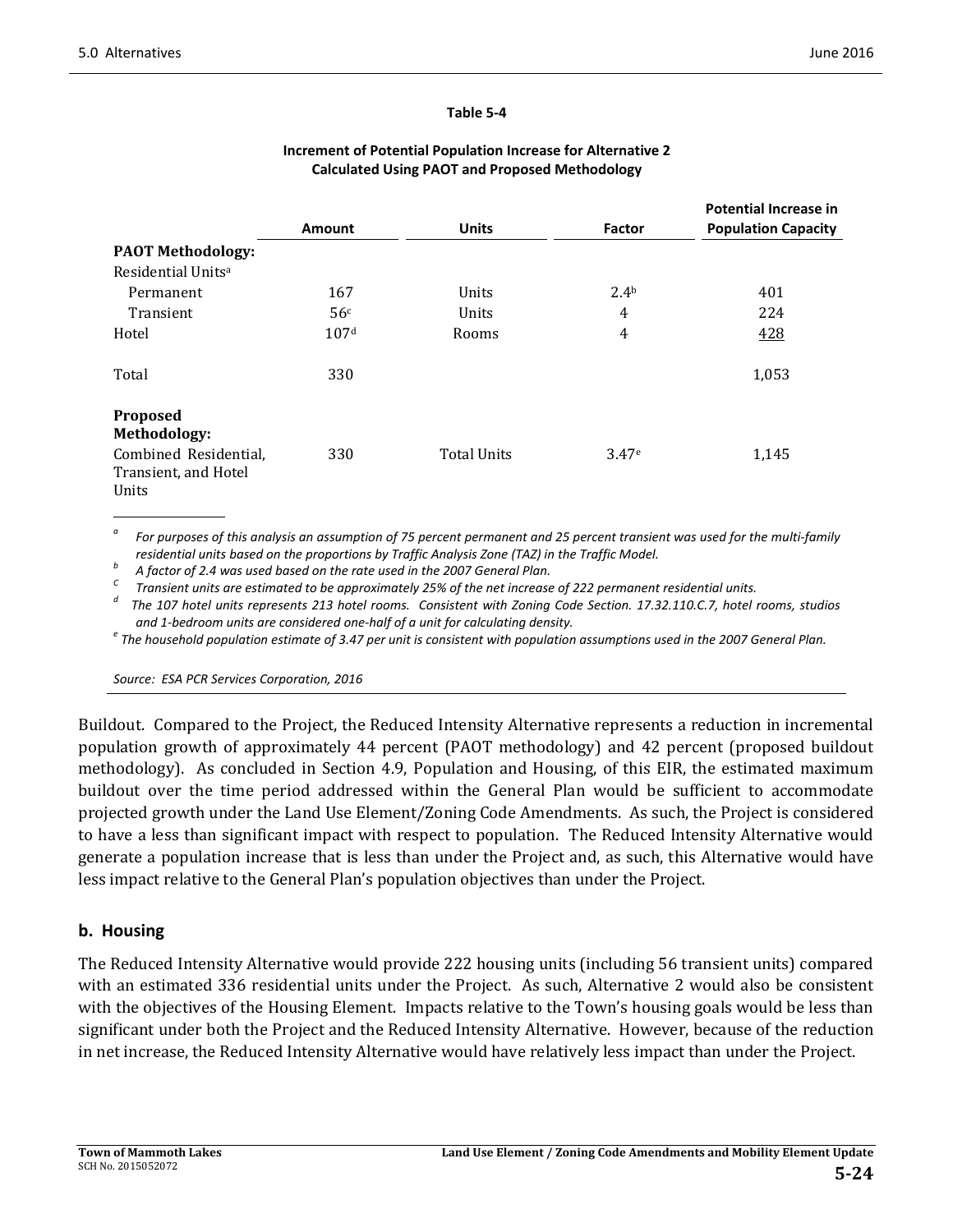**Table 5-4**

**Increment of Potential Population Increase for Alternative 2 Calculated Using PAOT and Proposed Methodology**

| | Amount | Units | Factor | Potential Increase in Population Capacity |
|---|---|---|---|---|
| **PAOT Methodology:** | | | | |
| Residential Units[a] | | | | |
| Permanent | 167 | Units | 2.4[b] | 401 |
| Transient | 56[c] | Units | 4 | 224 |
| Hotel | 107[d] | Rooms | 4 | 428 |
| Total | 330 | | | 1,053 |
| **Proposed Methodology:** | | | | |
| Combined Residential, Transient, and Hotel Units | 330 | Total Units | 3.47[e] | 1,145 |

[a] *For purposes of this analysis an assumption of 75 percent permanent and 25 percent transient was used for the multi-family residential units based on the proportions by Traffic Analysis Zone (TAZ) in the Traffic Model.*

[b] *A factor of 2.4 was used based on the rate used in the 2007 General Plan.*

[c] *Transient units are estimated to be approximately 25% of the net increase of 222 permanent residential units.*

[d] *The 107 hotel units represents 213 hotel rooms. Consistent with Zoning Code Section. 17.32.110.C.7, hotel rooms, studios and 1-bedroom units are considered one-half of a unit for calculating density.*

[e] *The household population estimate of 3.47 per unit is consistent with population assumptions used in the 2007 General Plan.*

*Source: ESA PCR Services Corporation, 2016*

Buildout. Compared to the Project, the Reduced Intensity Alternative represents a reduction in incremental population growth of approximately 44 percent (PAOT methodology) and 42 percent (proposed buildout methodology). As concluded in Section 4.9, Population and Housing, of this EIR, the estimated maximum buildout over the time period addressed within the General Plan would be sufficient to accommodate projected growth under the Land Use Element/Zoning Code Amendments. As such, the Project is considered to have a less than significant impact with respect to population. The Reduced Intensity Alternative would generate a population increase that is less than under the Project and, as such, this Alternative would have less impact relative to the General Plan's population objectives than under the Project.

## b. Housing

The Reduced Intensity Alternative would provide 222 housing units (including 56 transient units) compared with an estimated 336 residential units under the Project. As such, Alternative 2 would also be consistent with the objectives of the Housing Element. Impacts relative to the Town's housing goals would be less than significant under both the Project and the Reduced Intensity Alternative. However, because of the reduction in net increase, the Reduced Intensity Alternative would have relatively less impact than under the Project.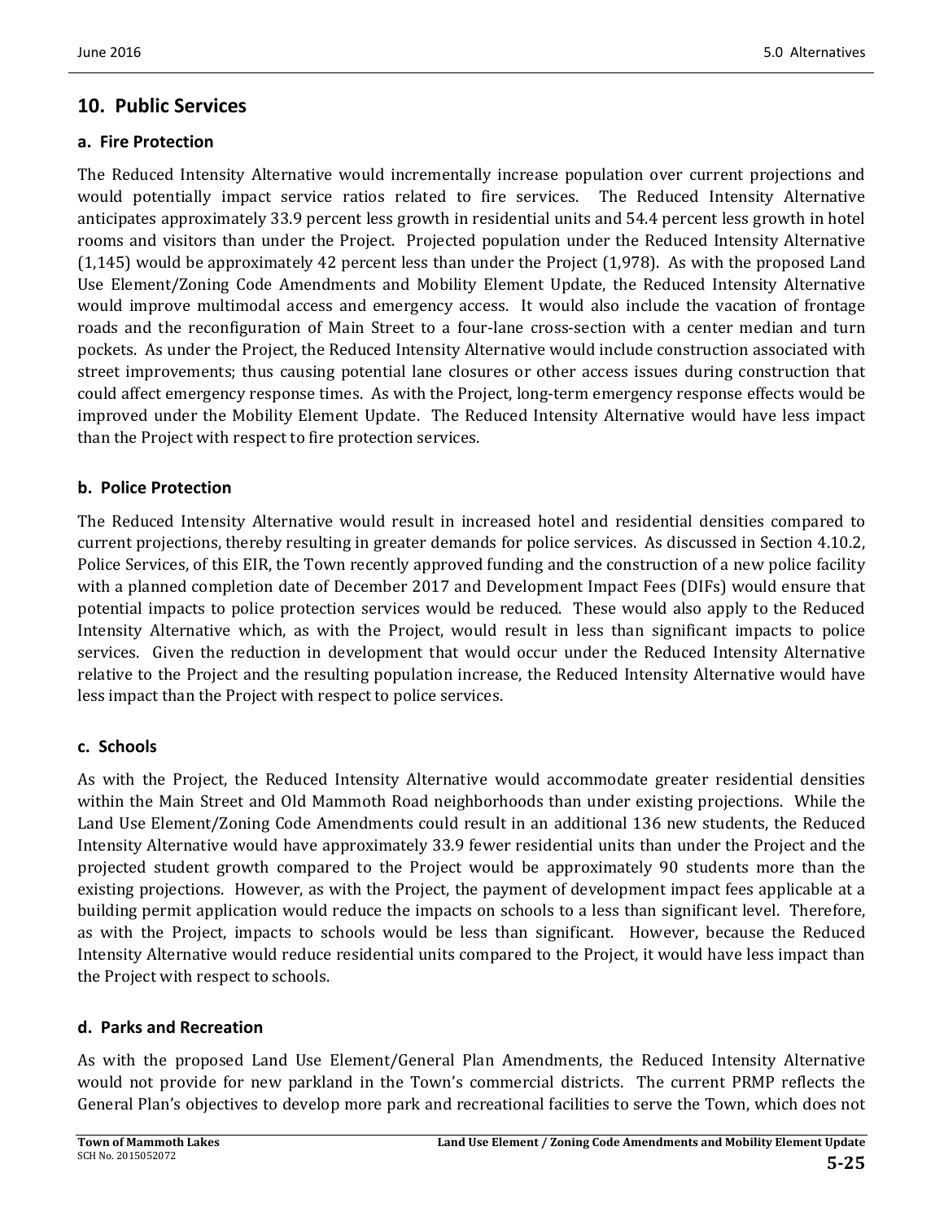## 10. Public Services

### a. Fire Protection

The Reduced Intensity Alternative would incrementally increase population over current projections and would potentially impact service ratios related to fire services. The Reduced Intensity Alternative anticipates approximately 33.9 percent less growth in residential units and 54.4 percent less growth in hotel rooms and visitors than under the Project. Projected population under the Reduced Intensity Alternative (1,145) would be approximately 42 percent less than under the Project (1,978). As with the proposed Land Use Element/Zoning Code Amendments and Mobility Element Update, the Reduced Intensity Alternative would improve multimodal access and emergency access. It would also include the vacation of frontage roads and the reconfiguration of Main Street to a four-lane cross-section with a center median and turn pockets. As under the Project, the Reduced Intensity Alternative would include construction associated with street improvements; thus causing potential lane closures or other access issues during construction that could affect emergency response times. As with the Project, long-term emergency response effects would be improved under the Mobility Element Update. The Reduced Intensity Alternative would have less impact than the Project with respect to fire protection services.

### b. Police Protection

The Reduced Intensity Alternative would result in increased hotel and residential densities compared to current projections, thereby resulting in greater demands for police services. As discussed in Section 4.10.2, Police Services, of this EIR, the Town recently approved funding and the construction of a new police facility with a planned completion date of December 2017 and Development Impact Fees (DIFs) would ensure that potential impacts to police protection services would be reduced. These would also apply to the Reduced Intensity Alternative which, as with the Project, would result in less than significant impacts to police services. Given the reduction in development that would occur under the Reduced Intensity Alternative relative to the Project and the resulting population increase, the Reduced Intensity Alternative would have less impact than the Project with respect to police services.

### c. Schools

As with the Project, the Reduced Intensity Alternative would accommodate greater residential densities within the Main Street and Old Mammoth Road neighborhoods than under existing projections. While the Land Use Element/Zoning Code Amendments could result in an additional 136 new students, the Reduced Intensity Alternative would have approximately 33.9 fewer residential units than under the Project and the projected student growth compared to the Project would be approximately 90 students more than the existing projections. However, as with the Project, the payment of development impact fees applicable at a building permit application would reduce the impacts on schools to a less than significant level. Therefore, as with the Project, impacts to schools would be less than significant. However, because the Reduced Intensity Alternative would reduce residential units compared to the Project, it would have less impact than the Project with respect to schools.

### d. Parks and Recreation

As with the proposed Land Use Element/General Plan Amendments, the Reduced Intensity Alternative would not provide for new parkland in the Town's commercial districts. The current PRMP reflects the General Plan's objectives to develop more park and recreational facilities to serve the Town, which does not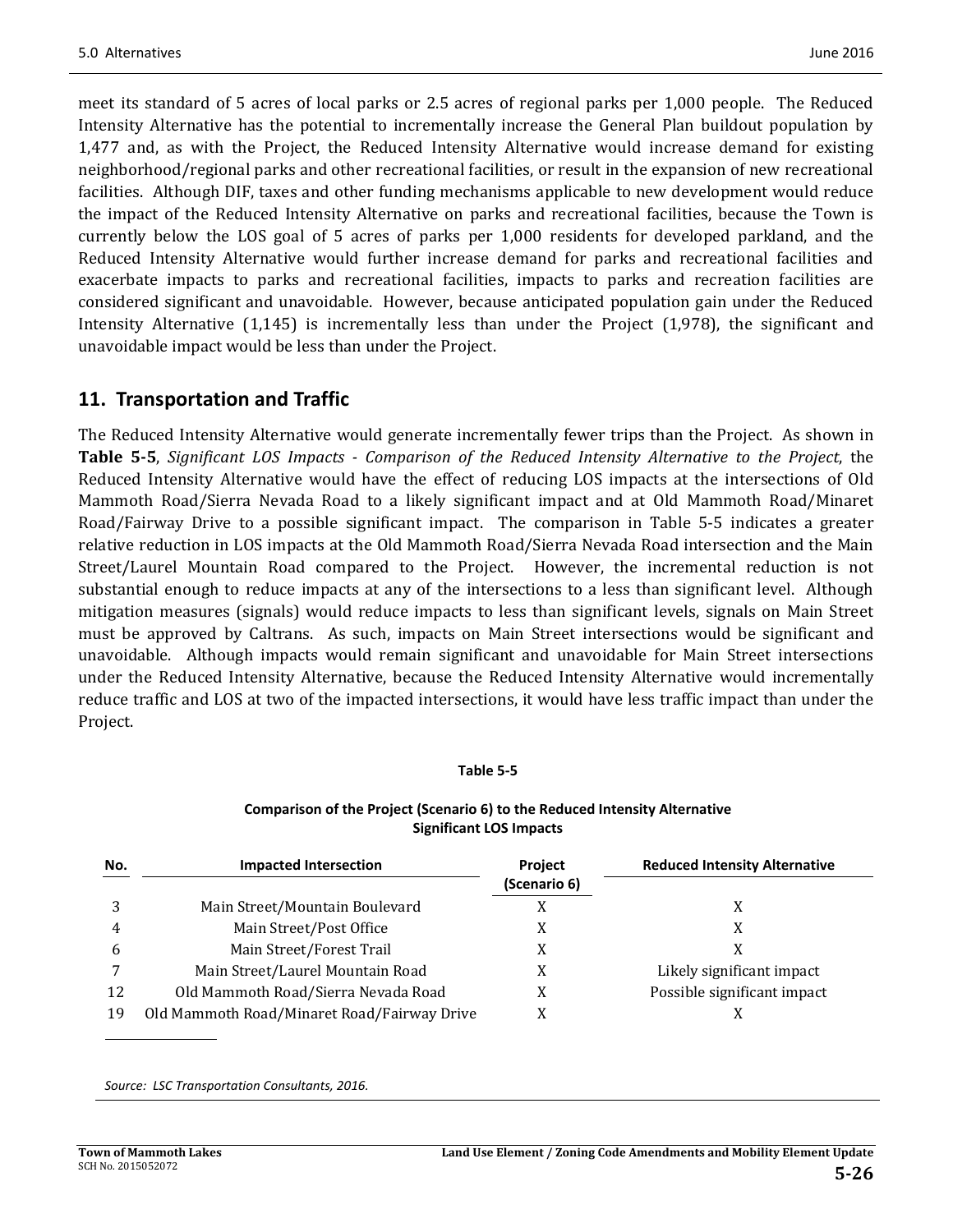meet its standard of 5 acres of local parks or 2.5 acres of regional parks per 1,000 people. The Reduced Intensity Alternative has the potential to incrementally increase the General Plan buildout population by 1,477 and, as with the Project, the Reduced Intensity Alternative would increase demand for existing neighborhood/regional parks and other recreational facilities, or result in the expansion of new recreational facilities. Although DIF, taxes and other funding mechanisms applicable to new development would reduce the impact of the Reduced Intensity Alternative on parks and recreational facilities, because the Town is currently below the LOS goal of 5 acres of parks per 1,000 residents for developed parkland, and the Reduced Intensity Alternative would further increase demand for parks and recreational facilities and exacerbate impacts to parks and recreational facilities, impacts to parks and recreation facilities are considered significant and unavoidable. However, because anticipated population gain under the Reduced Intensity Alternative (1,145) is incrementally less than under the Project (1,978), the significant and unavoidable impact would be less than under the Project.

## 11. Transportation and Traffic

The Reduced Intensity Alternative would generate incrementally fewer trips than the Project. As shown in **Table 5-5**, *Significant LOS Impacts - Comparison of the Reduced Intensity Alternative to the Project*, the Reduced Intensity Alternative would have the effect of reducing LOS impacts at the intersections of Old Mammoth Road/Sierra Nevada Road to a likely significant impact and at Old Mammoth Road/Minaret Road/Fairway Drive to a possible significant impact. The comparison in Table 5-5 indicates a greater relative reduction in LOS impacts at the Old Mammoth Road/Sierra Nevada Road intersection and the Main Street/Laurel Mountain Road compared to the Project. However, the incremental reduction is not substantial enough to reduce impacts at any of the intersections to a less than significant level. Although mitigation measures (signals) would reduce impacts to less than significant levels, signals on Main Street must be approved by Caltrans. As such, impacts on Main Street intersections would be significant and unavoidable. Although impacts would remain significant and unavoidable for Main Street intersections under the Reduced Intensity Alternative, because the Reduced Intensity Alternative would incrementally reduce traffic and LOS at two of the impacted intersections, it would have less traffic impact than under the Project.

**Table 5-5**

**Comparison of the Project (Scenario 6) to the Reduced Intensity Alternative Significant LOS Impacts**

| No. | Impacted Intersection | Project (Scenario 6) | Reduced Intensity Alternative |
|---|---|---|---|
| 3 | Main Street/Mountain Boulevard | X | X |
| 4 | Main Street/Post Office | X | X |
| 6 | Main Street/Forest Trail | X | X |
| 7 | Main Street/Laurel Mountain Road | X | Likely significant impact |
| 12 | Old Mammoth Road/Sierra Nevada Road | X | Possible significant impact |
| 19 | Old Mammoth Road/Minaret Road/Fairway Drive | X | X |

*Source: LSC Transportation Consultants, 2016.*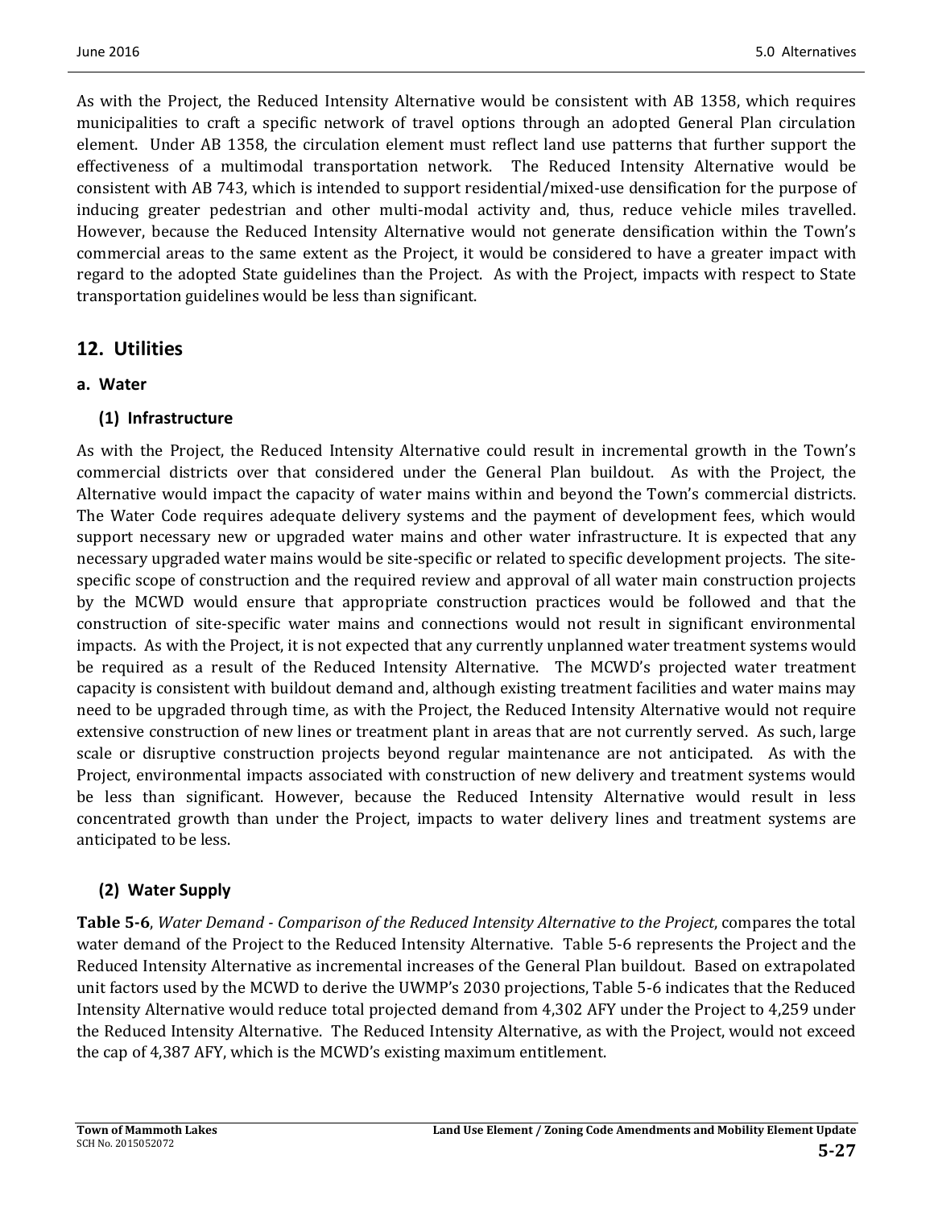As with the Project, the Reduced Intensity Alternative would be consistent with AB 1358, which requires municipalities to craft a specific network of travel options through an adopted General Plan circulation element. Under AB 1358, the circulation element must reflect land use patterns that further support the effectiveness of a multimodal transportation network. The Reduced Intensity Alternative would be consistent with AB 743, which is intended to support residential/mixed-use densification for the purpose of inducing greater pedestrian and other multi-modal activity and, thus, reduce vehicle miles travelled. However, because the Reduced Intensity Alternative would not generate densification within the Town's commercial areas to the same extent as the Project, it would be considered to have a greater impact with regard to the adopted State guidelines than the Project. As with the Project, impacts with respect to State transportation guidelines would be less than significant.

## 12. Utilities

### a. Water

#### (1) Infrastructure

As with the Project, the Reduced Intensity Alternative could result in incremental growth in the Town's commercial districts over that considered under the General Plan buildout. As with the Project, the Alternative would impact the capacity of water mains within and beyond the Town's commercial districts. The Water Code requires adequate delivery systems and the payment of development fees, which would support necessary new or upgraded water mains and other water infrastructure. It is expected that any necessary upgraded water mains would be site-specific or related to specific development projects. The site-specific scope of construction and the required review and approval of all water main construction projects by the MCWD would ensure that appropriate construction practices would be followed and that the construction of site-specific water mains and connections would not result in significant environmental impacts. As with the Project, it is not expected that any currently unplanned water treatment systems would be required as a result of the Reduced Intensity Alternative. The MCWD's projected water treatment capacity is consistent with buildout demand and, although existing treatment facilities and water mains may need to be upgraded through time, as with the Project, the Reduced Intensity Alternative would not require extensive construction of new lines or treatment plant in areas that are not currently served. As such, large scale or disruptive construction projects beyond regular maintenance are not anticipated. As with the Project, environmental impacts associated with construction of new delivery and treatment systems would be less than significant. However, because the Reduced Intensity Alternative would result in less concentrated growth than under the Project, impacts to water delivery lines and treatment systems are anticipated to be less.

#### (2) Water Supply

**Table 5-6**, *Water Demand - Comparison of the Reduced Intensity Alternative to the Project*, compares the total water demand of the Project to the Reduced Intensity Alternative. Table 5-6 represents the Project and the Reduced Intensity Alternative as incremental increases of the General Plan buildout. Based on extrapolated unit factors used by the MCWD to derive the UWMP's 2030 projections, Table 5-6 indicates that the Reduced Intensity Alternative would reduce total projected demand from 4,302 AFY under the Project to 4,259 under the Reduced Intensity Alternative. The Reduced Intensity Alternative, as with the Project, would not exceed the cap of 4,387 AFY, which is the MCWD's existing maximum entitlement.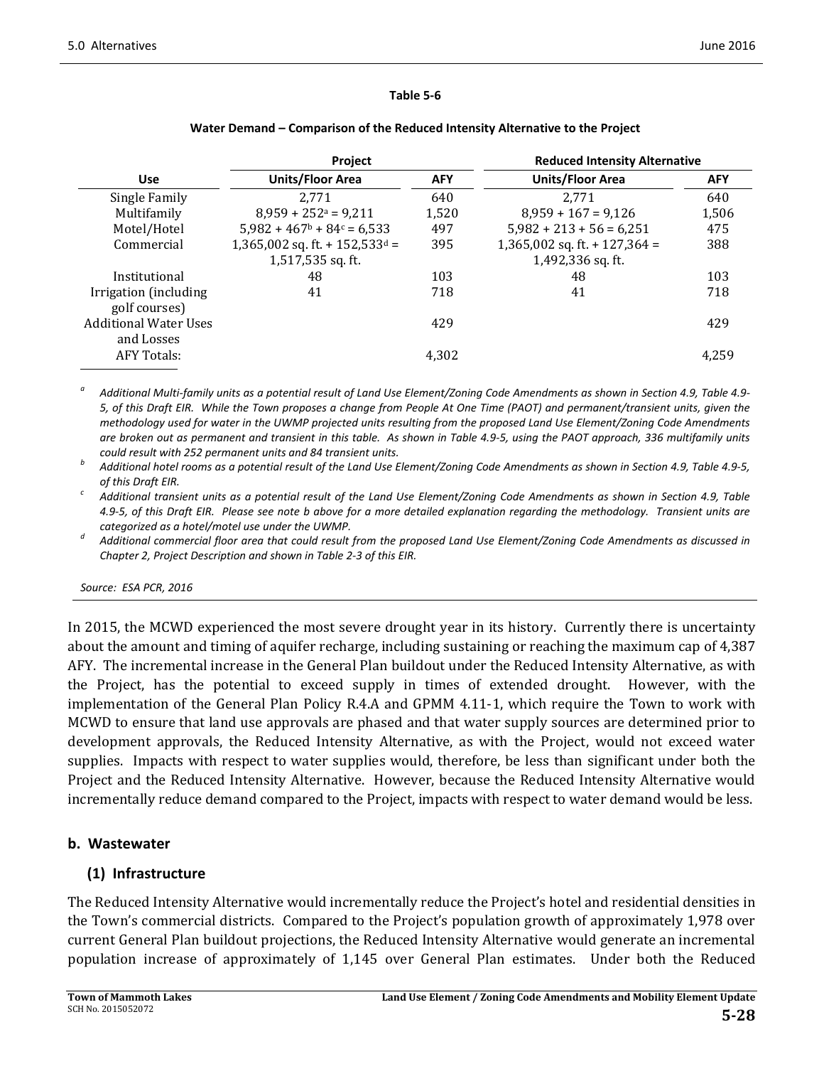**Table 5-6**

**Water Demand – Comparison of the Reduced Intensity Alternative to the Project**

| | Project | | Reduced Intensity Alternative | |
|---|---|---|---|---|
| **Use** | **Units/Floor Area** | **AFY** | **Units/Floor Area** | **AFY** |
| Single Family | 2,771 | 640 | 2,771 | 640 |
| Multifamily | 8,959 + 252[a] = 9,211 | 1,520 | 8,959 + 167 = 9,126 | 1,506 |
| Motel/Hotel | 5,982 + 467[b] + 84[c] = 6,533 | 497 | 5,982 + 213 + 56 = 6,251 | 475 |
| Commercial | 1,365,002 sq. ft. + 152,533[d] = 1,517,535 sq. ft. | 395 | 1,365,002 sq. ft. + 127,364 = 1,492,336 sq. ft. | 388 |
| Institutional | 48 | 103 | 48 | 103 |
| Irrigation (including golf courses) | 41 | 718 | 41 | 718 |
| Additional Water Uses and Losses | | 429 | | 429 |
| AFY Totals: | | 4,302 | | 4,259 |

[a] *Additional Multi-family units as a potential result of Land Use Element/Zoning Code Amendments as shown in Section 4.9, Table 4.9-5, of this Draft EIR. While the Town proposes a change from People At One Time (PAOT) and permanent/transient units, given the methodology used for water in the UWMP projected units resulting from the proposed Land Use Element/Zoning Code Amendments are broken out as permanent and transient in this table. As shown in Table 4.9-5, using the PAOT approach, 336 multifamily units could result with 252 permanent units and 84 transient units.*

[b] *Additional hotel rooms as a potential result of the Land Use Element/Zoning Code Amendments as shown in Section 4.9, Table 4.9-5, of this Draft EIR.*

[c] *Additional transient units as a potential result of the Land Use Element/Zoning Code Amendments as shown in Section 4.9, Table 4.9-5, of this Draft EIR. Please see note b above for a more detailed explanation regarding the methodology. Transient units are categorized as a hotel/motel use under the UWMP.*

[d] *Additional commercial floor area that could result from the proposed Land Use Element/Zoning Code Amendments as discussed in Chapter 2, Project Description and shown in Table 2-3 of this EIR.*

*Source: ESA PCR, 2016*

In 2015, the MCWD experienced the most severe drought year in its history. Currently there is uncertainty about the amount and timing of aquifer recharge, including sustaining or reaching the maximum cap of 4,387 AFY. The incremental increase in the General Plan buildout under the Reduced Intensity Alternative, as with the Project, has the potential to exceed supply in times of extended drought. However, with the implementation of the General Plan Policy R.4.A and GPMM 4.11-1, which require the Town to work with MCWD to ensure that land use approvals are phased and that water supply sources are determined prior to development approvals, the Reduced Intensity Alternative, as with the Project, would not exceed water supplies. Impacts with respect to water supplies would, therefore, be less than significant under both the Project and the Reduced Intensity Alternative. However, because the Reduced Intensity Alternative would incrementally reduce demand compared to the Project, impacts with respect to water demand would be less.

### b. Wastewater

#### (1) Infrastructure

The Reduced Intensity Alternative would incrementally reduce the Project's hotel and residential densities in the Town's commercial districts. Compared to the Project's population growth of approximately 1,978 over current General Plan buildout projections, the Reduced Intensity Alternative would generate an incremental population increase of approximately of 1,145 over General Plan estimates. Under both the Reduced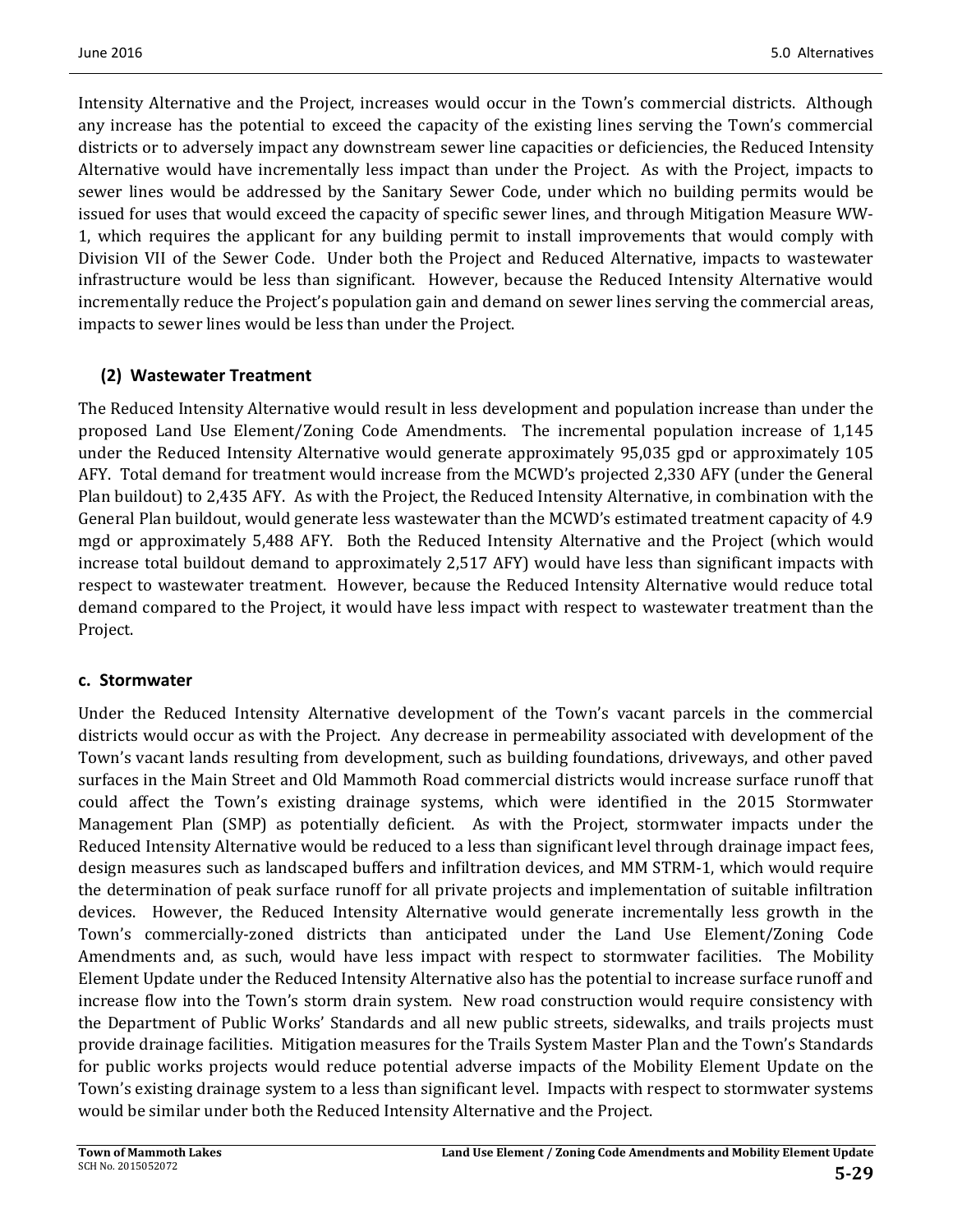Intensity Alternative and the Project, increases would occur in the Town's commercial districts. Although any increase has the potential to exceed the capacity of the existing lines serving the Town's commercial districts or to adversely impact any downstream sewer line capacities or deficiencies, the Reduced Intensity Alternative would have incrementally less impact than under the Project. As with the Project, impacts to sewer lines would be addressed by the Sanitary Sewer Code, under which no building permits would be issued for uses that would exceed the capacity of specific sewer lines, and through Mitigation Measure WW-1, which requires the applicant for any building permit to install improvements that would comply with Division VII of the Sewer Code. Under both the Project and Reduced Alternative, impacts to wastewater infrastructure would be less than significant. However, because the Reduced Intensity Alternative would incrementally reduce the Project's population gain and demand on sewer lines serving the commercial areas, impacts to sewer lines would be less than under the Project.

#### (2) Wastewater Treatment

The Reduced Intensity Alternative would result in less development and population increase than under the proposed Land Use Element/Zoning Code Amendments. The incremental population increase of 1,145 under the Reduced Intensity Alternative would generate approximately 95,035 gpd or approximately 105 AFY. Total demand for treatment would increase from the MCWD's projected 2,330 AFY (under the General Plan buildout) to 2,435 AFY. As with the Project, the Reduced Intensity Alternative, in combination with the General Plan buildout, would generate less wastewater than the MCWD's estimated treatment capacity of 4.9 mgd or approximately 5,488 AFY. Both the Reduced Intensity Alternative and the Project (which would increase total buildout demand to approximately 2,517 AFY) would have less than significant impacts with respect to wastewater treatment. However, because the Reduced Intensity Alternative would reduce total demand compared to the Project, it would have less impact with respect to wastewater treatment than the Project.

### c. Stormwater

Under the Reduced Intensity Alternative development of the Town's vacant parcels in the commercial districts would occur as with the Project. Any decrease in permeability associated with development of the Town's vacant lands resulting from development, such as building foundations, driveways, and other paved surfaces in the Main Street and Old Mammoth Road commercial districts would increase surface runoff that could affect the Town's existing drainage systems, which were identified in the 2015 Stormwater Management Plan (SMP) as potentially deficient. As with the Project, stormwater impacts under the Reduced Intensity Alternative would be reduced to a less than significant level through drainage impact fees, design measures such as landscaped buffers and infiltration devices, and MM STRM-1, which would require the determination of peak surface runoff for all private projects and implementation of suitable infiltration devices. However, the Reduced Intensity Alternative would generate incrementally less growth in the Town's commercially-zoned districts than anticipated under the Land Use Element/Zoning Code Amendments and, as such, would have less impact with respect to stormwater facilities. The Mobility Element Update under the Reduced Intensity Alternative also has the potential to increase surface runoff and increase flow into the Town's storm drain system. New road construction would require consistency with the Department of Public Works' Standards and all new public streets, sidewalks, and trails projects must provide drainage facilities. Mitigation measures for the Trails System Master Plan and the Town's Standards for public works projects would reduce potential adverse impacts of the Mobility Element Update on the Town's existing drainage system to a less than significant level. Impacts with respect to stormwater systems would be similar under both the Reduced Intensity Alternative and the Project.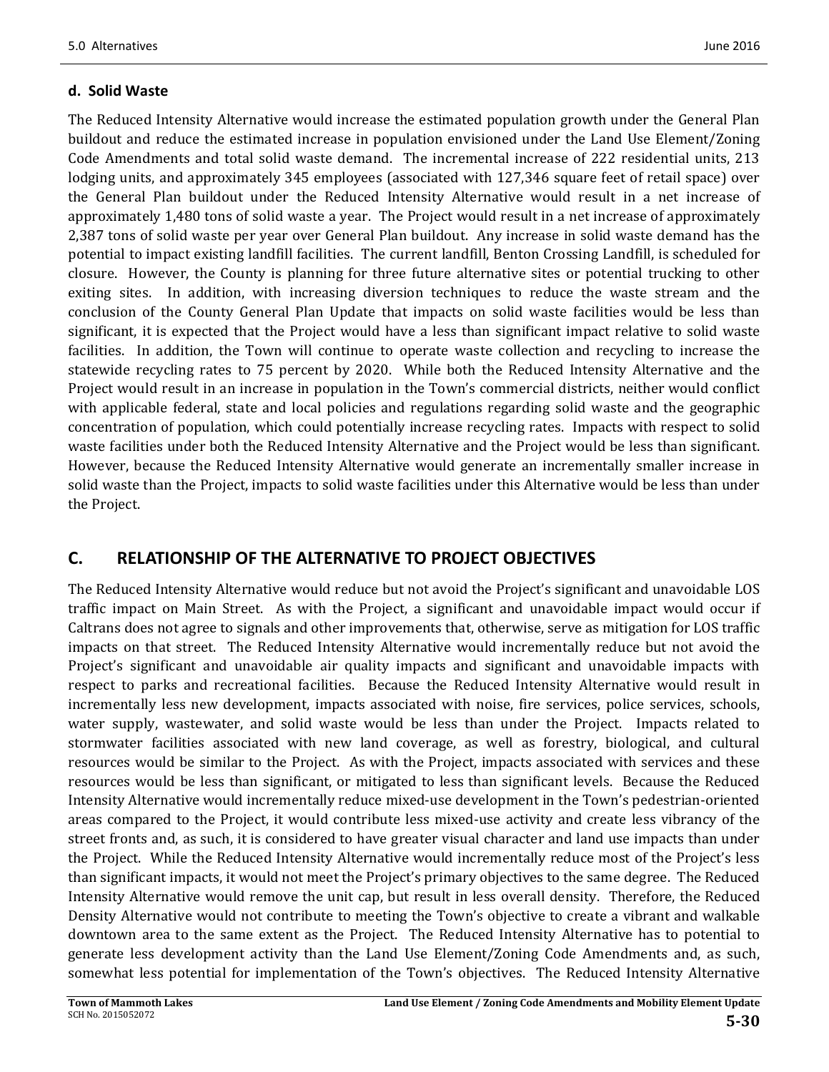#### d. Solid Waste

The Reduced Intensity Alternative would increase the estimated population growth under the General Plan buildout and reduce the estimated increase in population envisioned under the Land Use Element/Zoning Code Amendments and total solid waste demand. The incremental increase of 222 residential units, 213 lodging units, and approximately 345 employees (associated with 127,346 square feet of retail space) over the General Plan buildout under the Reduced Intensity Alternative would result in a net increase of approximately 1,480 tons of solid waste a year. The Project would result in a net increase of approximately 2,387 tons of solid waste per year over General Plan buildout. Any increase in solid waste demand has the potential to impact existing landfill facilities. The current landfill, Benton Crossing Landfill, is scheduled for closure. However, the County is planning for three future alternative sites or potential trucking to other exiting sites. In addition, with increasing diversion techniques to reduce the waste stream and the conclusion of the County General Plan Update that impacts on solid waste facilities would be less than significant, it is expected that the Project would have a less than significant impact relative to solid waste facilities. In addition, the Town will continue to operate waste collection and recycling to increase the statewide recycling rates to 75 percent by 2020. While both the Reduced Intensity Alternative and the Project would result in an increase in population in the Town's commercial districts, neither would conflict with applicable federal, state and local policies and regulations regarding solid waste and the geographic concentration of population, which could potentially increase recycling rates. Impacts with respect to solid waste facilities under both the Reduced Intensity Alternative and the Project would be less than significant. However, because the Reduced Intensity Alternative would generate an incrementally smaller increase in solid waste than the Project, impacts to solid waste facilities under this Alternative would be less than under the Project.

## C. RELATIONSHIP OF THE ALTERNATIVE TO PROJECT OBJECTIVES

The Reduced Intensity Alternative would reduce but not avoid the Project's significant and unavoidable LOS traffic impact on Main Street. As with the Project, a significant and unavoidable impact would occur if Caltrans does not agree to signals and other improvements that, otherwise, serve as mitigation for LOS traffic impacts on that street. The Reduced Intensity Alternative would incrementally reduce but not avoid the Project's significant and unavoidable air quality impacts and significant and unavoidable impacts with respect to parks and recreational facilities. Because the Reduced Intensity Alternative would result in incrementally less new development, impacts associated with noise, fire services, police services, schools, water supply, wastewater, and solid waste would be less than under the Project. Impacts related to stormwater facilities associated with new land coverage, as well as forestry, biological, and cultural resources would be similar to the Project. As with the Project, impacts associated with services and these resources would be less than significant, or mitigated to less than significant levels. Because the Reduced Intensity Alternative would incrementally reduce mixed-use development in the Town's pedestrian-oriented areas compared to the Project, it would contribute less mixed-use activity and create less vibrancy of the street fronts and, as such, it is considered to have greater visual character and land use impacts than under the Project. While the Reduced Intensity Alternative would incrementally reduce most of the Project's less than significant impacts, it would not meet the Project's primary objectives to the same degree. The Reduced Intensity Alternative would remove the unit cap, but result in less overall density. Therefore, the Reduced Density Alternative would not contribute to meeting the Town's objective to create a vibrant and walkable downtown area to the same extent as the Project. The Reduced Intensity Alternative has to potential to generate less development activity than the Land Use Element/Zoning Code Amendments and, as such, somewhat less potential for implementation of the Town's objectives. The Reduced Intensity Alternative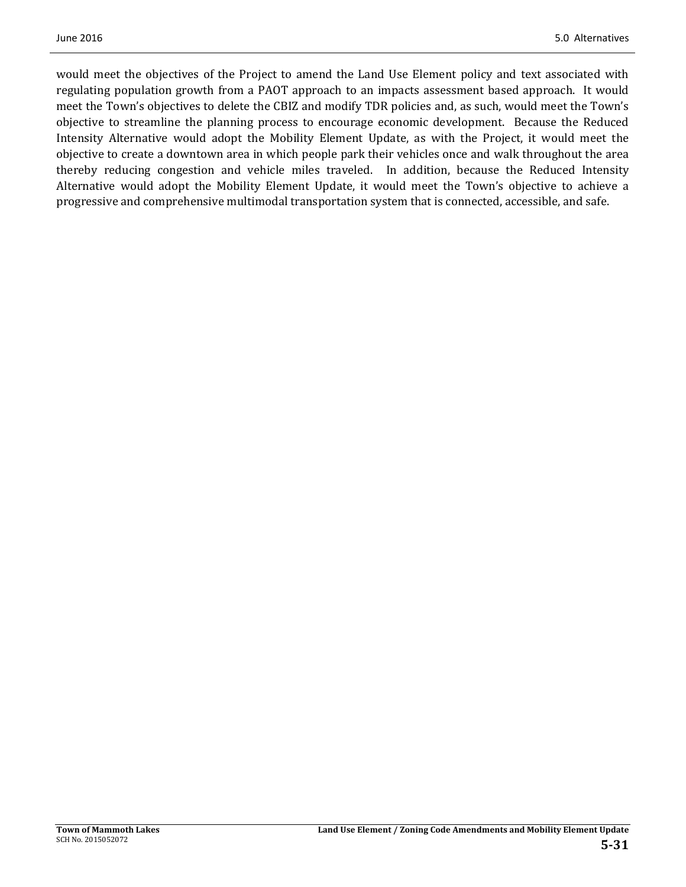would meet the objectives of the Project to amend the Land Use Element policy and text associated with regulating population growth from a PAOT approach to an impacts assessment based approach. It would meet the Town's objectives to delete the CBIZ and modify TDR policies and, as such, would meet the Town's objective to streamline the planning process to encourage economic development. Because the Reduced Intensity Alternative would adopt the Mobility Element Update, as with the Project, it would meet the objective to create a downtown area in which people park their vehicles once and walk throughout the area thereby reducing congestion and vehicle miles traveled. In addition, because the Reduced Intensity Alternative would adopt the Mobility Element Update, it would meet the Town's objective to achieve a progressive and comprehensive multimodal transportation system that is connected, accessible, and safe.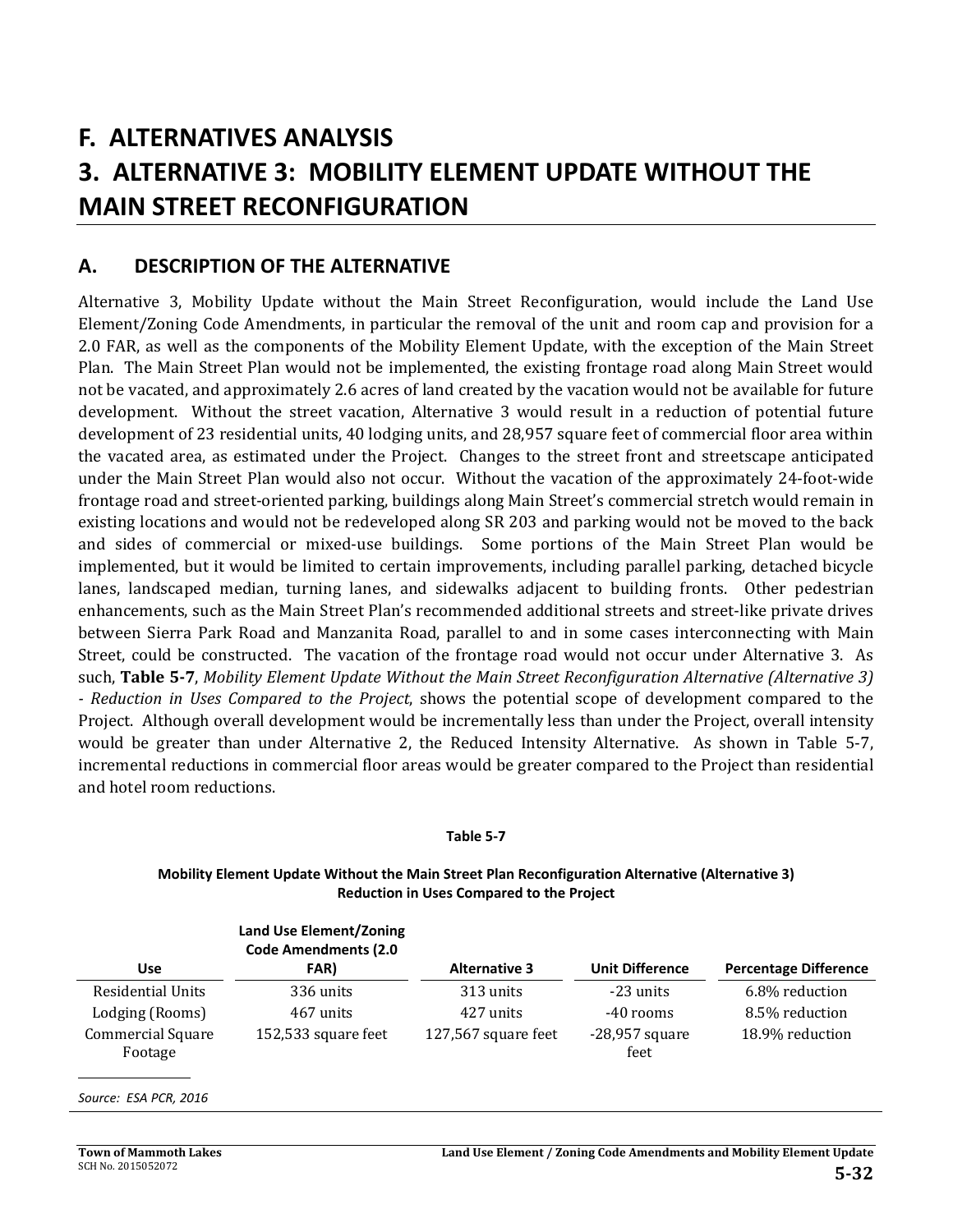# F. ALTERNATIVES ANALYSIS

# 3. ALTERNATIVE 3: MOBILITY ELEMENT UPDATE WITHOUT THE MAIN STREET RECONFIGURATION

## A. DESCRIPTION OF THE ALTERNATIVE

Alternative 3, Mobility Update without the Main Street Reconfiguration, would include the Land Use Element/Zoning Code Amendments, in particular the removal of the unit and room cap and provision for a 2.0 FAR, as well as the components of the Mobility Element Update, with the exception of the Main Street Plan. The Main Street Plan would not be implemented, the existing frontage road along Main Street would not be vacated, and approximately 2.6 acres of land created by the vacation would not be available for future development. Without the street vacation, Alternative 3 would result in a reduction of potential future development of 23 residential units, 40 lodging units, and 28,957 square feet of commercial floor area within the vacated area, as estimated under the Project. Changes to the street front and streetscape anticipated under the Main Street Plan would also not occur. Without the vacation of the approximately 24-foot-wide frontage road and street-oriented parking, buildings along Main Street's commercial stretch would remain in existing locations and would not be redeveloped along SR 203 and parking would not be moved to the back and sides of commercial or mixed-use buildings. Some portions of the Main Street Plan would be implemented, but it would be limited to certain improvements, including parallel parking, detached bicycle lanes, landscaped median, turning lanes, and sidewalks adjacent to building fronts. Other pedestrian enhancements, such as the Main Street Plan's recommended additional streets and street-like private drives between Sierra Park Road and Manzanita Road, parallel to and in some cases interconnecting with Main Street, could be constructed. The vacation of the frontage road would not occur under Alternative 3. As such, **Table 5-7**, *Mobility Element Update Without the Main Street Reconfiguration Alternative (Alternative 3) - Reduction in Uses Compared to the Project*, shows the potential scope of development compared to the Project. Although overall development would be incrementally less than under the Project, overall intensity would be greater than under Alternative 2, the Reduced Intensity Alternative. As shown in Table 5-7, incremental reductions in commercial floor areas would be greater compared to the Project than residential and hotel room reductions.

**Table 5-7**

**Mobility Element Update Without the Main Street Plan Reconfiguration Alternative (Alternative 3) Reduction in Uses Compared to the Project**

| Use | Land Use Element/Zoning Code Amendments (2.0 FAR) | Alternative 3 | Unit Difference | Percentage Difference |
|---|---|---|---|---|
| Residential Units | 336 units | 313 units | -23 units | 6.8% reduction |
| Lodging (Rooms) | 467 units | 427 units | -40 rooms | 8.5% reduction |
| Commercial Square Footage | 152,533 square feet | 127,567 square feet | -28,957 square feet | 18.9% reduction |

*Source: ESA PCR, 2016*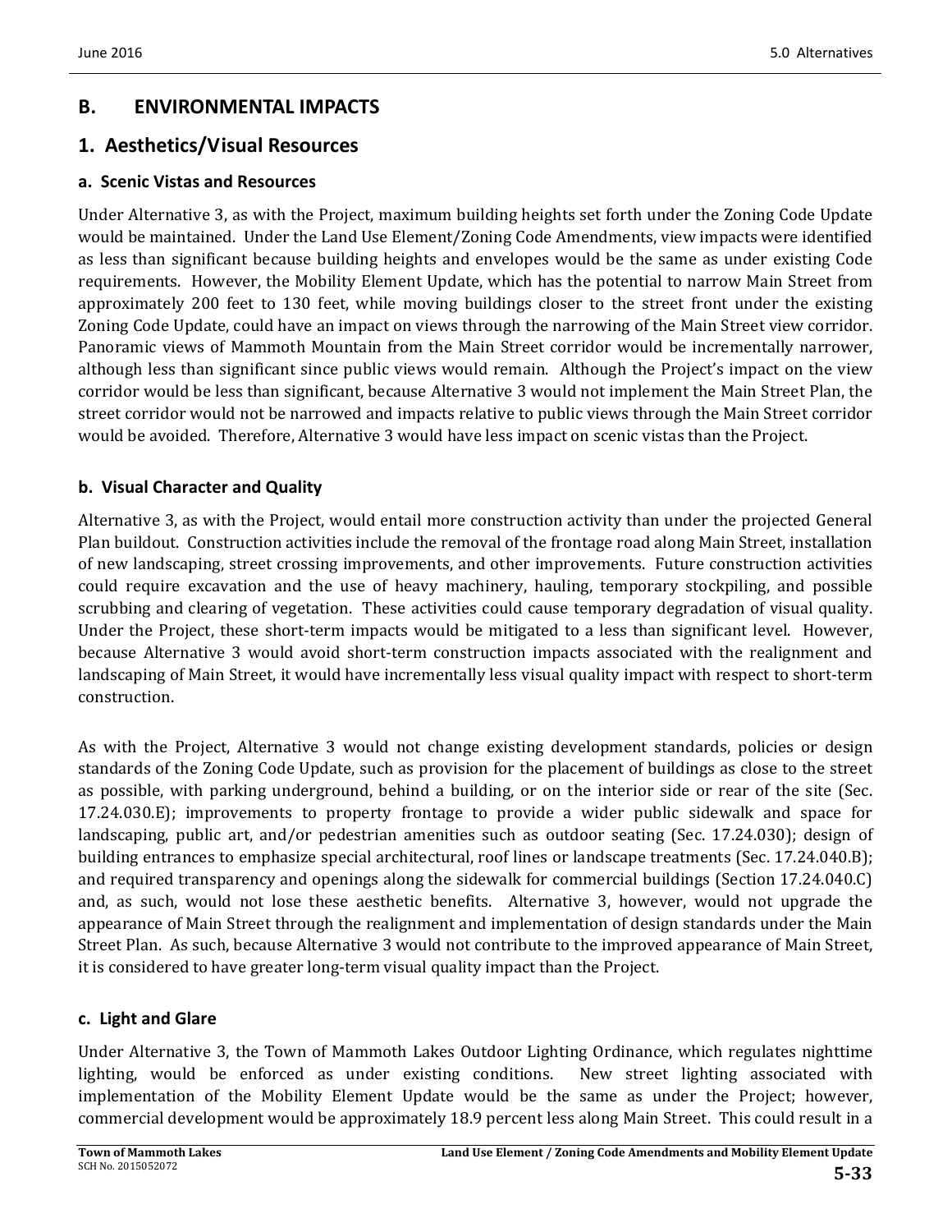## B. ENVIRONMENTAL IMPACTS

### 1. Aesthetics/Visual Resources

#### a. Scenic Vistas and Resources

Under Alternative 3, as with the Project, maximum building heights set forth under the Zoning Code Update would be maintained. Under the Land Use Element/Zoning Code Amendments, view impacts were identified as less than significant because building heights and envelopes would be the same as under existing Code requirements. However, the Mobility Element Update, which has the potential to narrow Main Street from approximately 200 feet to 130 feet, while moving buildings closer to the street front under the existing Zoning Code Update, could have an impact on views through the narrowing of the Main Street view corridor. Panoramic views of Mammoth Mountain from the Main Street corridor would be incrementally narrower, although less than significant since public views would remain. Although the Project's impact on the view corridor would be less than significant, because Alternative 3 would not implement the Main Street Plan, the street corridor would not be narrowed and impacts relative to public views through the Main Street corridor would be avoided. Therefore, Alternative 3 would have less impact on scenic vistas than the Project.

#### b. Visual Character and Quality

Alternative 3, as with the Project, would entail more construction activity than under the projected General Plan buildout. Construction activities include the removal of the frontage road along Main Street, installation of new landscaping, street crossing improvements, and other improvements. Future construction activities could require excavation and the use of heavy machinery, hauling, temporary stockpiling, and possible scrubbing and clearing of vegetation. These activities could cause temporary degradation of visual quality. Under the Project, these short-term impacts would be mitigated to a less than significant level. However, because Alternative 3 would avoid short-term construction impacts associated with the realignment and landscaping of Main Street, it would have incrementally less visual quality impact with respect to short-term construction.

As with the Project, Alternative 3 would not change existing development standards, policies or design standards of the Zoning Code Update, such as provision for the placement of buildings as close to the street as possible, with parking underground, behind a building, or on the interior side or rear of the site (Sec. 17.24.030.E); improvements to property frontage to provide a wider public sidewalk and space for landscaping, public art, and/or pedestrian amenities such as outdoor seating (Sec. 17.24.030); design of building entrances to emphasize special architectural, roof lines or landscape treatments (Sec. 17.24.040.B); and required transparency and openings along the sidewalk for commercial buildings (Section 17.24.040.C) and, as such, would not lose these aesthetic benefits. Alternative 3, however, would not upgrade the appearance of Main Street through the realignment and implementation of design standards under the Main Street Plan. As such, because Alternative 3 would not contribute to the improved appearance of Main Street, it is considered to have greater long-term visual quality impact than the Project.

#### c. Light and Glare

Under Alternative 3, the Town of Mammoth Lakes Outdoor Lighting Ordinance, which regulates nighttime lighting, would be enforced as under existing conditions. New street lighting associated with implementation of the Mobility Element Update would be the same as under the Project; however, commercial development would be approximately 18.9 percent less along Main Street. This could result in a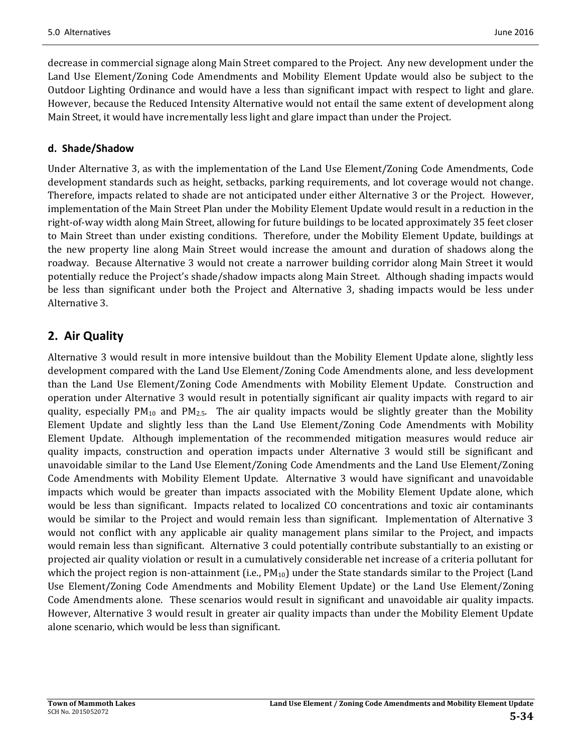decrease in commercial signage along Main Street compared to the Project. Any new development under the Land Use Element/Zoning Code Amendments and Mobility Element Update would also be subject to the Outdoor Lighting Ordinance and would have a less than significant impact with respect to light and glare. However, because the Reduced Intensity Alternative would not entail the same extent of development along Main Street, it would have incrementally less light and glare impact than under the Project.

### d. Shade/Shadow

Under Alternative 3, as with the implementation of the Land Use Element/Zoning Code Amendments, Code development standards such as height, setbacks, parking requirements, and lot coverage would not change. Therefore, impacts related to shade are not anticipated under either Alternative 3 or the Project. However, implementation of the Main Street Plan under the Mobility Element Update would result in a reduction in the right-of-way width along Main Street, allowing for future buildings to be located approximately 35 feet closer to Main Street than under existing conditions. Therefore, under the Mobility Element Update, buildings at the new property line along Main Street would increase the amount and duration of shadows along the roadway. Because Alternative 3 would not create a narrower building corridor along Main Street it would potentially reduce the Project's shade/shadow impacts along Main Street. Although shading impacts would be less than significant under both the Project and Alternative 3, shading impacts would be less under Alternative 3.

## 2. Air Quality

Alternative 3 would result in more intensive buildout than the Mobility Element Update alone, slightly less development compared with the Land Use Element/Zoning Code Amendments alone, and less development than the Land Use Element/Zoning Code Amendments with Mobility Element Update. Construction and operation under Alternative 3 would result in potentially significant air quality impacts with regard to air quality, especially $PM_{10}$ and $PM_{2.5}$. The air quality impacts would be slightly greater than the Mobility Element Update and slightly less than the Land Use Element/Zoning Code Amendments with Mobility Element Update. Although implementation of the recommended mitigation measures would reduce air quality impacts, construction and operation impacts under Alternative 3 would still be significant and unavoidable similar to the Land Use Element/Zoning Code Amendments and the Land Use Element/Zoning Code Amendments with Mobility Element Update. Alternative 3 would have significant and unavoidable impacts which would be greater than impacts associated with the Mobility Element Update alone, which would be less than significant. Impacts related to localized CO concentrations and toxic air contaminants would be similar to the Project and would remain less than significant. Implementation of Alternative 3 would not conflict with any applicable air quality management plans similar to the Project, and impacts would remain less than significant. Alternative 3 could potentially contribute substantially to an existing or projected air quality violation or result in a cumulatively considerable net increase of a criteria pollutant for which the project region is non-attainment (i.e., $PM_{10}$) under the State standards similar to the Project (Land Use Element/Zoning Code Amendments and Mobility Element Update) or the Land Use Element/Zoning Code Amendments alone. These scenarios would result in significant and unavoidable air quality impacts. However, Alternative 3 would result in greater air quality impacts than under the Mobility Element Update alone scenario, which would be less than significant.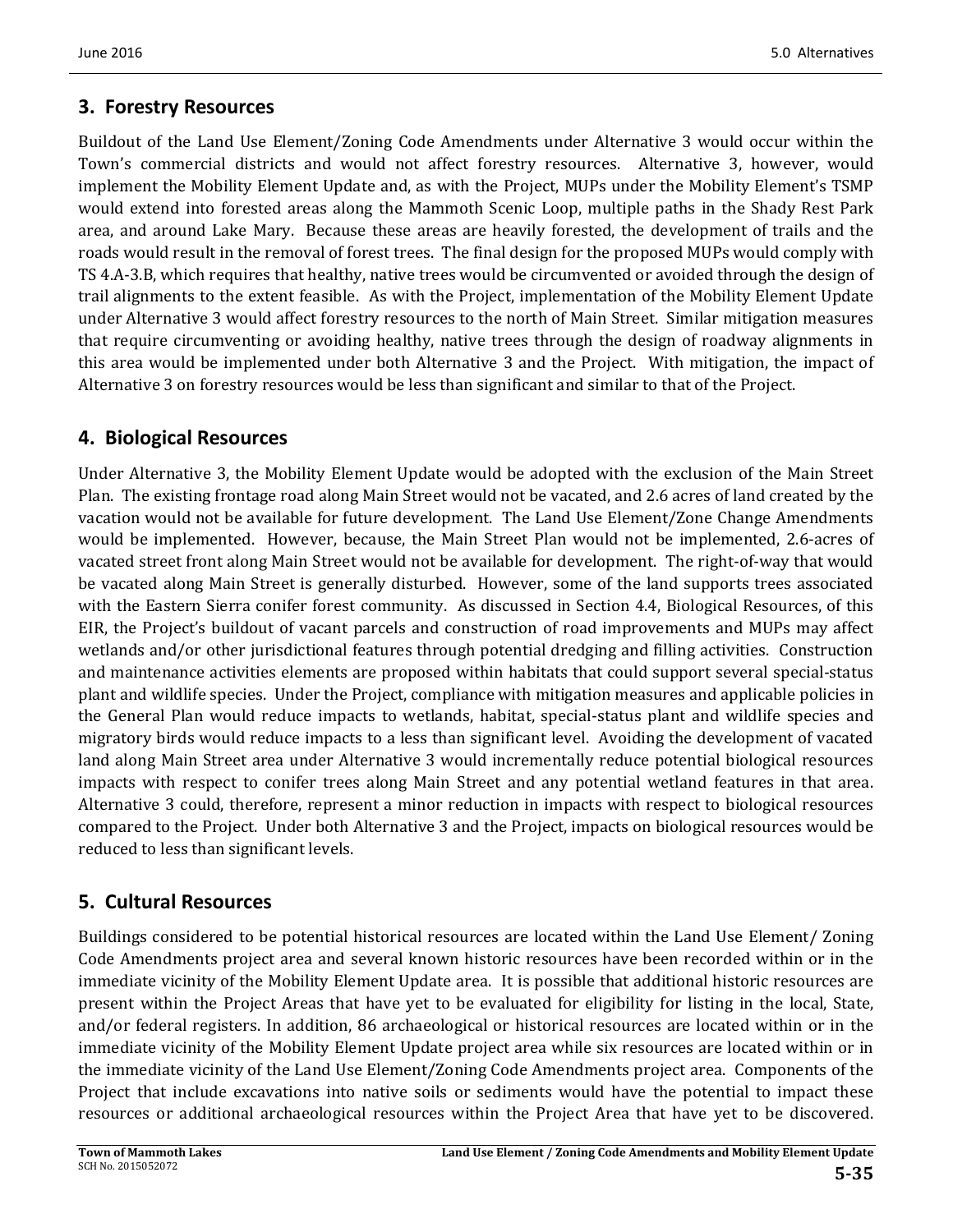## 3. Forestry Resources

Buildout of the Land Use Element/Zoning Code Amendments under Alternative 3 would occur within the Town's commercial districts and would not affect forestry resources. Alternative 3, however, would implement the Mobility Element Update and, as with the Project, MUPs under the Mobility Element's TSMP would extend into forested areas along the Mammoth Scenic Loop, multiple paths in the Shady Rest Park area, and around Lake Mary. Because these areas are heavily forested, the development of trails and the roads would result in the removal of forest trees. The final design for the proposed MUPs would comply with TS 4.A-3.B, which requires that healthy, native trees would be circumvented or avoided through the design of trail alignments to the extent feasible. As with the Project, implementation of the Mobility Element Update under Alternative 3 would affect forestry resources to the north of Main Street. Similar mitigation measures that require circumventing or avoiding healthy, native trees through the design of roadway alignments in this area would be implemented under both Alternative 3 and the Project. With mitigation, the impact of Alternative 3 on forestry resources would be less than significant and similar to that of the Project.

## 4. Biological Resources

Under Alternative 3, the Mobility Element Update would be adopted with the exclusion of the Main Street Plan. The existing frontage road along Main Street would not be vacated, and 2.6 acres of land created by the vacation would not be available for future development. The Land Use Element/Zone Change Amendments would be implemented. However, because, the Main Street Plan would not be implemented, 2.6-acres of vacated street front along Main Street would not be available for development. The right-of-way that would be vacated along Main Street is generally disturbed. However, some of the land supports trees associated with the Eastern Sierra conifer forest community. As discussed in Section 4.4, Biological Resources, of this EIR, the Project's buildout of vacant parcels and construction of road improvements and MUPs may affect wetlands and/or other jurisdictional features through potential dredging and filling activities. Construction and maintenance activities elements are proposed within habitats that could support several special-status plant and wildlife species. Under the Project, compliance with mitigation measures and applicable policies in the General Plan would reduce impacts to wetlands, habitat, special-status plant and wildlife species and migratory birds would reduce impacts to a less than significant level. Avoiding the development of vacated land along Main Street area under Alternative 3 would incrementally reduce potential biological resources impacts with respect to conifer trees along Main Street and any potential wetland features in that area. Alternative 3 could, therefore, represent a minor reduction in impacts with respect to biological resources compared to the Project. Under both Alternative 3 and the Project, impacts on biological resources would be reduced to less than significant levels.

## 5. Cultural Resources

Buildings considered to be potential historical resources are located within the Land Use Element/ Zoning Code Amendments project area and several known historic resources have been recorded within or in the immediate vicinity of the Mobility Element Update area. It is possible that additional historic resources are present within the Project Areas that have yet to be evaluated for eligibility for listing in the local, State, and/or federal registers. In addition, 86 archaeological or historical resources are located within or in the immediate vicinity of the Mobility Element Update project area while six resources are located within or in the immediate vicinity of the Land Use Element/Zoning Code Amendments project area. Components of the Project that include excavations into native soils or sediments would have the potential to impact these resources or additional archaeological resources within the Project Area that have yet to be discovered.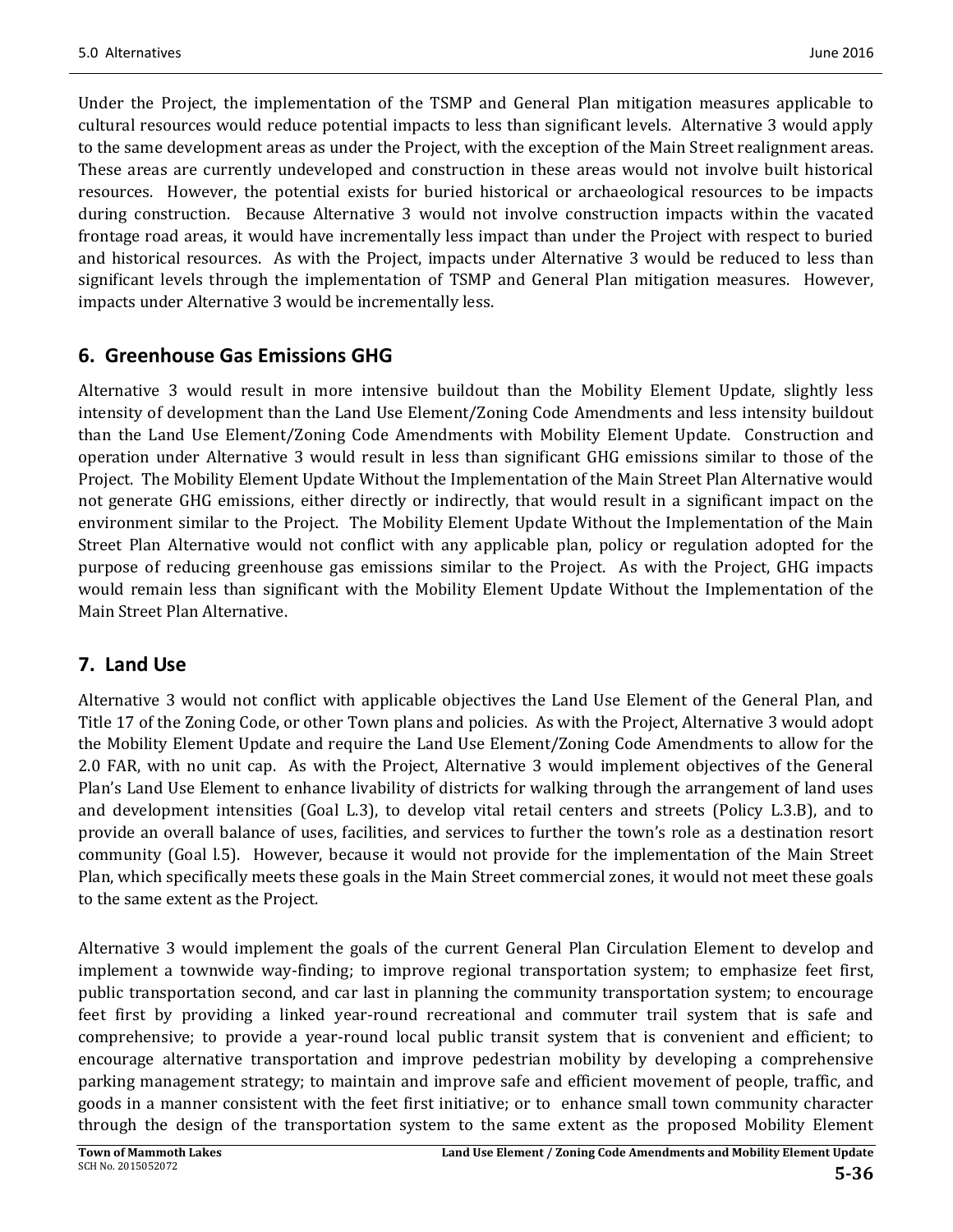Under the Project, the implementation of the TSMP and General Plan mitigation measures applicable to cultural resources would reduce potential impacts to less than significant levels. Alternative 3 would apply to the same development areas as under the Project, with the exception of the Main Street realignment areas. These areas are currently undeveloped and construction in these areas would not involve built historical resources. However, the potential exists for buried historical or archaeological resources to be impacts during construction. Because Alternative 3 would not involve construction impacts within the vacated frontage road areas, it would have incrementally less impact than under the Project with respect to buried and historical resources. As with the Project, impacts under Alternative 3 would be reduced to less than significant levels through the implementation of TSMP and General Plan mitigation measures. However, impacts under Alternative 3 would be incrementally less.

## 6. Greenhouse Gas Emissions GHG

Alternative 3 would result in more intensive buildout than the Mobility Element Update, slightly less intensity of development than the Land Use Element/Zoning Code Amendments and less intensity buildout than the Land Use Element/Zoning Code Amendments with Mobility Element Update. Construction and operation under Alternative 3 would result in less than significant GHG emissions similar to those of the Project. The Mobility Element Update Without the Implementation of the Main Street Plan Alternative would not generate GHG emissions, either directly or indirectly, that would result in a significant impact on the environment similar to the Project. The Mobility Element Update Without the Implementation of the Main Street Plan Alternative would not conflict with any applicable plan, policy or regulation adopted for the purpose of reducing greenhouse gas emissions similar to the Project. As with the Project, GHG impacts would remain less than significant with the Mobility Element Update Without the Implementation of the Main Street Plan Alternative.

## 7. Land Use

Alternative 3 would not conflict with applicable objectives the Land Use Element of the General Plan, and Title 17 of the Zoning Code, or other Town plans and policies. As with the Project, Alternative 3 would adopt the Mobility Element Update and require the Land Use Element/Zoning Code Amendments to allow for the 2.0 FAR, with no unit cap. As with the Project, Alternative 3 would implement objectives of the General Plan's Land Use Element to enhance livability of districts for walking through the arrangement of land uses and development intensities (Goal L.3), to develop vital retail centers and streets (Policy L.3.B), and to provide an overall balance of uses, facilities, and services to further the town's role as a destination resort community (Goal l.5). However, because it would not provide for the implementation of the Main Street Plan, which specifically meets these goals in the Main Street commercial zones, it would not meet these goals to the same extent as the Project.

Alternative 3 would implement the goals of the current General Plan Circulation Element to develop and implement a townwide way-finding; to improve regional transportation system; to emphasize feet first, public transportation second, and car last in planning the community transportation system; to encourage feet first by providing a linked year-round recreational and commuter trail system that is safe and comprehensive; to provide a year-round local public transit system that is convenient and efficient; to encourage alternative transportation and improve pedestrian mobility by developing a comprehensive parking management strategy; to maintain and improve safe and efficient movement of people, traffic, and goods in a manner consistent with the feet first initiative; or to enhance small town community character through the design of the transportation system to the same extent as the proposed Mobility Element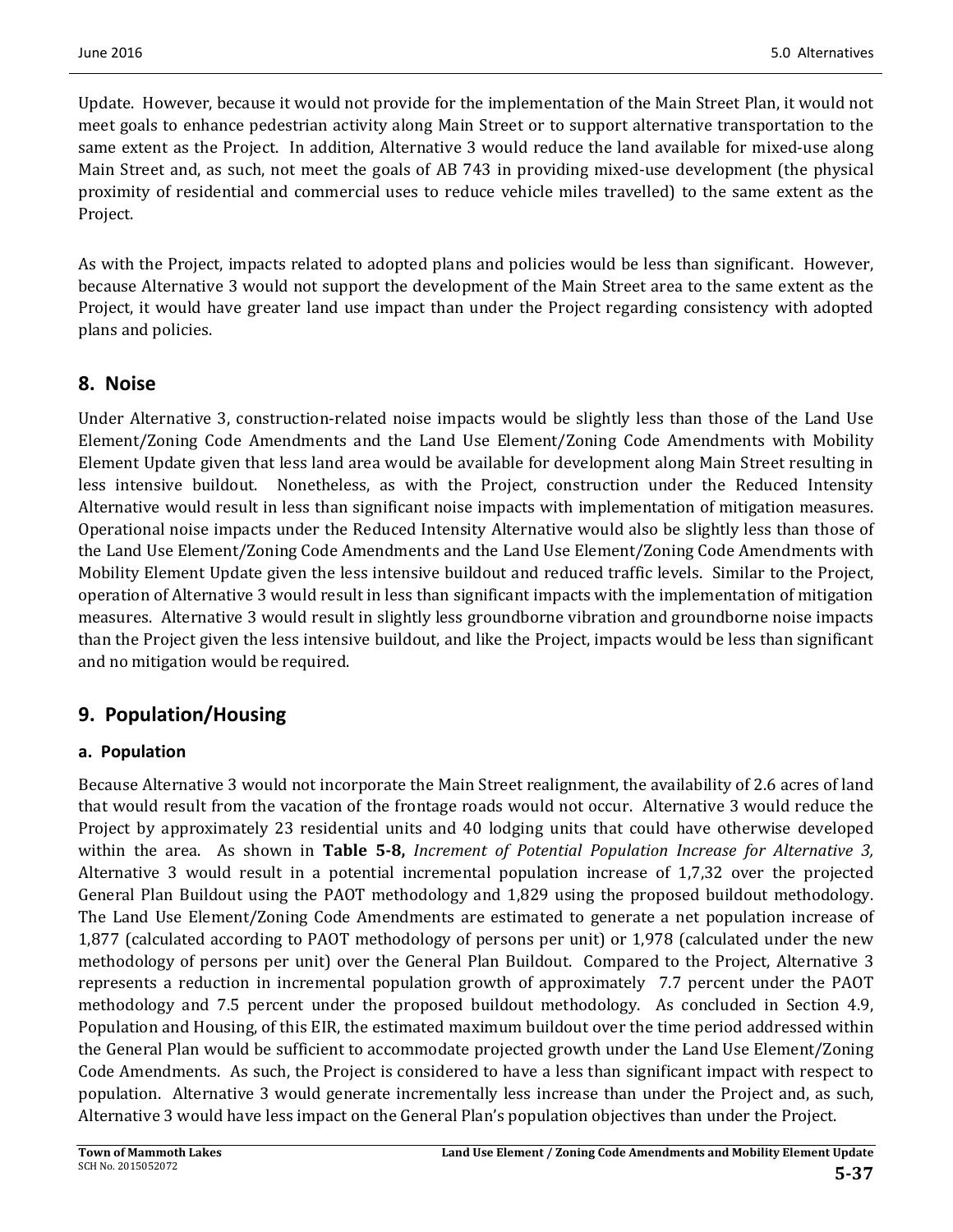Update. However, because it would not provide for the implementation of the Main Street Plan, it would not meet goals to enhance pedestrian activity along Main Street or to support alternative transportation to the same extent as the Project. In addition, Alternative 3 would reduce the land available for mixed-use along Main Street and, as such, not meet the goals of AB 743 in providing mixed-use development (the physical proximity of residential and commercial uses to reduce vehicle miles travelled) to the same extent as the Project.

As with the Project, impacts related to adopted plans and policies would be less than significant. However, because Alternative 3 would not support the development of the Main Street area to the same extent as the Project, it would have greater land use impact than under the Project regarding consistency with adopted plans and policies.

## 8. Noise

Under Alternative 3, construction-related noise impacts would be slightly less than those of the Land Use Element/Zoning Code Amendments and the Land Use Element/Zoning Code Amendments with Mobility Element Update given that less land area would be available for development along Main Street resulting in less intensive buildout. Nonetheless, as with the Project, construction under the Reduced Intensity Alternative would result in less than significant noise impacts with implementation of mitigation measures. Operational noise impacts under the Reduced Intensity Alternative would also be slightly less than those of the Land Use Element/Zoning Code Amendments and the Land Use Element/Zoning Code Amendments with Mobility Element Update given the less intensive buildout and reduced traffic levels. Similar to the Project, operation of Alternative 3 would result in less than significant impacts with the implementation of mitigation measures. Alternative 3 would result in slightly less groundborne vibration and groundborne noise impacts than the Project given the less intensive buildout, and like the Project, impacts would be less than significant and no mitigation would be required.

## 9. Population/Housing

### a. Population

Because Alternative 3 would not incorporate the Main Street realignment, the availability of 2.6 acres of land that would result from the vacation of the frontage roads would not occur. Alternative 3 would reduce the Project by approximately 23 residential units and 40 lodging units that could have otherwise developed within the area. As shown in **Table 5-8,** *Increment of Potential Population Increase for Alternative 3,* Alternative 3 would result in a potential incremental population increase of 1,7,32 over the projected General Plan Buildout using the PAOT methodology and 1,829 using the proposed buildout methodology. The Land Use Element/Zoning Code Amendments are estimated to generate a net population increase of 1,877 (calculated according to PAOT methodology of persons per unit) or 1,978 (calculated under the new methodology of persons per unit) over the General Plan Buildout. Compared to the Project, Alternative 3 represents a reduction in incremental population growth of approximately 7.7 percent under the PAOT methodology and 7.5 percent under the proposed buildout methodology. As concluded in Section 4.9, Population and Housing, of this EIR, the estimated maximum buildout over the time period addressed within the General Plan would be sufficient to accommodate projected growth under the Land Use Element/Zoning Code Amendments. As such, the Project is considered to have a less than significant impact with respect to population. Alternative 3 would generate incrementally less increase than under the Project and, as such, Alternative 3 would have less impact on the General Plan's population objectives than under the Project.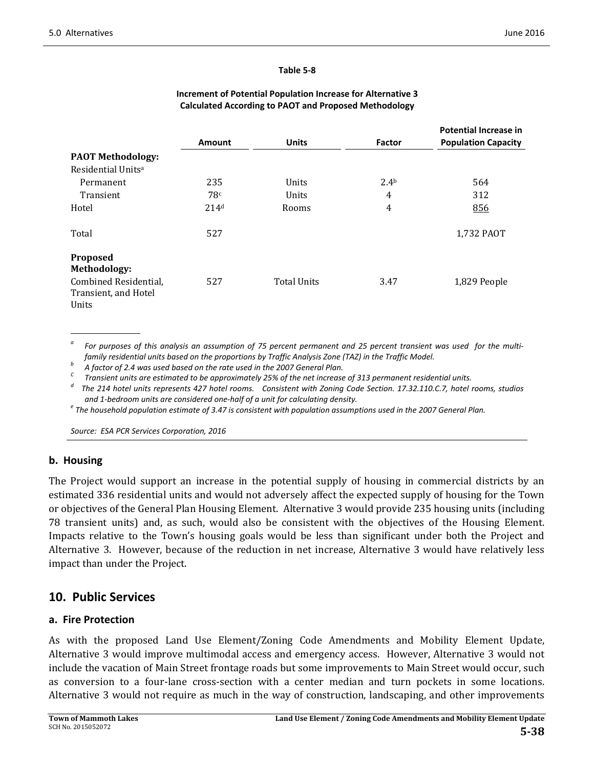**Table 5-8**

**Increment of Potential Population Increase for Alternative 3 Calculated According to PAOT and Proposed Methodology**

| | Amount | Units | Factor | Potential Increase in Population Capacity |
|---|---|---|---|---|
| **PAOT Methodology:** | | | | |
| Residential Units[a] | | | | |
| Permanent | 235 | Units | 2.4[b] | 564 |
| Transient | 78[c] | Units | 4 | 312 |
| Hotel | 214[d] | Rooms | 4 | 856 |
| Total | 527 | | | 1,732 PAOT |
| **Proposed Methodology:** | | | | |
| Combined Residential, Transient, and Hotel Units | 527 | Total Units | 3.47 | 1,829 People |

[a] *For purposes of this analysis an assumption of 75 percent permanent and 25 percent transient was used for the multi-family residential units based on the proportions by Traffic Analysis Zone (TAZ) in the Traffic Model.*

[b] *A factor of 2.4 was used based on the rate used in the 2007 General Plan.*

[c] *Transient units are estimated to be approximately 25% of the net increase of 313 permanent residential units.*

[d] *The 214 hotel units represents 427 hotel rooms. Consistent with Zoning Code Section. 17.32.110.C.7, hotel rooms, studios and 1-bedroom units are considered one-half of a unit for calculating density.*

[e] *The household population estimate of 3.47 is consistent with population assumptions used in the 2007 General Plan.*

*Source: ESA PCR Services Corporation, 2016*

### b. Housing

The Project would support an increase in the potential supply of housing in commercial districts by an estimated 336 residential units and would not adversely affect the expected supply of housing for the Town or objectives of the General Plan Housing Element. Alternative 3 would provide 235 housing units (including 78 transient units) and, as such, would also be consistent with the objectives of the Housing Element. Impacts relative to the Town's housing goals would be less than significant under both the Project and Alternative 3. However, because of the reduction in net increase, Alternative 3 would have relatively less impact than under the Project.

## 10. Public Services

### a. Fire Protection

As with the proposed Land Use Element/Zoning Code Amendments and Mobility Element Update, Alternative 3 would improve multimodal access and emergency access. However, Alternative 3 would not include the vacation of Main Street frontage roads but some improvements to Main Street would occur, such as conversion to a four-lane cross-section with a center median and turn pockets in some locations. Alternative 3 would not require as much in the way of construction, landscaping, and other improvements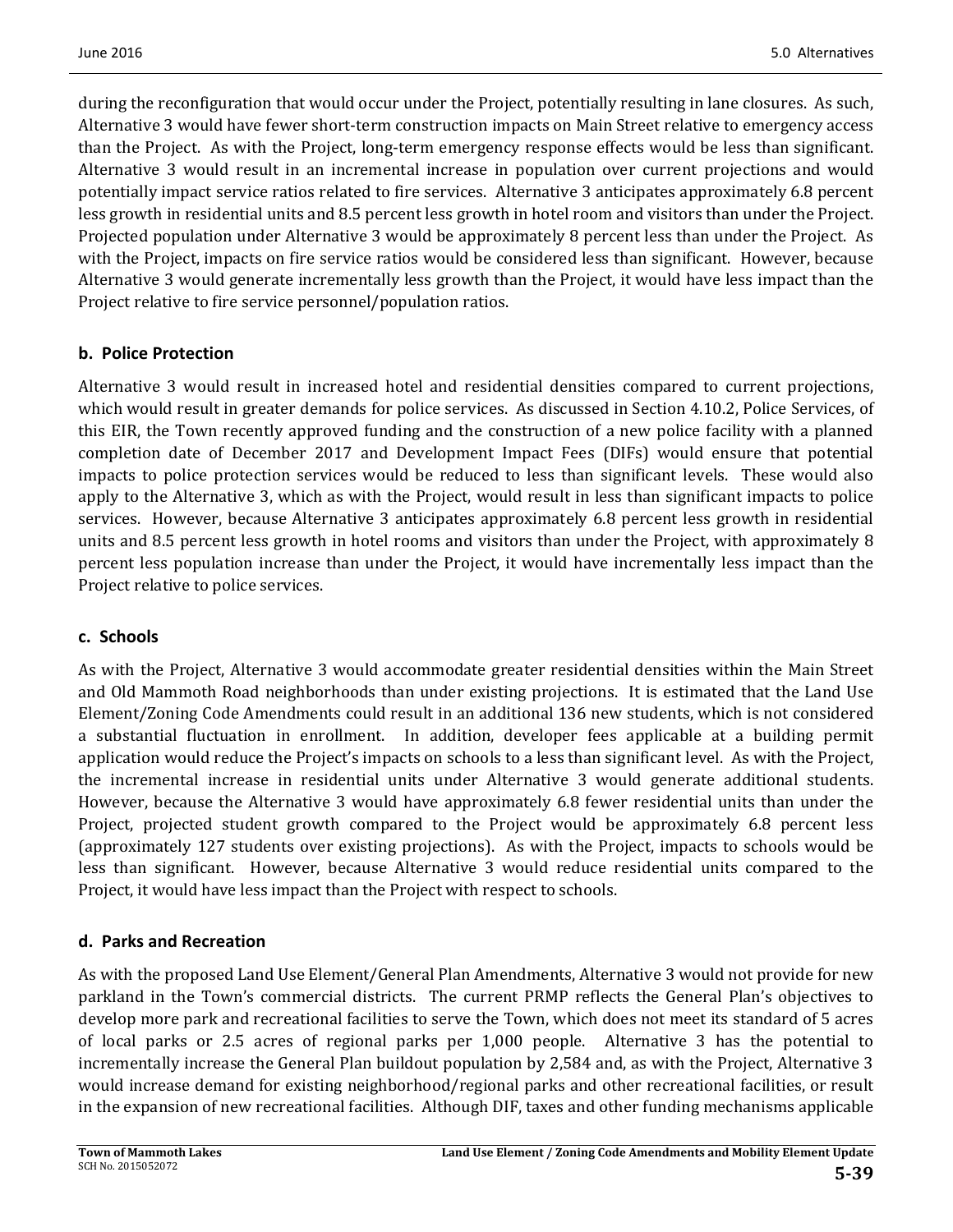during the reconfiguration that would occur under the Project, potentially resulting in lane closures. As such, Alternative 3 would have fewer short-term construction impacts on Main Street relative to emergency access than the Project. As with the Project, long-term emergency response effects would be less than significant. Alternative 3 would result in an incremental increase in population over current projections and would potentially impact service ratios related to fire services. Alternative 3 anticipates approximately 6.8 percent less growth in residential units and 8.5 percent less growth in hotel room and visitors than under the Project. Projected population under Alternative 3 would be approximately 8 percent less than under the Project. As with the Project, impacts on fire service ratios would be considered less than significant. However, because Alternative 3 would generate incrementally less growth than the Project, it would have less impact than the Project relative to fire service personnel/population ratios.

### b. Police Protection

Alternative 3 would result in increased hotel and residential densities compared to current projections, which would result in greater demands for police services. As discussed in Section 4.10.2, Police Services, of this EIR, the Town recently approved funding and the construction of a new police facility with a planned completion date of December 2017 and Development Impact Fees (DIFs) would ensure that potential impacts to police protection services would be reduced to less than significant levels. These would also apply to the Alternative 3, which as with the Project, would result in less than significant impacts to police services. However, because Alternative 3 anticipates approximately 6.8 percent less growth in residential units and 8.5 percent less growth in hotel rooms and visitors than under the Project, with approximately 8 percent less population increase than under the Project, it would have incrementally less impact than the Project relative to police services.

### c. Schools

As with the Project, Alternative 3 would accommodate greater residential densities within the Main Street and Old Mammoth Road neighborhoods than under existing projections. It is estimated that the Land Use Element/Zoning Code Amendments could result in an additional 136 new students, which is not considered a substantial fluctuation in enrollment. In addition, developer fees applicable at a building permit application would reduce the Project's impacts on schools to a less than significant level. As with the Project, the incremental increase in residential units under Alternative 3 would generate additional students. However, because the Alternative 3 would have approximately 6.8 fewer residential units than under the Project, projected student growth compared to the Project would be approximately 6.8 percent less (approximately 127 students over existing projections). As with the Project, impacts to schools would be less than significant. However, because Alternative 3 would reduce residential units compared to the Project, it would have less impact than the Project with respect to schools.

### d. Parks and Recreation

As with the proposed Land Use Element/General Plan Amendments, Alternative 3 would not provide for new parkland in the Town's commercial districts. The current PRMP reflects the General Plan's objectives to develop more park and recreational facilities to serve the Town, which does not meet its standard of 5 acres of local parks or 2.5 acres of regional parks per 1,000 people. Alternative 3 has the potential to incrementally increase the General Plan buildout population by 2,584 and, as with the Project, Alternative 3 would increase demand for existing neighborhood/regional parks and other recreational facilities, or result in the expansion of new recreational facilities. Although DIF, taxes and other funding mechanisms applicable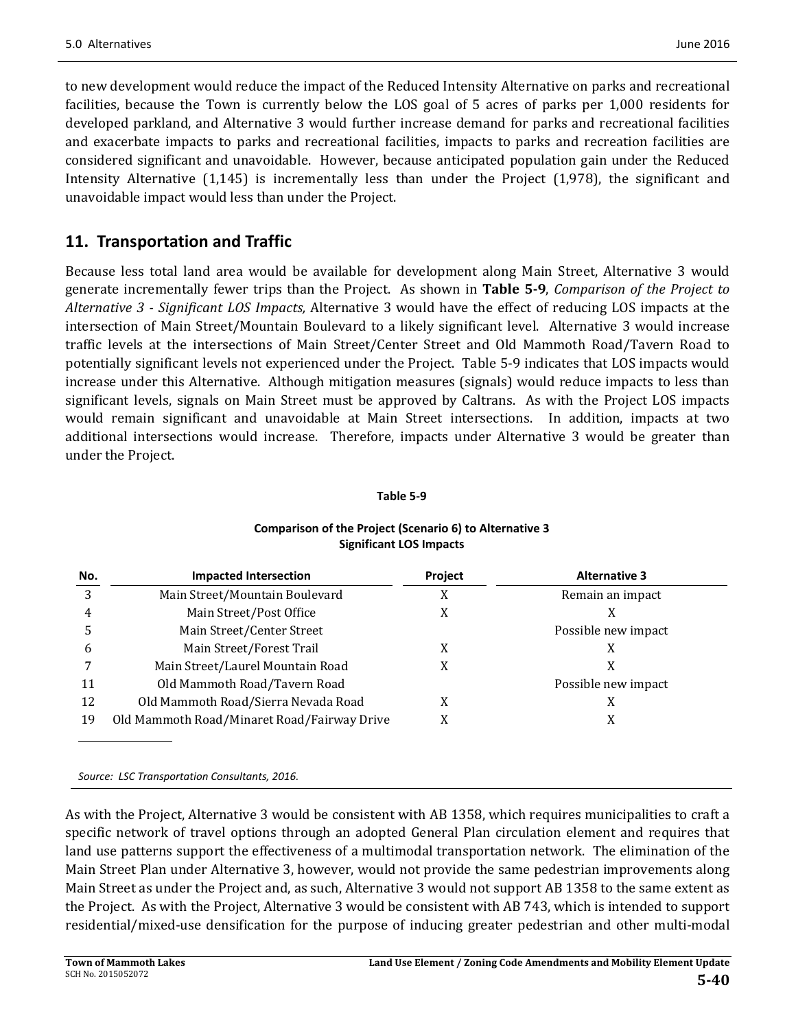to new development would reduce the impact of the Reduced Intensity Alternative on parks and recreational facilities, because the Town is currently below the LOS goal of 5 acres of parks per 1,000 residents for developed parkland, and Alternative 3 would further increase demand for parks and recreational facilities and exacerbate impacts to parks and recreational facilities, impacts to parks and recreation facilities are considered significant and unavoidable. However, because anticipated population gain under the Reduced Intensity Alternative (1,145) is incrementally less than under the Project (1,978), the significant and unavoidable impact would less than under the Project.

## 11. Transportation and Traffic

Because less total land area would be available for development along Main Street, Alternative 3 would generate incrementally fewer trips than the Project. As shown in **Table 5-9**, *Comparison of the Project to Alternative 3 - Significant LOS Impacts,* Alternative 3 would have the effect of reducing LOS impacts at the intersection of Main Street/Mountain Boulevard to a likely significant level. Alternative 3 would increase traffic levels at the intersections of Main Street/Center Street and Old Mammoth Road/Tavern Road to potentially significant levels not experienced under the Project. Table 5-9 indicates that LOS impacts would increase under this Alternative. Although mitigation measures (signals) would reduce impacts to less than significant levels, signals on Main Street must be approved by Caltrans. As with the Project LOS impacts would remain significant and unavoidable at Main Street intersections. In addition, impacts at two additional intersections would increase. Therefore, impacts under Alternative 3 would be greater than under the Project.

**Table 5-9**

**Comparison of the Project (Scenario 6) to Alternative 3**
**Significant LOS Impacts**

| No. | Impacted Intersection | Project | Alternative 3 |
|---|---|---|---|
| 3 | Main Street/Mountain Boulevard | X | Remain an impact |
| 4 | Main Street/Post Office | X | X |
| 5 | Main Street/Center Street | | Possible new impact |
| 6 | Main Street/Forest Trail | X | X |
| 7 | Main Street/Laurel Mountain Road | X | X |
| 11 | Old Mammoth Road/Tavern Road | | Possible new impact |
| 12 | Old Mammoth Road/Sierra Nevada Road | X | X |
| 19 | Old Mammoth Road/Minaret Road/Fairway Drive | X | X |

*Source: LSC Transportation Consultants, 2016.*

As with the Project, Alternative 3 would be consistent with AB 1358, which requires municipalities to craft a specific network of travel options through an adopted General Plan circulation element and requires that land use patterns support the effectiveness of a multimodal transportation network. The elimination of the Main Street Plan under Alternative 3, however, would not provide the same pedestrian improvements along Main Street as under the Project and, as such, Alternative 3 would not support AB 1358 to the same extent as the Project. As with the Project, Alternative 3 would be consistent with AB 743, which is intended to support residential/mixed-use densification for the purpose of inducing greater pedestrian and other multi-modal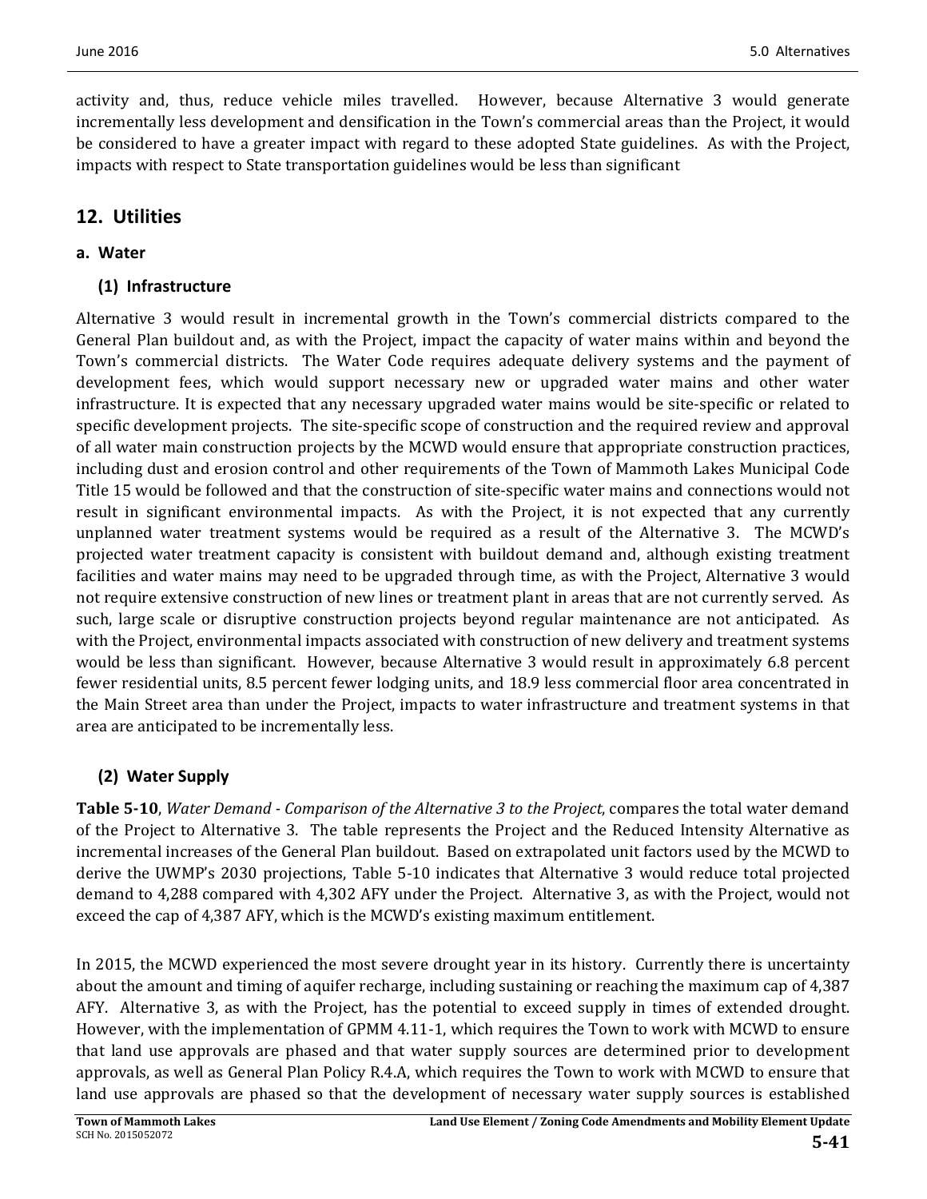activity and, thus, reduce vehicle miles travelled. However, because Alternative 3 would generate incrementally less development and densification in the Town's commercial areas than the Project, it would be considered to have a greater impact with regard to these adopted State guidelines. As with the Project, impacts with respect to State transportation guidelines would be less than significant

## 12. Utilities

### a. Water

#### (1) Infrastructure

Alternative 3 would result in incremental growth in the Town's commercial districts compared to the General Plan buildout and, as with the Project, impact the capacity of water mains within and beyond the Town's commercial districts. The Water Code requires adequate delivery systems and the payment of development fees, which would support necessary new or upgraded water mains and other water infrastructure. It is expected that any necessary upgraded water mains would be site-specific or related to specific development projects. The site-specific scope of construction and the required review and approval of all water main construction projects by the MCWD would ensure that appropriate construction practices, including dust and erosion control and other requirements of the Town of Mammoth Lakes Municipal Code Title 15 would be followed and that the construction of site-specific water mains and connections would not result in significant environmental impacts. As with the Project, it is not expected that any currently unplanned water treatment systems would be required as a result of the Alternative 3. The MCWD's projected water treatment capacity is consistent with buildout demand and, although existing treatment facilities and water mains may need to be upgraded through time, as with the Project, Alternative 3 would not require extensive construction of new lines or treatment plant in areas that are not currently served. As such, large scale or disruptive construction projects beyond regular maintenance are not anticipated. As with the Project, environmental impacts associated with construction of new delivery and treatment systems would be less than significant. However, because Alternative 3 would result in approximately 6.8 percent fewer residential units, 8.5 percent fewer lodging units, and 18.9 less commercial floor area concentrated in the Main Street area than under the Project, impacts to water infrastructure and treatment systems in that area are anticipated to be incrementally less.

#### (2) Water Supply

**Table 5-10**, *Water Demand - Comparison of the Alternative 3 to the Project*, compares the total water demand of the Project to Alternative 3. The table represents the Project and the Reduced Intensity Alternative as incremental increases of the General Plan buildout. Based on extrapolated unit factors used by the MCWD to derive the UWMP's 2030 projections, Table 5-10 indicates that Alternative 3 would reduce total projected demand to 4,288 compared with 4,302 AFY under the Project. Alternative 3, as with the Project, would not exceed the cap of 4,387 AFY, which is the MCWD's existing maximum entitlement.

In 2015, the MCWD experienced the most severe drought year in its history. Currently there is uncertainty about the amount and timing of aquifer recharge, including sustaining or reaching the maximum cap of 4,387 AFY. Alternative 3, as with the Project, has the potential to exceed supply in times of extended drought. However, with the implementation of GPMM 4.11-1, which requires the Town to work with MCWD to ensure that land use approvals are phased and that water supply sources are determined prior to development approvals, as well as General Plan Policy R.4.A, which requires the Town to work with MCWD to ensure that land use approvals are phased so that the development of necessary water supply sources is established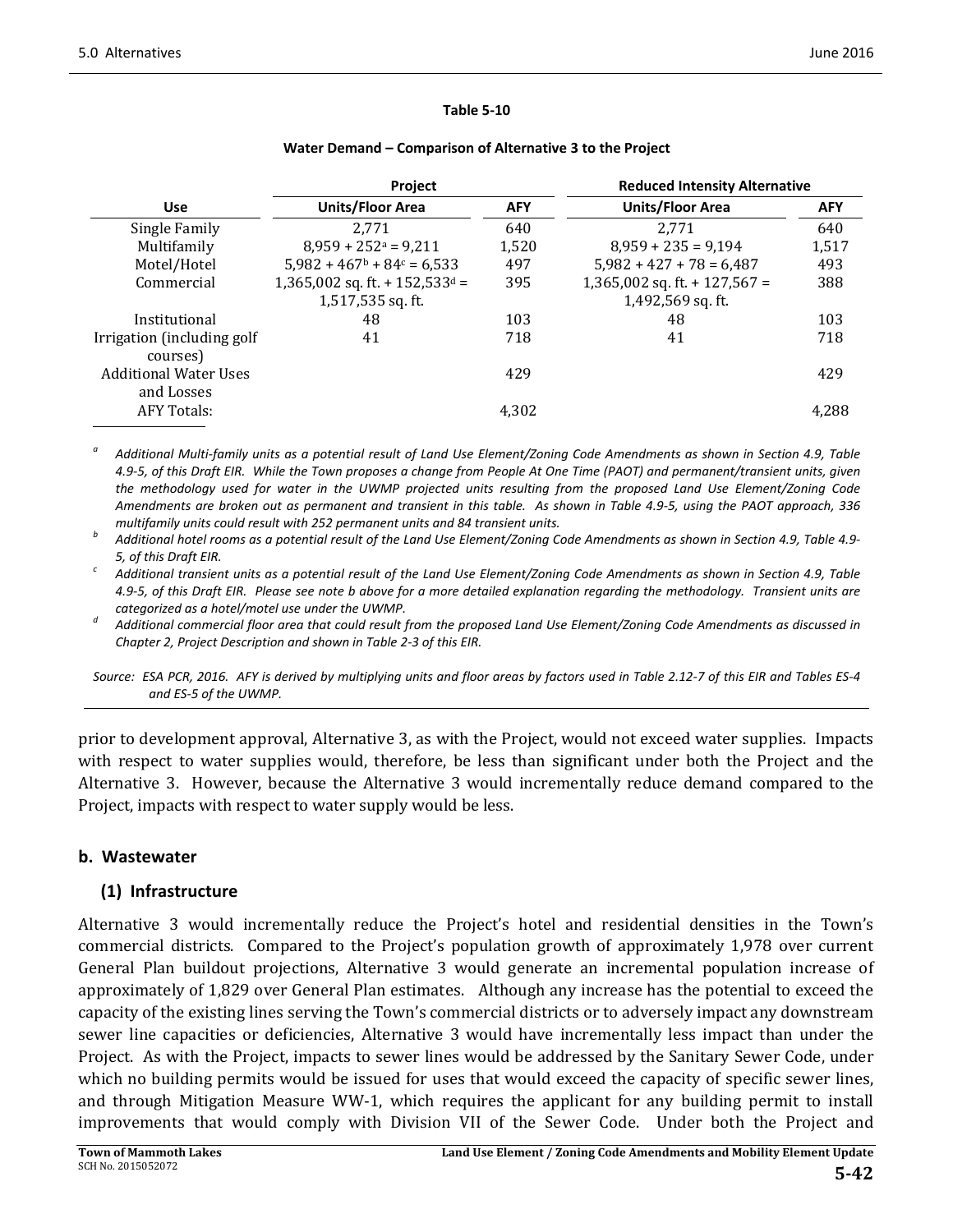**Table 5-10**

**Water Demand – Comparison of Alternative 3 to the Project**

| Use | Project | | Reduced Intensity Alternative | |
|---|---|---|---|---|
| | **Units/Floor Area** | **AFY** | **Units/Floor Area** | **AFY** |
| Single Family | 2,771 | 640 | 2,771 | 640 |
| Multifamily | 8,959 + 252[a] = 9,211 | 1,520 | 8,959 + 235 = 9,194 | 1,517 |
| Motel/Hotel | 5,982 + 467[b] + 84[c] = 6,533 | 497 | 5,982 + 427 + 78 = 6,487 | 493 |
| Commercial | 1,365,002 sq. ft. + 152,533[d] = 1,517,535 sq. ft. | 395 | 1,365,002 sq. ft. + 127,567 = 1,492,569 sq. ft. | 388 |
| Institutional | 48 | 103 | 48 | 103 |
| Irrigation (including golf courses) | 41 | 718 | 41 | 718 |
| Additional Water Uses and Losses | | 429 | | 429 |
| AFY Totals: | | 4,302 | | 4,288 |

[a] *Additional Multi-family units as a potential result of Land Use Element/Zoning Code Amendments as shown in Section 4.9, Table 4.9-5, of this Draft EIR. While the Town proposes a change from People At One Time (PAOT) and permanent/transient units, given the methodology used for water in the UWMP projected units resulting from the proposed Land Use Element/Zoning Code Amendments are broken out as permanent and transient in this table. As shown in Table 4.9-5, using the PAOT approach, 336 multifamily units could result with 252 permanent units and 84 transient units.*

[b] *Additional hotel rooms as a potential result of the Land Use Element/Zoning Code Amendments as shown in Section 4.9, Table 4.9-5, of this Draft EIR.*

[c] *Additional transient units as a potential result of the Land Use Element/Zoning Code Amendments as shown in Section 4.9, Table 4.9-5, of this Draft EIR. Please see note b above for a more detailed explanation regarding the methodology. Transient units are categorized as a hotel/motel use under the UWMP.*

[d] *Additional commercial floor area that could result from the proposed Land Use Element/Zoning Code Amendments as discussed in Chapter 2, Project Description and shown in Table 2-3 of this EIR.*

*Source: ESA PCR, 2016. AFY is derived by multiplying units and floor areas by factors used in Table 2.12-7 of this EIR and Tables ES-4 and ES-5 of the UWMP.*

prior to development approval, Alternative 3, as with the Project, would not exceed water supplies. Impacts with respect to water supplies would, therefore, be less than significant under both the Project and the Alternative 3. However, because the Alternative 3 would incrementally reduce demand compared to the Project, impacts with respect to water supply would be less.

### b. Wastewater

#### (1) Infrastructure

Alternative 3 would incrementally reduce the Project's hotel and residential densities in the Town's commercial districts. Compared to the Project's population growth of approximately 1,978 over current General Plan buildout projections, Alternative 3 would generate an incremental population increase of approximately of 1,829 over General Plan estimates. Although any increase has the potential to exceed the capacity of the existing lines serving the Town's commercial districts or to adversely impact any downstream sewer line capacities or deficiencies, Alternative 3 would have incrementally less impact than under the Project. As with the Project, impacts to sewer lines would be addressed by the Sanitary Sewer Code, under which no building permits would be issued for uses that would exceed the capacity of specific sewer lines, and through Mitigation Measure WW-1, which requires the applicant for any building permit to install improvements that would comply with Division VII of the Sewer Code. Under both the Project and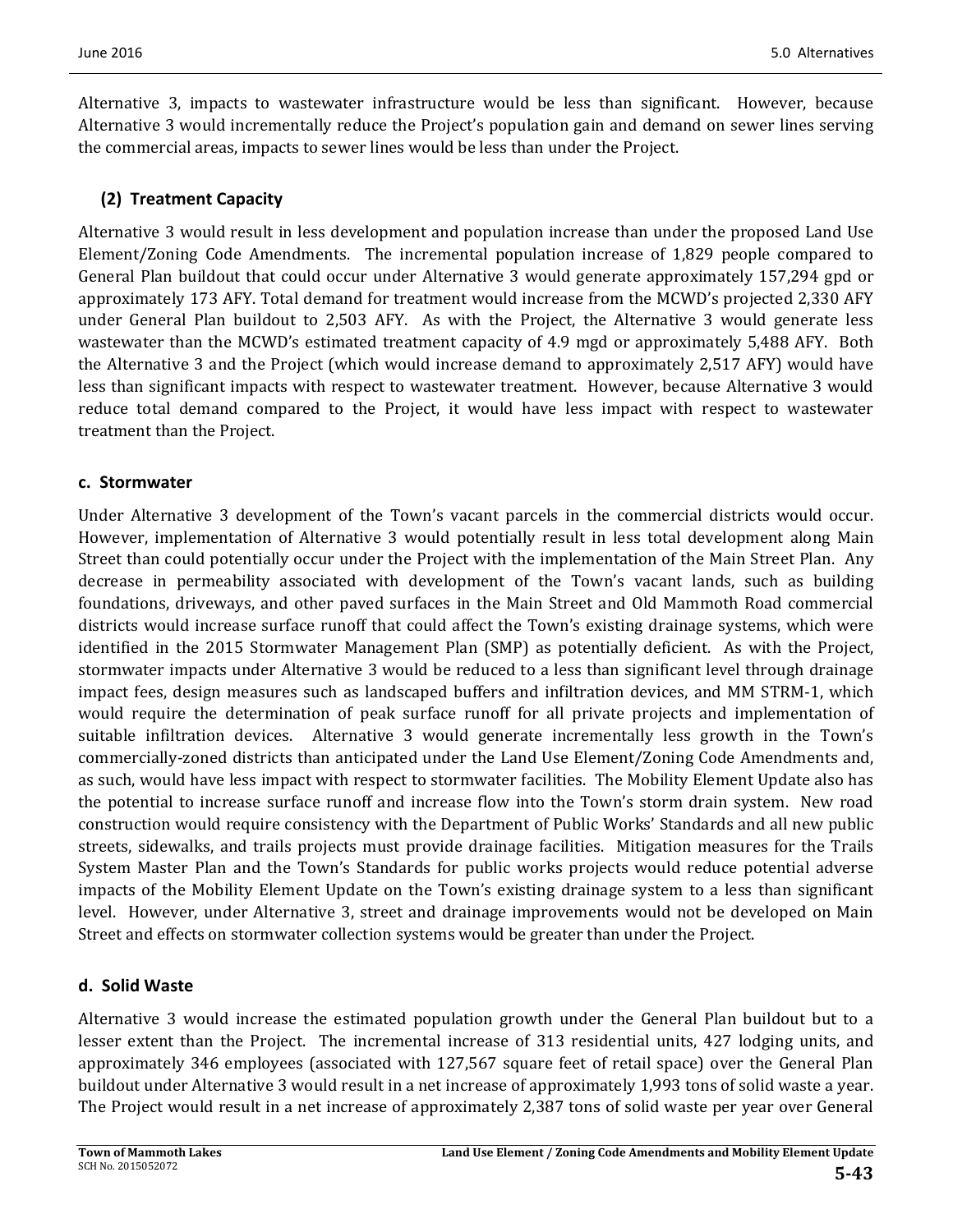Alternative 3, impacts to wastewater infrastructure would be less than significant. However, because Alternative 3 would incrementally reduce the Project's population gain and demand on sewer lines serving the commercial areas, impacts to sewer lines would be less than under the Project.

### (2) Treatment Capacity

Alternative 3 would result in less development and population increase than under the proposed Land Use Element/Zoning Code Amendments. The incremental population increase of 1,829 people compared to General Plan buildout that could occur under Alternative 3 would generate approximately 157,294 gpd or approximately 173 AFY. Total demand for treatment would increase from the MCWD's projected 2,330 AFY under General Plan buildout to 2,503 AFY. As with the Project, the Alternative 3 would generate less wastewater than the MCWD's estimated treatment capacity of 4.9 mgd or approximately 5,488 AFY. Both the Alternative 3 and the Project (which would increase demand to approximately 2,517 AFY) would have less than significant impacts with respect to wastewater treatment. However, because Alternative 3 would reduce total demand compared to the Project, it would have less impact with respect to wastewater treatment than the Project.

### c. Stormwater

Under Alternative 3 development of the Town's vacant parcels in the commercial districts would occur. However, implementation of Alternative 3 would potentially result in less total development along Main Street than could potentially occur under the Project with the implementation of the Main Street Plan. Any decrease in permeability associated with development of the Town's vacant lands, such as building foundations, driveways, and other paved surfaces in the Main Street and Old Mammoth Road commercial districts would increase surface runoff that could affect the Town's existing drainage systems, which were identified in the 2015 Stormwater Management Plan (SMP) as potentially deficient. As with the Project, stormwater impacts under Alternative 3 would be reduced to a less than significant level through drainage impact fees, design measures such as landscaped buffers and infiltration devices, and MM STRM-1, which would require the determination of peak surface runoff for all private projects and implementation of suitable infiltration devices. Alternative 3 would generate incrementally less growth in the Town's commercially-zoned districts than anticipated under the Land Use Element/Zoning Code Amendments and, as such, would have less impact with respect to stormwater facilities. The Mobility Element Update also has the potential to increase surface runoff and increase flow into the Town's storm drain system. New road construction would require consistency with the Department of Public Works' Standards and all new public streets, sidewalks, and trails projects must provide drainage facilities. Mitigation measures for the Trails System Master Plan and the Town's Standards for public works projects would reduce potential adverse impacts of the Mobility Element Update on the Town's existing drainage system to a less than significant level. However, under Alternative 3, street and drainage improvements would not be developed on Main Street and effects on stormwater collection systems would be greater than under the Project.

### d. Solid Waste

Alternative 3 would increase the estimated population growth under the General Plan buildout but to a lesser extent than the Project. The incremental increase of 313 residential units, 427 lodging units, and approximately 346 employees (associated with 127,567 square feet of retail space) over the General Plan buildout under Alternative 3 would result in a net increase of approximately 1,993 tons of solid waste a year. The Project would result in a net increase of approximately 2,387 tons of solid waste per year over General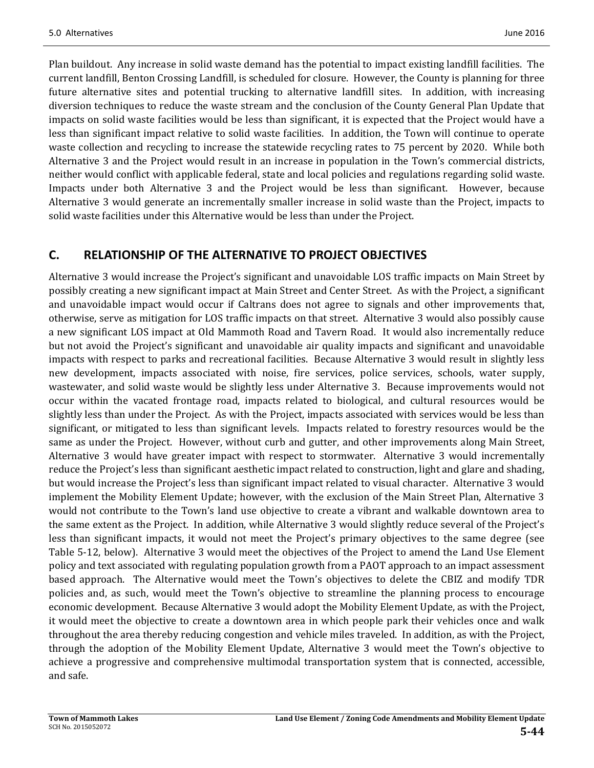Plan buildout. Any increase in solid waste demand has the potential to impact existing landfill facilities. The current landfill, Benton Crossing Landfill, is scheduled for closure. However, the County is planning for three future alternative sites and potential trucking to alternative landfill sites. In addition, with increasing diversion techniques to reduce the waste stream and the conclusion of the County General Plan Update that impacts on solid waste facilities would be less than significant, it is expected that the Project would have a less than significant impact relative to solid waste facilities. In addition, the Town will continue to operate waste collection and recycling to increase the statewide recycling rates to 75 percent by 2020. While both Alternative 3 and the Project would result in an increase in population in the Town's commercial districts, neither would conflict with applicable federal, state and local policies and regulations regarding solid waste. Impacts under both Alternative 3 and the Project would be less than significant. However, because Alternative 3 would generate an incrementally smaller increase in solid waste than the Project, impacts to solid waste facilities under this Alternative would be less than under the Project.

## C. RELATIONSHIP OF THE ALTERNATIVE TO PROJECT OBJECTIVES

Alternative 3 would increase the Project's significant and unavoidable LOS traffic impacts on Main Street by possibly creating a new significant impact at Main Street and Center Street. As with the Project, a significant and unavoidable impact would occur if Caltrans does not agree to signals and other improvements that, otherwise, serve as mitigation for LOS traffic impacts on that street. Alternative 3 would also possibly cause a new significant LOS impact at Old Mammoth Road and Tavern Road. It would also incrementally reduce but not avoid the Project's significant and unavoidable air quality impacts and significant and unavoidable impacts with respect to parks and recreational facilities. Because Alternative 3 would result in slightly less new development, impacts associated with noise, fire services, police services, schools, water supply, wastewater, and solid waste would be slightly less under Alternative 3. Because improvements would not occur within the vacated frontage road, impacts related to biological, and cultural resources would be slightly less than under the Project. As with the Project, impacts associated with services would be less than significant, or mitigated to less than significant levels. Impacts related to forestry resources would be the same as under the Project. However, without curb and gutter, and other improvements along Main Street, Alternative 3 would have greater impact with respect to stormwater. Alternative 3 would incrementally reduce the Project's less than significant aesthetic impact related to construction, light and glare and shading, but would increase the Project's less than significant impact related to visual character. Alternative 3 would implement the Mobility Element Update; however, with the exclusion of the Main Street Plan, Alternative 3 would not contribute to the Town's land use objective to create a vibrant and walkable downtown area to the same extent as the Project. In addition, while Alternative 3 would slightly reduce several of the Project's less than significant impacts, it would not meet the Project's primary objectives to the same degree (see Table 5-12, below). Alternative 3 would meet the objectives of the Project to amend the Land Use Element policy and text associated with regulating population growth from a PAOT approach to an impact assessment based approach. The Alternative would meet the Town's objectives to delete the CBIZ and modify TDR policies and, as such, would meet the Town's objective to streamline the planning process to encourage economic development. Because Alternative 3 would adopt the Mobility Element Update, as with the Project, it would meet the objective to create a downtown area in which people park their vehicles once and walk throughout the area thereby reducing congestion and vehicle miles traveled. In addition, as with the Project, through the adoption of the Mobility Element Update, Alternative 3 would meet the Town's objective to achieve a progressive and comprehensive multimodal transportation system that is connected, accessible, and safe.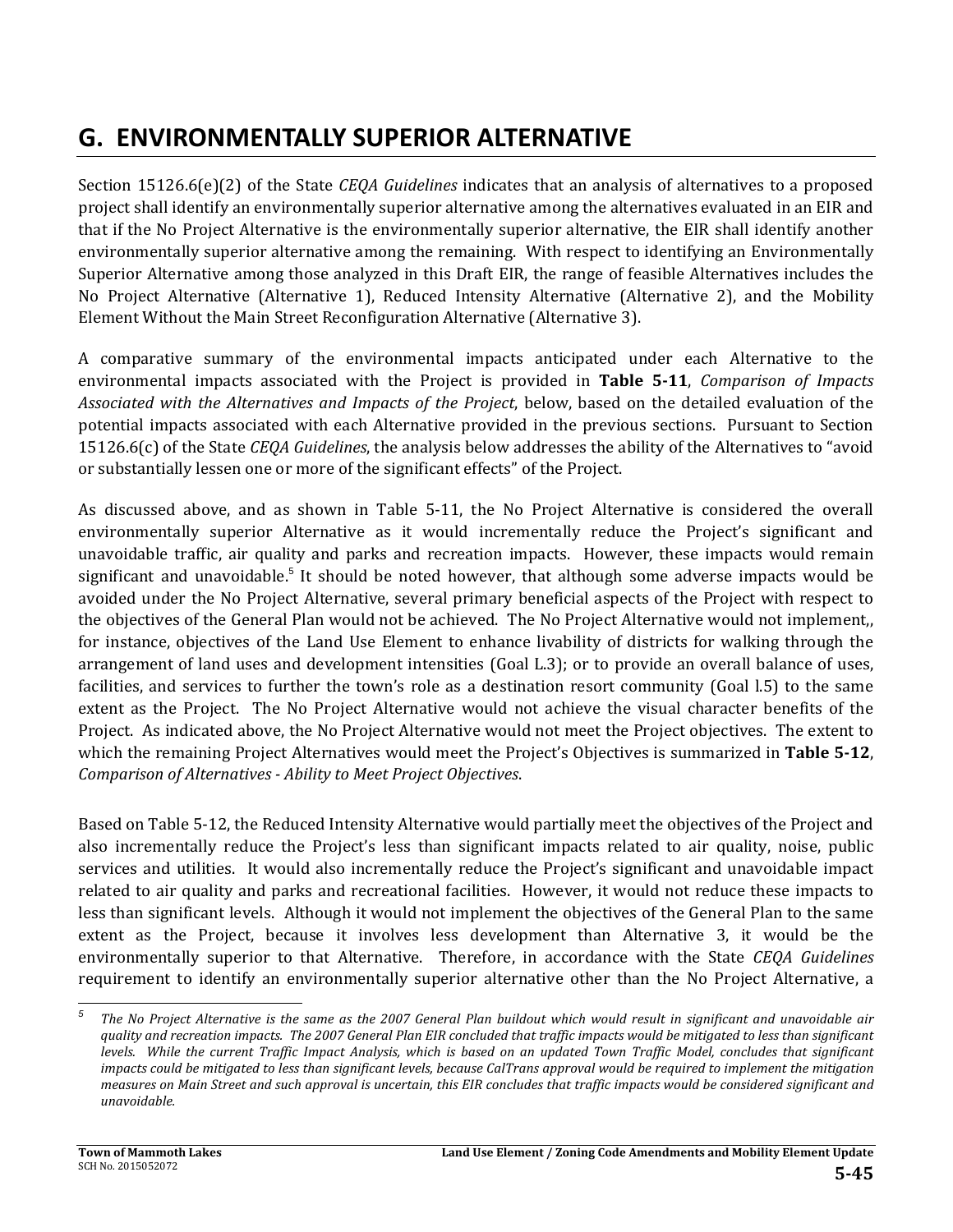# G. ENVIRONMENTALLY SUPERIOR ALTERNATIVE

Section 15126.6(e)(2) of the State *CEQA Guidelines* indicates that an analysis of alternatives to a proposed project shall identify an environmentally superior alternative among the alternatives evaluated in an EIR and that if the No Project Alternative is the environmentally superior alternative, the EIR shall identify another environmentally superior alternative among the remaining. With respect to identifying an Environmentally Superior Alternative among those analyzed in this Draft EIR, the range of feasible Alternatives includes the No Project Alternative (Alternative 1), Reduced Intensity Alternative (Alternative 2), and the Mobility Element Without the Main Street Reconfiguration Alternative (Alternative 3).

A comparative summary of the environmental impacts anticipated under each Alternative to the environmental impacts associated with the Project is provided in **Table 5-11**, *Comparison of Impacts Associated with the Alternatives and Impacts of the Project*, below, based on the detailed evaluation of the potential impacts associated with each Alternative provided in the previous sections. Pursuant to Section 15126.6(c) of the State *CEQA Guidelines*, the analysis below addresses the ability of the Alternatives to "avoid or substantially lessen one or more of the significant effects" of the Project.

As discussed above, and as shown in Table 5-11, the No Project Alternative is considered the overall environmentally superior Alternative as it would incrementally reduce the Project's significant and unavoidable traffic, air quality and parks and recreation impacts. However, these impacts would remain significant and unavoidable.[5] It should be noted however, that although some adverse impacts would be avoided under the No Project Alternative, several primary beneficial aspects of the Project with respect to the objectives of the General Plan would not be achieved. The No Project Alternative would not implement,, for instance, objectives of the Land Use Element to enhance livability of districts for walking through the arrangement of land uses and development intensities (Goal L.3); or to provide an overall balance of uses, facilities, and services to further the town's role as a destination resort community (Goal l.5) to the same extent as the Project. The No Project Alternative would not achieve the visual character benefits of the Project. As indicated above, the No Project Alternative would not meet the Project objectives. The extent to which the remaining Project Alternatives would meet the Project's Objectives is summarized in **Table 5-12**, *Comparison of Alternatives - Ability to Meet Project Objectives*.

Based on Table 5-12, the Reduced Intensity Alternative would partially meet the objectives of the Project and also incrementally reduce the Project's less than significant impacts related to air quality, noise, public services and utilities. It would also incrementally reduce the Project's significant and unavoidable impact related to air quality and parks and recreational facilities. However, it would not reduce these impacts to less than significant levels. Although it would not implement the objectives of the General Plan to the same extent as the Project, because it involves less development than Alternative 3, it would be the environmentally superior to that Alternative. Therefore, in accordance with the State *CEQA Guidelines* requirement to identify an environmentally superior alternative other than the No Project Alternative, a

---

[5] *The No Project Alternative is the same as the 2007 General Plan buildout which would result in significant and unavoidable air quality and recreation impacts. The 2007 General Plan EIR concluded that traffic impacts would be mitigated to less than significant levels. While the current Traffic Impact Analysis, which is based on an updated Town Traffic Model, concludes that significant impacts could be mitigated to less than significant levels, because CalTrans approval would be required to implement the mitigation measures on Main Street and such approval is uncertain, this EIR concludes that traffic impacts would be considered significant and unavoidable.*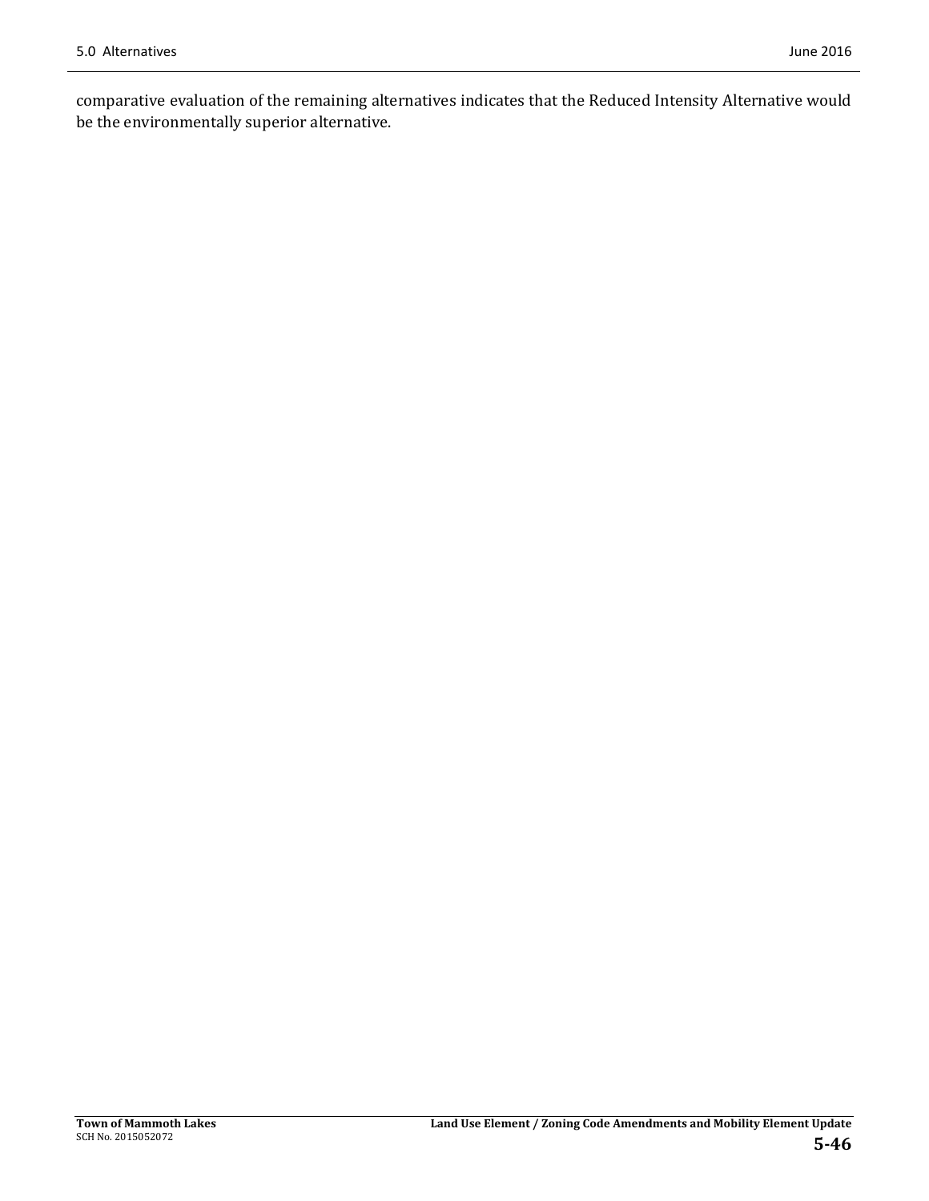comparative evaluation of the remaining alternatives indicates that the Reduced Intensity Alternative would be the environmentally superior alternative.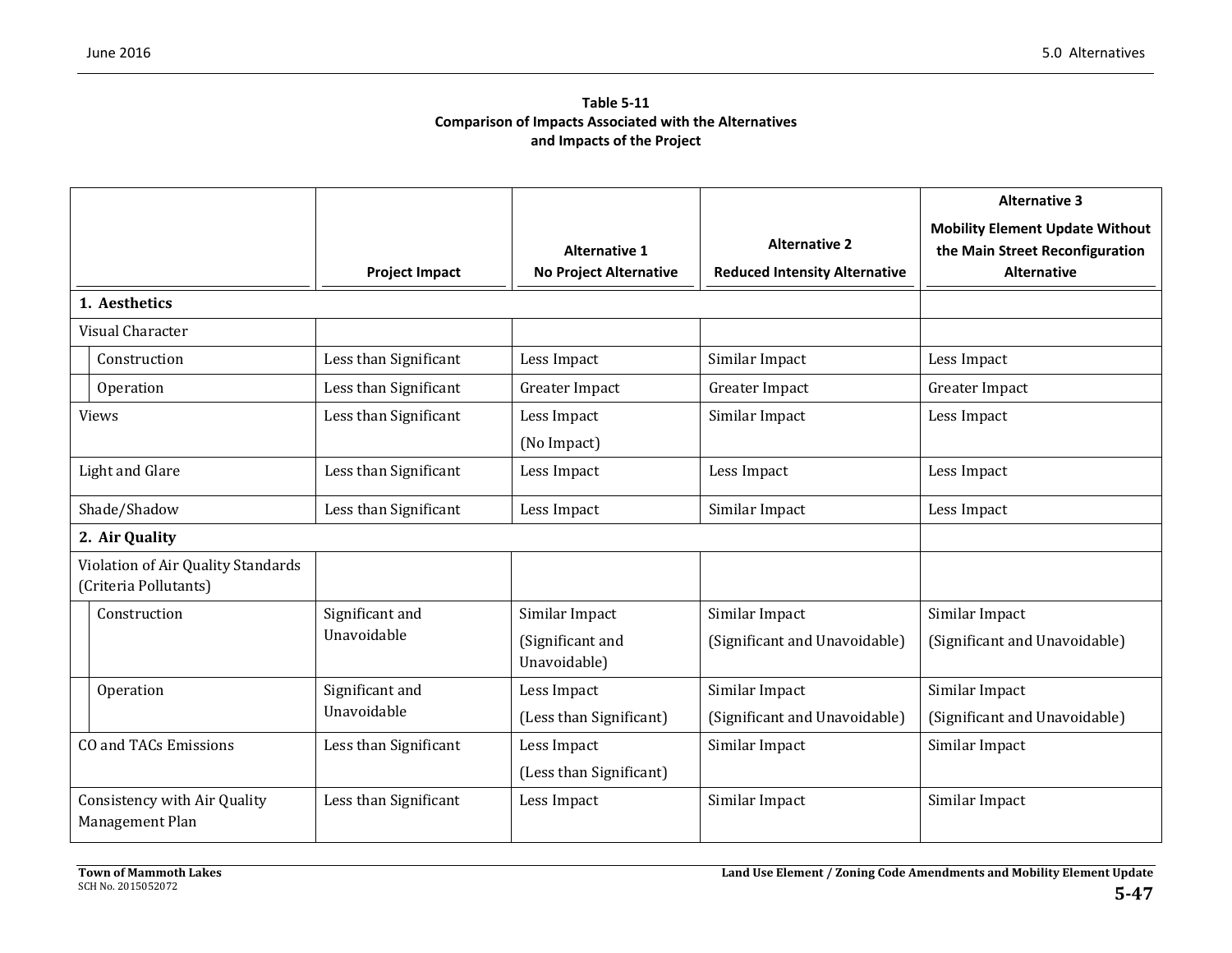**Table 5-11**
**Comparison of Impacts Associated with the Alternatives and Impacts of the Project**

| | Project Impact | Alternative 1<br>No Project Alternative | Alternative 2<br>Reduced Intensity Alternative | Alternative 3<br>Mobility Element Update Without the Main Street Reconfiguration Alternative |
|---|---|---|---|---|
| **1. Aesthetics** | | | | |
| Visual Character | | | | |
| Construction | Less than Significant | Less Impact | Similar Impact | Less Impact |
| Operation | Less than Significant | Greater Impact | Greater Impact | Greater Impact |
| Views | Less than Significant | Less Impact<br>(No Impact) | Similar Impact | Less Impact |
| Light and Glare | Less than Significant | Less Impact | Less Impact | Less Impact |
| Shade/Shadow | Less than Significant | Less Impact | Similar Impact | Less Impact |
| **2. Air Quality** | | | | |
| Violation of Air Quality Standards (Criteria Pollutants) | | | | |
| Construction | Significant and Unavoidable | Similar Impact<br>(Significant and Unavoidable) | Similar Impact<br>(Significant and Unavoidable) | Similar Impact<br>(Significant and Unavoidable) |
| Operation | Significant and Unavoidable | Less Impact<br>(Less than Significant) | Similar Impact<br>(Significant and Unavoidable) | Similar Impact<br>(Significant and Unavoidable) |
| CO and TACs Emissions | Less than Significant | Less Impact<br>(Less than Significant) | Similar Impact | Similar Impact |
| Consistency with Air Quality Management Plan | Less than Significant | Less Impact | Similar Impact | Similar Impact |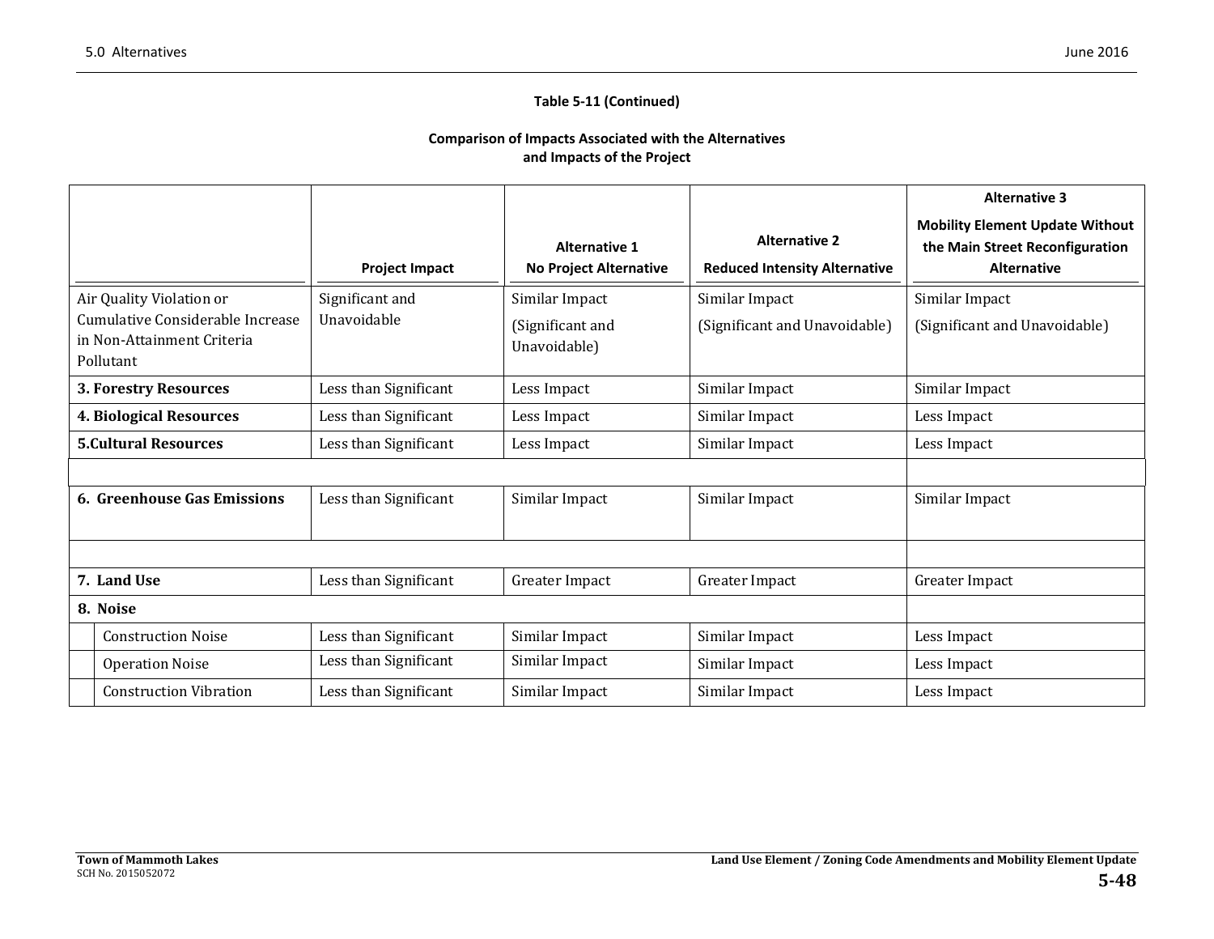**Table 5-11 (Continued)**

**Comparison of Impacts Associated with the Alternatives and Impacts of the Project**

| | Project Impact | Alternative 1 No Project Alternative | Alternative 2 Reduced Intensity Alternative | Alternative 3 Mobility Element Update Without the Main Street Reconfiguration Alternative |
|---|---|---|---|---|
| Air Quality Violation or Cumulative Considerable Increase in Non-Attainment Criteria Pollutant | Significant and Unavoidable | Similar Impact (Significant and Unavoidable) | Similar Impact (Significant and Unavoidable) | Similar Impact (Significant and Unavoidable) |
| **3. Forestry Resources** | Less than Significant | Less Impact | Similar Impact | Similar Impact |
| **4. Biological Resources** | Less than Significant | Less Impact | Similar Impact | Less Impact |
| **5.Cultural Resources** | Less than Significant | Less Impact | Similar Impact | Less Impact |
| | | | | |
| **6. Greenhouse Gas Emissions** | Less than Significant | Similar Impact | Similar Impact | Similar Impact |
| | | | | |
| **7. Land Use** | Less than Significant | Greater Impact | Greater Impact | Greater Impact |
| **8. Noise** | | | | |
| Construction Noise | Less than Significant | Similar Impact | Similar Impact | Less Impact |
| Operation Noise | Less than Significant | Similar Impact | Similar Impact | Less Impact |
| Construction Vibration | Less than Significant | Similar Impact | Similar Impact | Less Impact |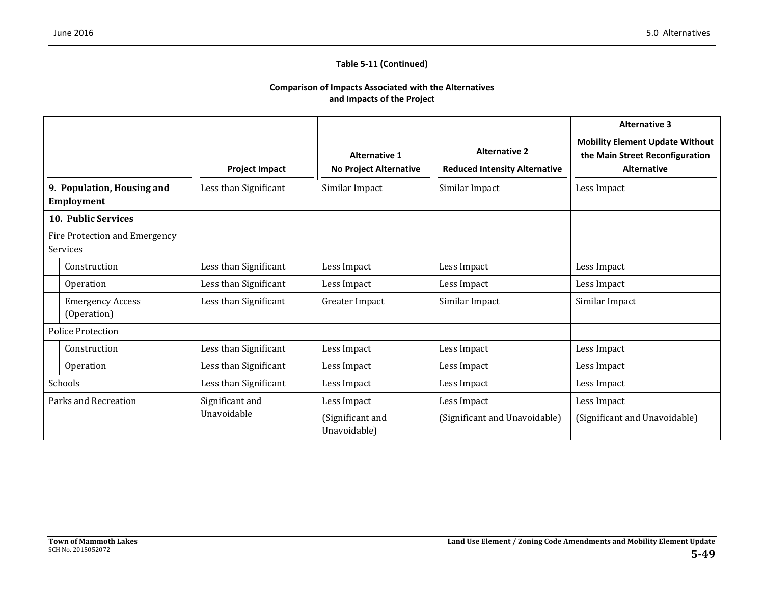**Table 5-11 (Continued)**

**Comparison of Impacts Associated with the Alternatives and Impacts of the Project**

| | Project Impact | Alternative 1 No Project Alternative | Alternative 2 Reduced Intensity Alternative | Alternative 3 Mobility Element Update Without the Main Street Reconfiguration Alternative |
|---|---|---|---|---|
| **9. Population, Housing and Employment** | Less than Significant | Similar Impact | Similar Impact | Less Impact |
| **10. Public Services** | | | | |
| Fire Protection and Emergency Services | | | | |
| Construction | Less than Significant | Less Impact | Less Impact | Less Impact |
| Operation | Less than Significant | Less Impact | Less Impact | Less Impact |
| Emergency Access (Operation) | Less than Significant | Greater Impact | Similar Impact | Similar Impact |
| Police Protection | | | | |
| Construction | Less than Significant | Less Impact | Less Impact | Less Impact |
| Operation | Less than Significant | Less Impact | Less Impact | Less Impact |
| Schools | Less than Significant | Less Impact | Less Impact | Less Impact |
| Parks and Recreation | Significant and Unavoidable | Less Impact (Significant and Unavoidable) | Less Impact (Significant and Unavoidable) | Less Impact (Significant and Unavoidable) |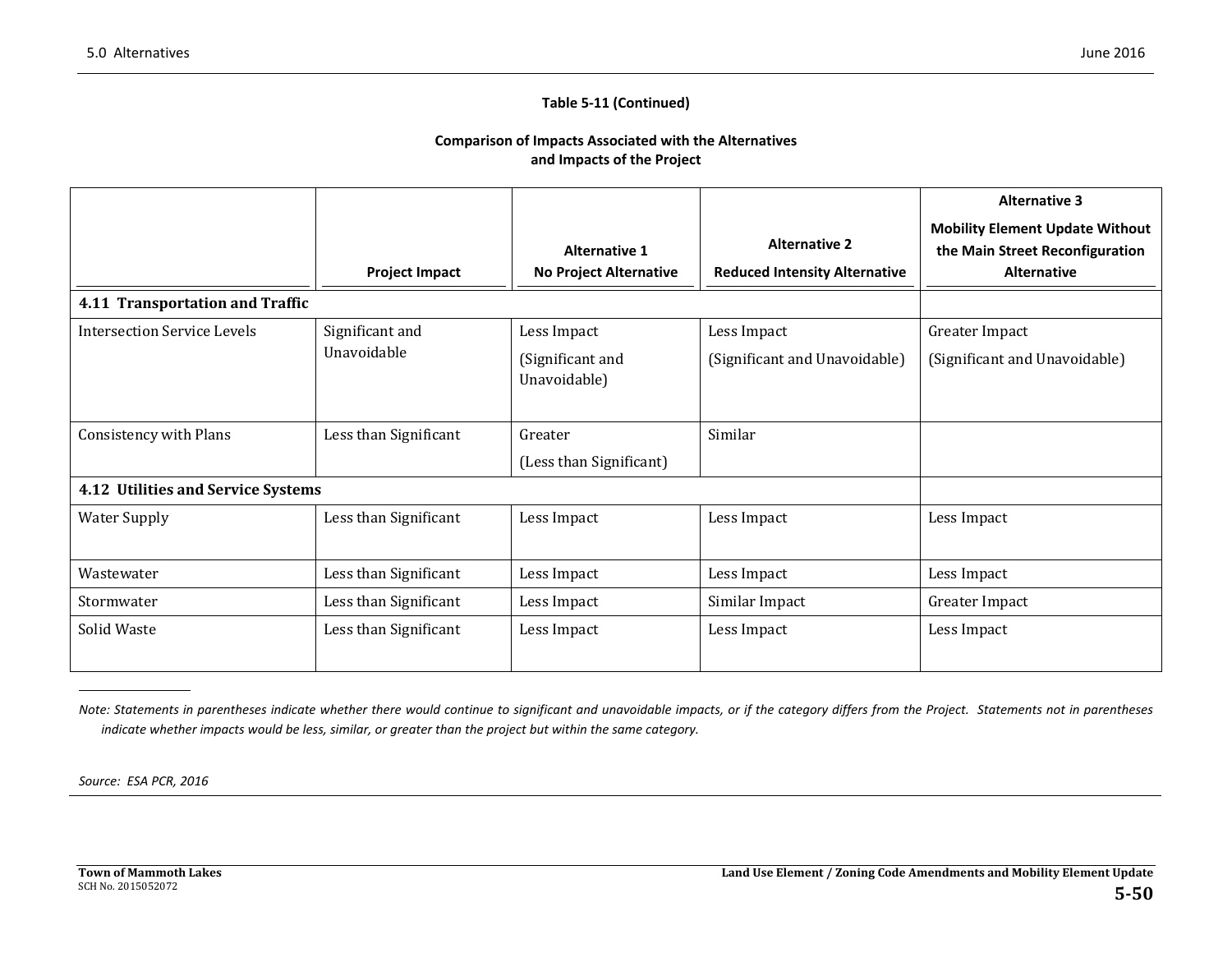**Table 5-11 (Continued)**

**Comparison of Impacts Associated with the Alternatives and Impacts of the Project**

| | Project Impact | Alternative 1 No Project Alternative | Alternative 2 Reduced Intensity Alternative | Alternative 3 Mobility Element Update Without the Main Street Reconfiguration Alternative |
|---|---|---|---|---|
| **4.11 Transportation and Traffic** | | | | |
| Intersection Service Levels | Significant and Unavoidable | Less Impact (Significant and Unavoidable) | Less Impact (Significant and Unavoidable) | Greater Impact (Significant and Unavoidable) |
| Consistency with Plans | Less than Significant | Greater (Less than Significant) | Similar | |
| **4.12 Utilities and Service Systems** | | | | |
| Water Supply | Less than Significant | Less Impact | Less Impact | Less Impact |
| Wastewater | Less than Significant | Less Impact | Less Impact | Less Impact |
| Stormwater | Less than Significant | Less Impact | Similar Impact | Greater Impact |
| Solid Waste | Less than Significant | Less Impact | Less Impact | Less Impact |

*Note: Statements in parentheses indicate whether there would continue to significant and unavoidable impacts, or if the category differs from the Project. Statements not in parentheses indicate whether impacts would be less, similar, or greater than the project but within the same category.*

*Source: ESA PCR, 2016*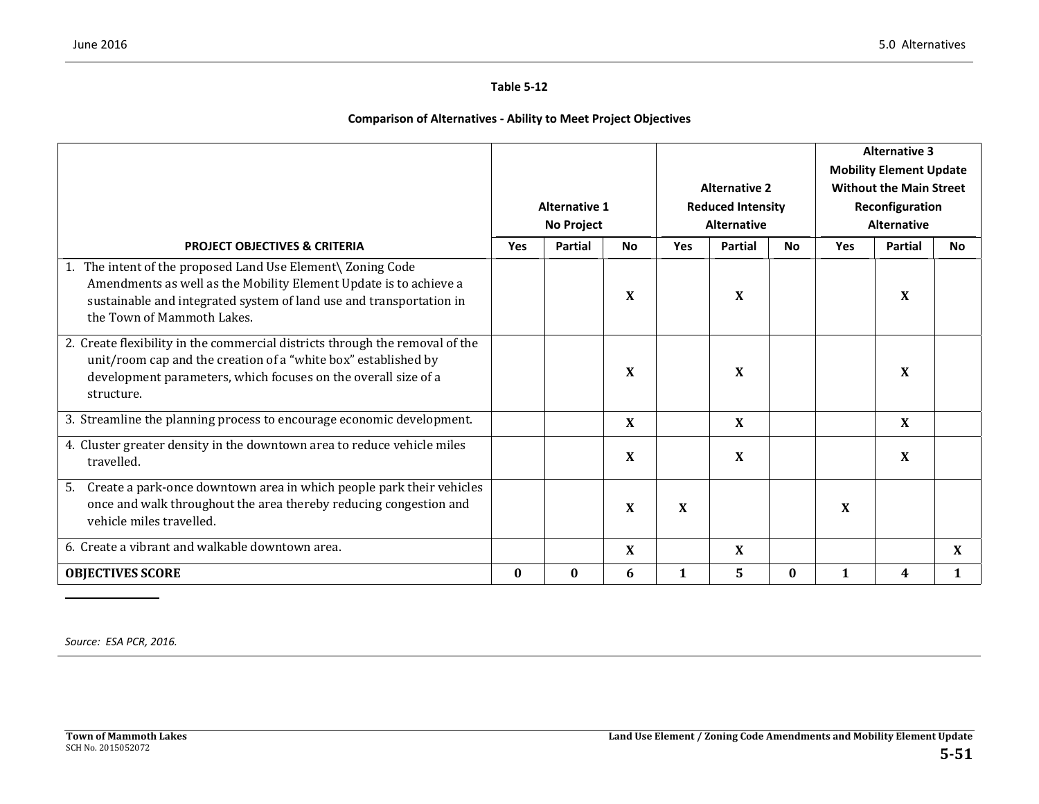Table 5-12

**Comparison of Alternatives - Ability to Meet Project Objectives**

| PROJECT OBJECTIVES & CRITERIA | Alternative 1 No Project | | | Alternative 2 Reduced Intensity Alternative | | | Alternative 3 Mobility Element Update Without the Main Street Reconfiguration Alternative | | |
|---|---|---|---|---|---|---|---|---|---|
| | Yes | Partial | No | Yes | Partial | No | Yes | Partial | No |
| 1. The intent of the proposed Land Use Element\ Zoning Code Amendments as well as the Mobility Element Update is to achieve a sustainable and integrated system of land use and transportation in the Town of Mammoth Lakes. | | | X | | X | | | X | |
| 2. Create flexibility in the commercial districts through the removal of the unit/room cap and the creation of a "white box" established by development parameters, which focuses on the overall size of a structure. | | | X | | X | | | X | |
| 3. Streamline the planning process to encourage economic development. | | | X | | X | | | X | |
| 4. Cluster greater density in the downtown area to reduce vehicle miles travelled. | | | X | | X | | | X | |
| 5. Create a park-once downtown area in which people park their vehicles once and walk throughout the area thereby reducing congestion and vehicle miles travelled. | | | X | X | | | X | | |
| 6. Create a vibrant and walkable downtown area. | | | X | | X | | | | X |
| **OBJECTIVES SCORE** | **0** | **0** | **6** | **1** | **5** | **0** | **1** | **4** | **1** |

*Source: ESA PCR, 2016.*